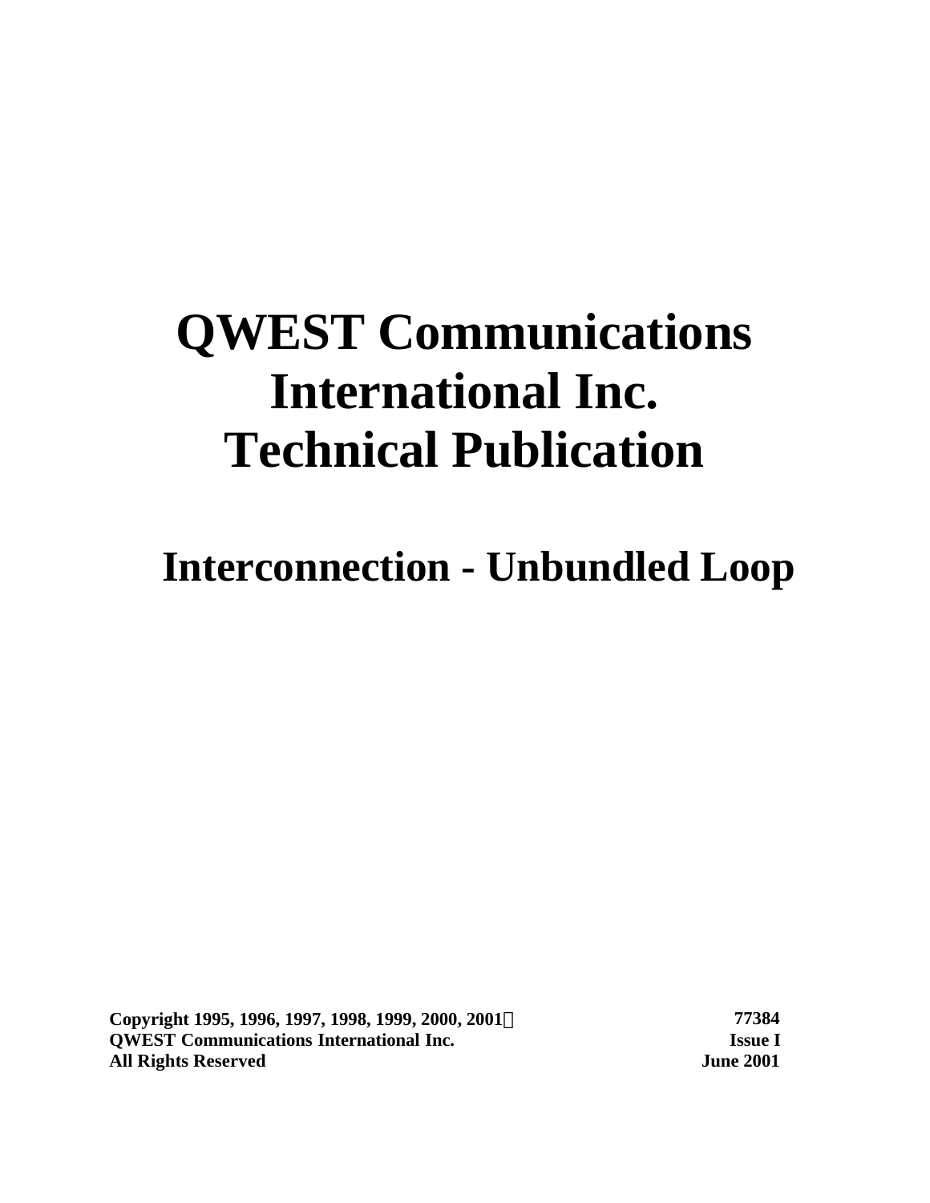# QWEST Communications International Inc. Technical Publication

## Interconnection - Unbundled Loop

**Copyright 1995, 1996, 1997, 1998, 1999, 2000, 2001©**
**QWEST Communications International Inc.**
**All Rights Reserved**

**77384**
**Issue I**
**June 2001**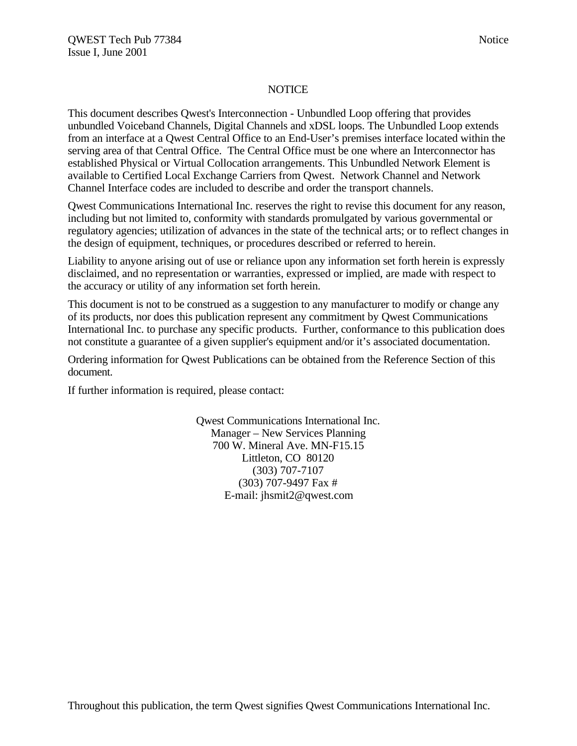# NOTICE

This document describes Qwest's Interconnection - Unbundled Loop offering that provides unbundled Voiceband Channels, Digital Channels and xDSL loops. The Unbundled Loop extends from an interface at a Qwest Central Office to an End-User's premises interface located within the serving area of that Central Office. The Central Office must be one where an Interconnector has established Physical or Virtual Collocation arrangements. This Unbundled Network Element is available to Certified Local Exchange Carriers from Qwest. Network Channel and Network Channel Interface codes are included to describe and order the transport channels.

Qwest Communications International Inc. reserves the right to revise this document for any reason, including but not limited to, conformity with standards promulgated by various governmental or regulatory agencies; utilization of advances in the state of the technical arts; or to reflect changes in the design of equipment, techniques, or procedures described or referred to herein.

Liability to anyone arising out of use or reliance upon any information set forth herein is expressly disclaimed, and no representation or warranties, expressed or implied, are made with respect to the accuracy or utility of any information set forth herein.

This document is not to be construed as a suggestion to any manufacturer to modify or change any of its products, nor does this publication represent any commitment by Qwest Communications International Inc. to purchase any specific products. Further, conformance to this publication does not constitute a guarantee of a given supplier's equipment and/or it's associated documentation.

Ordering information for Qwest Publications can be obtained from the Reference Section of this document.

If further information is required, please contact:

Qwest Communications International Inc.
Manager – New Services Planning
700 W. Mineral Ave. MN-F15.15
Littleton, CO 80120
(303) 707-7107
(303) 707-9497 Fax #
E-mail: jhsmit2@qwest.com

Throughout this publication, the term Qwest signifies Qwest Communications International Inc.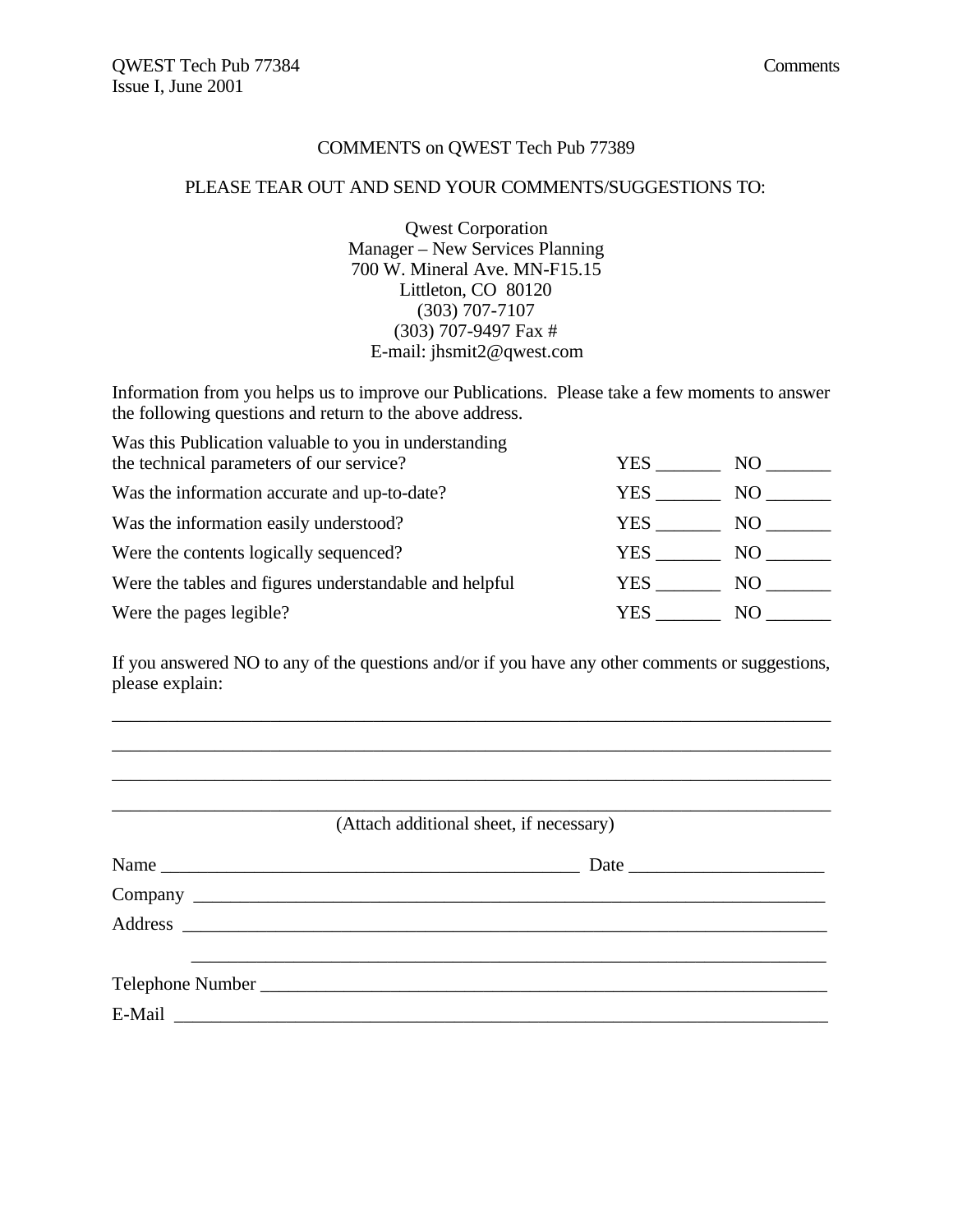## COMMENTS on QWEST Tech Pub 77389

PLEASE TEAR OUT AND SEND YOUR COMMENTS/SUGGESTIONS TO:

Qwest Corporation
Manager – New Services Planning
700 W. Mineral Ave. MN-F15.15
Littleton, CO 80120
(303) 707-7107
(303) 707-9497 Fax #
E-mail: jhsmit2@qwest.com

Information from you helps us to improve our Publications. Please take a few moments to answer the following questions and return to the above address.

| | | |
|---|---|---|
| Was this Publication valuable to you in understanding the technical parameters of our service? | YES _______ | NO _______ |
| Was the information accurate and up-to-date? | YES _______ | NO _______ |
| Was the information easily understood? | YES _______ | NO _______ |
| Were the contents logically sequenced? | YES _______ | NO _______ |
| Were the tables and figures understandable and helpful | YES _______ | NO _______ |
| Were the pages legible? | YES _______ | NO _______ |

If you answered NO to any of the questions and/or if you have any other comments or suggestions, please explain:

_______________________________________________________________________________

_______________________________________________________________________________

_______________________________________________________________________________

_______________________________________________________________________________

(Attach additional sheet, if necessary)

Name _____________________________________________ Date _____________________

Company ____________________________________________________________________

Address _____________________________________________________________________

_____________________________________________________________________

Telephone Number ___________________________________________________________

E-Mail ______________________________________________________________________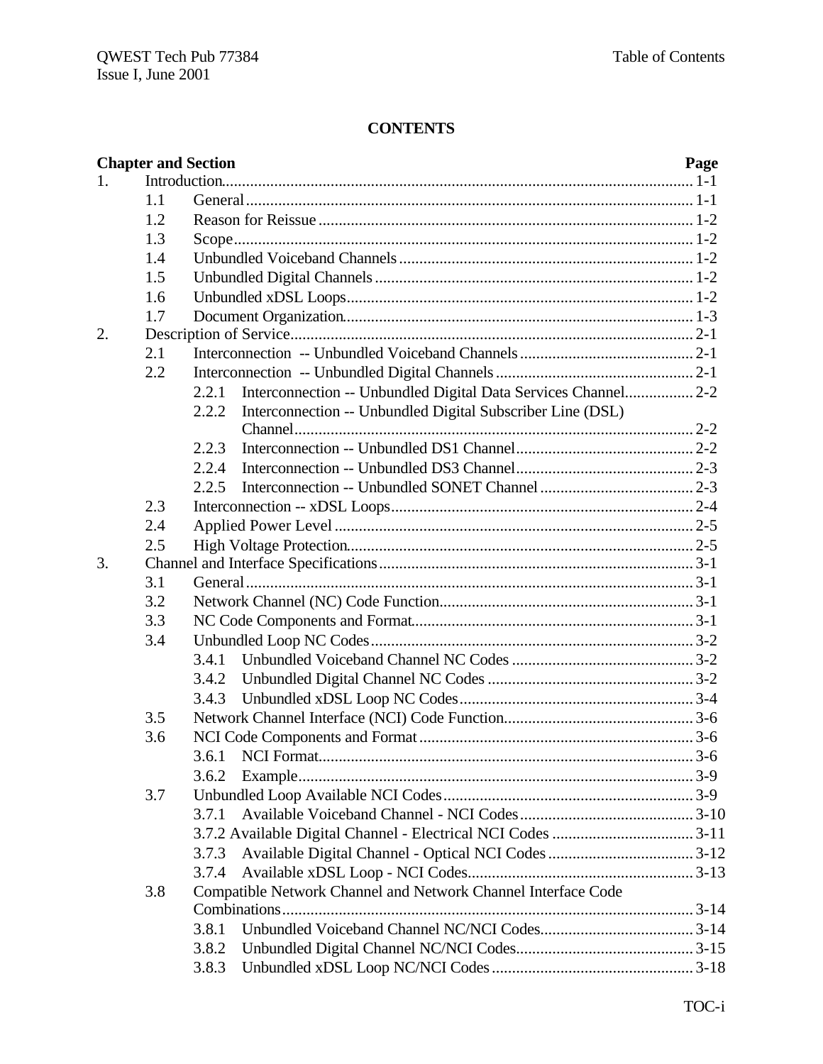**CONTENTS**

| Chapter and Section | Page |
|---|---|
| 1. Introduction | 1-1 |
| 1.1 General | 1-1 |
| 1.2 Reason for Reissue | 1-2 |
| 1.3 Scope | 1-2 |
| 1.4 Unbundled Voiceband Channels | 1-2 |
| 1.5 Unbundled Digital Channels | 1-2 |
| 1.6 Unbundled xDSL Loops | 1-2 |
| 1.7 Document Organization | 1-3 |
| 2. Description of Service | 2-1 |
| 2.1 Interconnection -- Unbundled Voiceband Channels | 2-1 |
| 2.2 Interconnection -- Unbundled Digital Channels | 2-1 |
| 2.2.1 Interconnection -- Unbundled Digital Data Services Channel | 2-2 |
| 2.2.2 Interconnection -- Unbundled Digital Subscriber Line (DSL) Channel | 2-2 |
| 2.2.3 Interconnection -- Unbundled DS1 Channel | 2-2 |
| 2.2.4 Interconnection -- Unbundled DS3 Channel | 2-3 |
| 2.2.5 Interconnection -- Unbundled SONET Channel | 2-3 |
| 2.3 Interconnection -- xDSL Loops | 2-4 |
| 2.4 Applied Power Level | 2-5 |
| 2.5 High Voltage Protection | 2-5 |
| 3. Channel and Interface Specifications | 3-1 |
| 3.1 General | 3-1 |
| 3.2 Network Channel (NC) Code Function | 3-1 |
| 3.3 NC Code Components and Format | 3-1 |
| 3.4 Unbundled Loop NC Codes | 3-2 |
| 3.4.1 Unbundled Voiceband Channel NC Codes | 3-2 |
| 3.4.2 Unbundled Digital Channel NC Codes | 3-2 |
| 3.4.3 Unbundled xDSL Loop NC Codes | 3-4 |
| 3.5 Network Channel Interface (NCI) Code Function | 3-6 |
| 3.6 NCI Code Components and Format | 3-6 |
| 3.6.1 NCI Format | 3-6 |
| 3.6.2 Example | 3-9 |
| 3.7 Unbundled Loop Available NCI Codes | 3-9 |
| 3.7.1 Available Voiceband Channel - NCI Codes | 3-10 |
| 3.7.2 Available Digital Channel - Electrical NCI Codes | 3-11 |
| 3.7.3 Available Digital Channel - Optical NCI Codes | 3-12 |
| 3.7.4 Available xDSL Loop - NCI Codes | 3-13 |
| 3.8 Compatible Network Channel and Network Channel Interface Code Combinations | 3-14 |
| 3.8.1 Unbundled Voiceband Channel NC/NCI Codes | 3-14 |
| 3.8.2 Unbundled Digital Channel NC/NCI Codes | 3-15 |
| 3.8.3 Unbundled xDSL Loop NC/NCI Codes | 3-18 |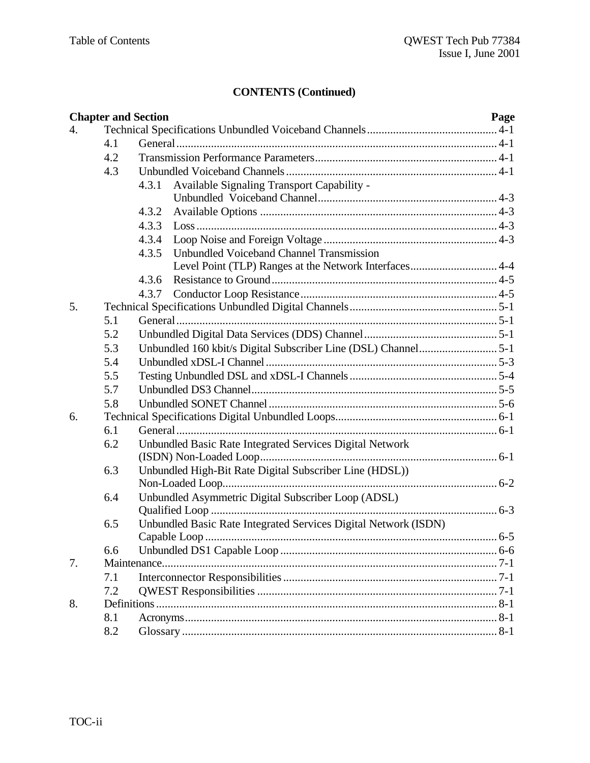**CONTENTS (Continued)**

| Chapter and Section | | | | Page |
|---|---|---|---|---|
| 4. | Technical Specifications Unbundled Voiceband Channels | | | 4-1 |
| | 4.1 | General | | 4-1 |
| | 4.2 | Transmission Performance Parameters | | 4-1 |
| | 4.3 | Unbundled Voiceband Channels | | 4-1 |
| | | 4.3.1 | Available Signaling Transport Capability - Unbundled Voiceband Channel | 4-3 |
| | | 4.3.2 | Available Options | 4-3 |
| | | 4.3.3 | Loss | 4-3 |
| | | 4.3.4 | Loop Noise and Foreign Voltage | 4-3 |
| | | 4.3.5 | Unbundled Voiceband Channel Transmission Level Point (TLP) Ranges at the Network Interfaces | 4-4 |
| | | 4.3.6 | Resistance to Ground | 4-5 |
| | | 4.3.7 | Conductor Loop Resistance | 4-5 |
| 5. | Technical Specifications Unbundled Digital Channels | | | 5-1 |
| | 5.1 | General | | 5-1 |
| | 5.2 | Unbundled Digital Data Services (DDS) Channel | | 5-1 |
| | 5.3 | Unbundled 160 kbit/s Digital Subscriber Line (DSL) Channel | | 5-1 |
| | 5.4 | Unbundled xDSL-I Channel | | 5-3 |
| | 5.5 | Testing Unbundled DSL and xDSL-I Channels | | 5-4 |
| | 5.7 | Unbundled DS3 Channel | | 5-5 |
| | 5.8 | Unbundled SONET Channel | | 5-6 |
| 6. | Technical Specifications Digital Unbundled Loops | | | 6-1 |
| | 6.1 | General | | 6-1 |
| | 6.2 | Unbundled Basic Rate Integrated Services Digital Network (ISDN) Non-Loaded Loop | | 6-1 |
| | 6.3 | Unbundled High-Bit Rate Digital Subscriber Line (HDSL)) Non-Loaded Loop | | 6-2 |
| | 6.4 | Unbundled Asymmetric Digital Subscriber Loop (ADSL) Qualified Loop | | 6-3 |
| | 6.5 | Unbundled Basic Rate Integrated Services Digital Network (ISDN) Capable Loop | | 6-5 |
| | 6.6 | Unbundled DS1 Capable Loop | | 6-6 |
| 7. | Maintenance | | | 7-1 |
| | 7.1 | Interconnector Responsibilities | | 7-1 |
| | 7.2 | QWEST Responsibilities | | 7-1 |
| 8. | Definitions | | | 8-1 |
| | 8.1 | Acronyms | | 8-1 |
| | 8.2 | Glossary | | 8-1 |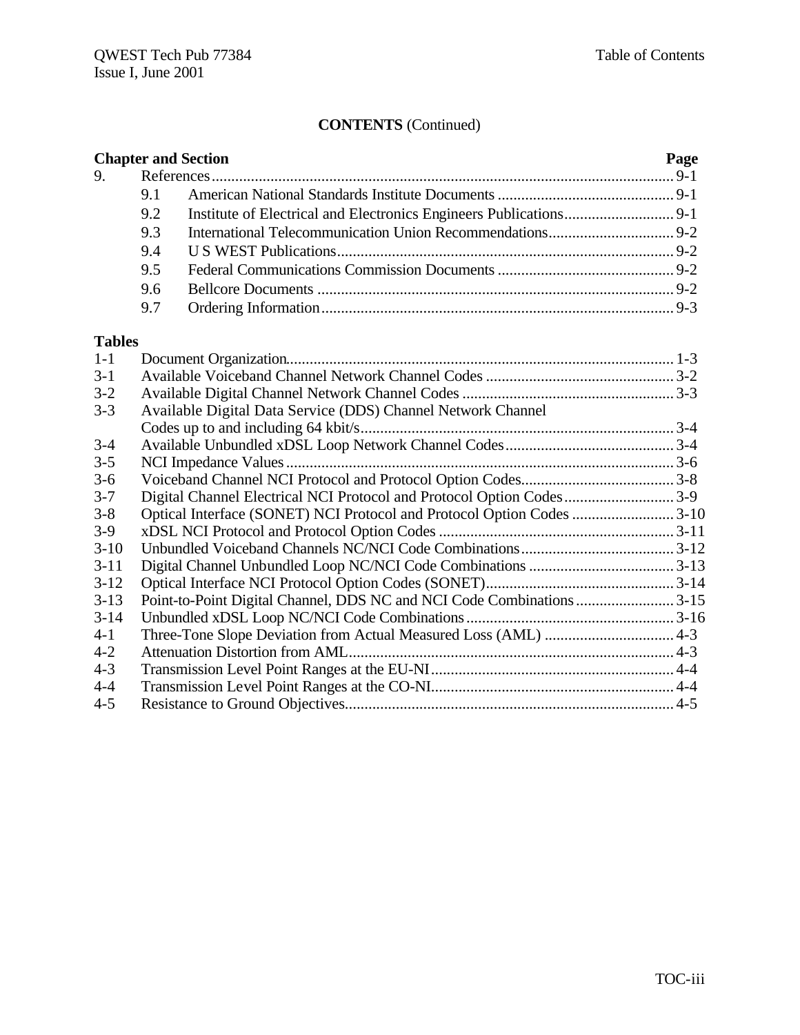**CONTENTS** (Continued)

| Chapter and Section | | | Page |
|---|---|---|---|
| 9. | References | | 9-1 |
| | 9.1 | American National Standards Institute Documents | 9-1 |
| | 9.2 | Institute of Electrical and Electronics Engineers Publications | 9-1 |
| | 9.3 | International Telecommunication Union Recommendations | 9-2 |
| | 9.4 | U S WEST Publications | 9-2 |
| | 9.5 | Federal Communications Commission Documents | 9-2 |
| | 9.6 | Bellcore Documents | 9-2 |
| | 9.7 | Ordering Information | 9-3 |

**Tables**

| | | |
|---|---|---|
| 1-1 | Document Organization | 1-3 |
| 3-1 | Available Voiceband Channel Network Channel Codes | 3-2 |
| 3-2 | Available Digital Channel Network Channel Codes | 3-3 |
| 3-3 | Available Digital Data Service (DDS) Channel Network Channel Codes up to and including 64 kbit/s | 3-4 |
| 3-4 | Available Unbundled xDSL Loop Network Channel Codes | 3-4 |
| 3-5 | NCI Impedance Values | 3-6 |
| 3-6 | Voiceband Channel NCI Protocol and Protocol Option Codes | 3-8 |
| 3-7 | Digital Channel Electrical NCI Protocol and Protocol Option Codes | 3-9 |
| 3-8 | Optical Interface (SONET) NCI Protocol and Protocol Option Codes | 3-10 |
| 3-9 | xDSL NCI Protocol and Protocol Option Codes | 3-11 |
| 3-10 | Unbundled Voiceband Channels NC/NCI Code Combinations | 3-12 |
| 3-11 | Digital Channel Unbundled Loop NC/NCI Code Combinations | 3-13 |
| 3-12 | Optical Interface NCI Protocol Option Codes (SONET) | 3-14 |
| 3-13 | Point-to-Point Digital Channel, DDS NC and NCI Code Combinations | 3-15 |
| 3-14 | Unbundled xDSL Loop NC/NCI Code Combinations | 3-16 |
| 4-1 | Three-Tone Slope Deviation from Actual Measured Loss (AML) | 4-3 |
| 4-2 | Attenuation Distortion from AML | 4-3 |
| 4-3 | Transmission Level Point Ranges at the EU-NI | 4-4 |
| 4-4 | Transmission Level Point Ranges at the CO-NI | 4-4 |
| 4-5 | Resistance to Ground Objectives | 4-5 |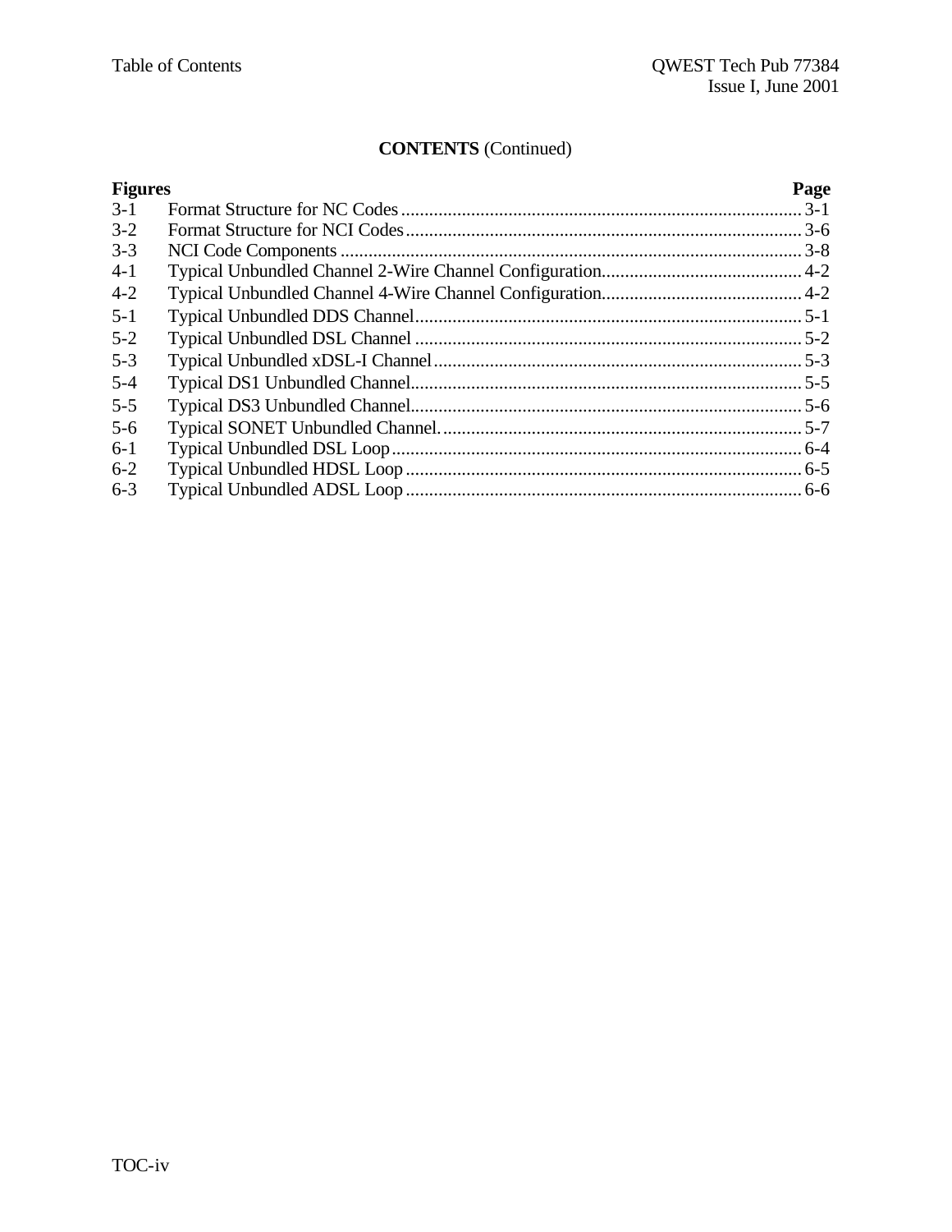**CONTENTS** (Continued)

| Figures | | Page |
|---|---|---|
| 3-1 | Format Structure for NC Codes | 3-1 |
| 3-2 | Format Structure for NCI Codes | 3-6 |
| 3-3 | NCI Code Components | 3-8 |
| 4-1 | Typical Unbundled Channel 2-Wire Channel Configuration | 4-2 |
| 4-2 | Typical Unbundled Channel 4-Wire Channel Configuration | 4-2 |
| 5-1 | Typical Unbundled DDS Channel | 5-1 |
| 5-2 | Typical Unbundled DSL Channel | 5-2 |
| 5-3 | Typical Unbundled xDSL-I Channel | 5-3 |
| 5-4 | Typical DS1 Unbundled Channel | 5-5 |
| 5-5 | Typical DS3 Unbundled Channel | 5-6 |
| 5-6 | Typical SONET Unbundled Channel. | 5-7 |
| 6-1 | Typical Unbundled DSL Loop | 6-4 |
| 6-2 | Typical Unbundled HDSL Loop | 6-5 |
| 6-3 | Typical Unbundled ADSL Loop | 6-6 |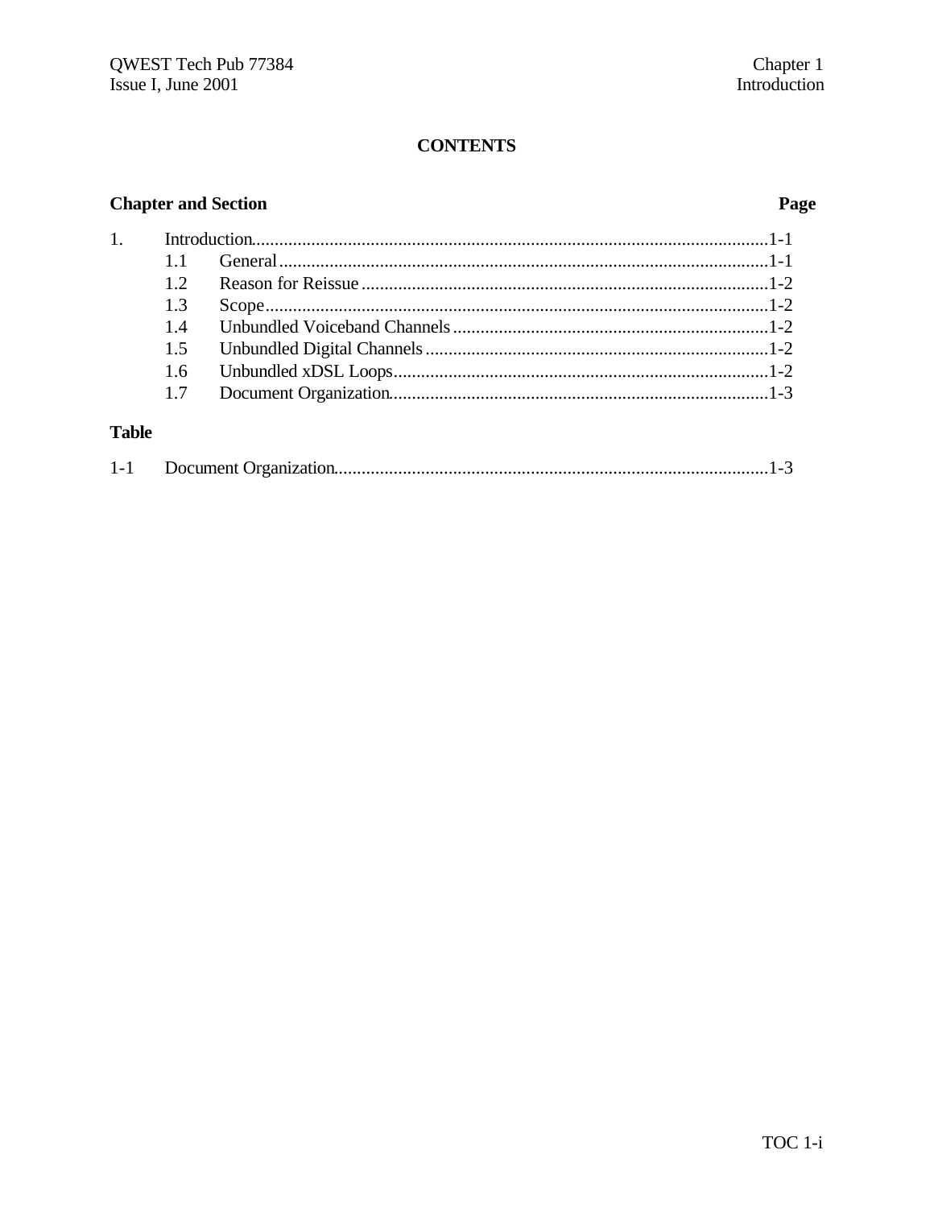## CONTENTS

| Chapter and Section | | Page |
|---|---|---|
| 1. | Introduction | 1-1 |
| 1.1 | General | 1-1 |
| 1.2 | Reason for Reissue | 1-2 |
| 1.3 | Scope | 1-2 |
| 1.4 | Unbundled Voiceband Channels | 1-2 |
| 1.5 | Unbundled Digital Channels | 1-2 |
| 1.6 | Unbundled xDSL Loops | 1-2 |
| 1.7 | Document Organization | 1-3 |

**Table**

| | | |
|---|---|---|
| 1-1 | Document Organization | 1-3 |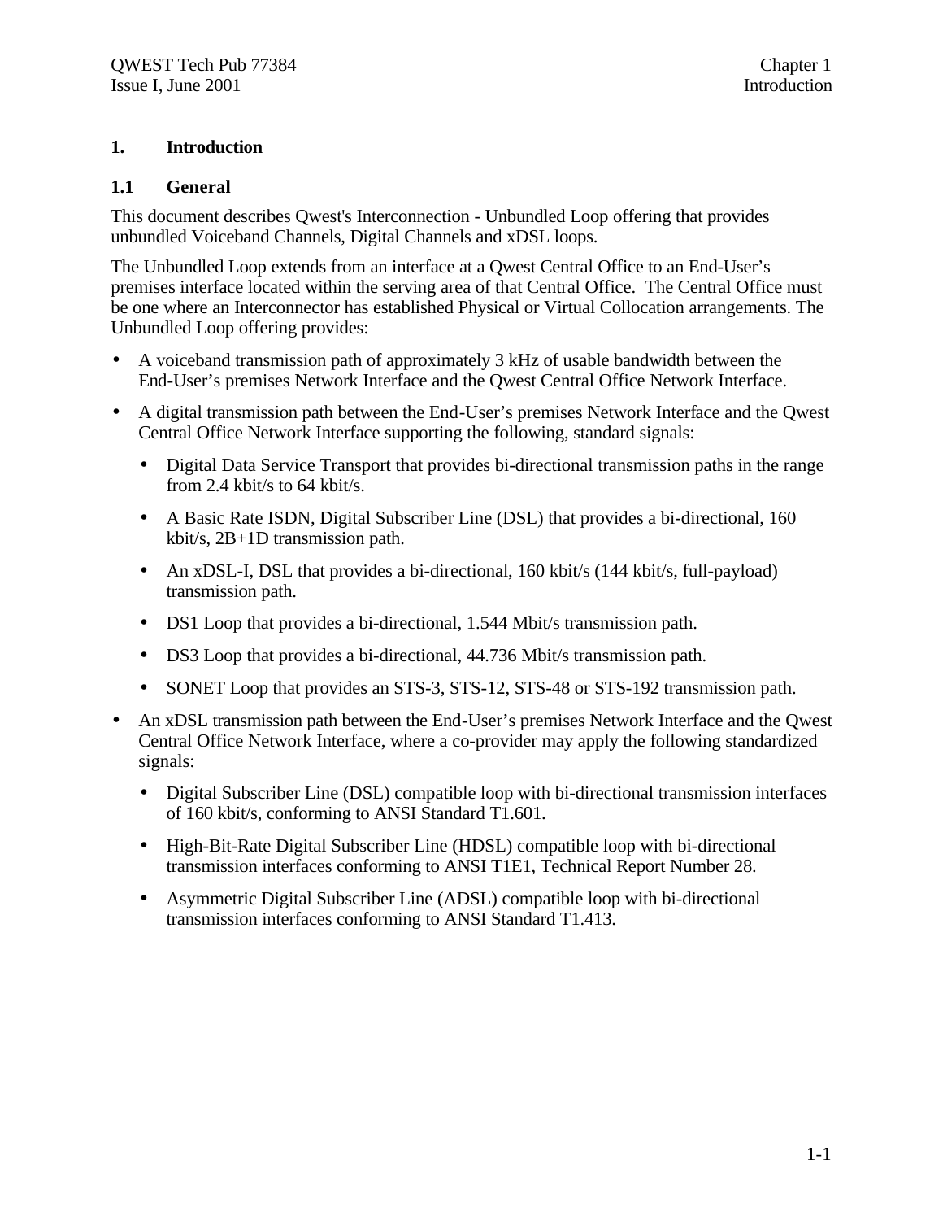# 1. Introduction

## 1.1 General

This document describes Qwest's Interconnection - Unbundled Loop offering that provides unbundled Voiceband Channels, Digital Channels and xDSL loops.

The Unbundled Loop extends from an interface at a Qwest Central Office to an End-User's premises interface located within the serving area of that Central Office. The Central Office must be one where an Interconnector has established Physical or Virtual Collocation arrangements. The Unbundled Loop offering provides:

- A voiceband transmission path of approximately 3 kHz of usable bandwidth between the End-User's premises Network Interface and the Qwest Central Office Network Interface.
- A digital transmission path between the End-User's premises Network Interface and the Qwest Central Office Network Interface supporting the following, standard signals:
  - Digital Data Service Transport that provides bi-directional transmission paths in the range from 2.4 kbit/s to 64 kbit/s.
  - A Basic Rate ISDN, Digital Subscriber Line (DSL) that provides a bi-directional, 160 kbit/s, 2B+1D transmission path.
  - An xDSL-I, DSL that provides a bi-directional, 160 kbit/s (144 kbit/s, full-payload) transmission path.
  - DS1 Loop that provides a bi-directional, 1.544 Mbit/s transmission path.
  - DS3 Loop that provides a bi-directional, 44.736 Mbit/s transmission path.
  - SONET Loop that provides an STS-3, STS-12, STS-48 or STS-192 transmission path.
- An xDSL transmission path between the End-User's premises Network Interface and the Qwest Central Office Network Interface, where a co-provider may apply the following standardized signals:
  - Digital Subscriber Line (DSL) compatible loop with bi-directional transmission interfaces of 160 kbit/s, conforming to ANSI Standard T1.601.
  - High-Bit-Rate Digital Subscriber Line (HDSL) compatible loop with bi-directional transmission interfaces conforming to ANSI T1E1, Technical Report Number 28.
  - Asymmetric Digital Subscriber Line (ADSL) compatible loop with bi-directional transmission interfaces conforming to ANSI Standard T1.413.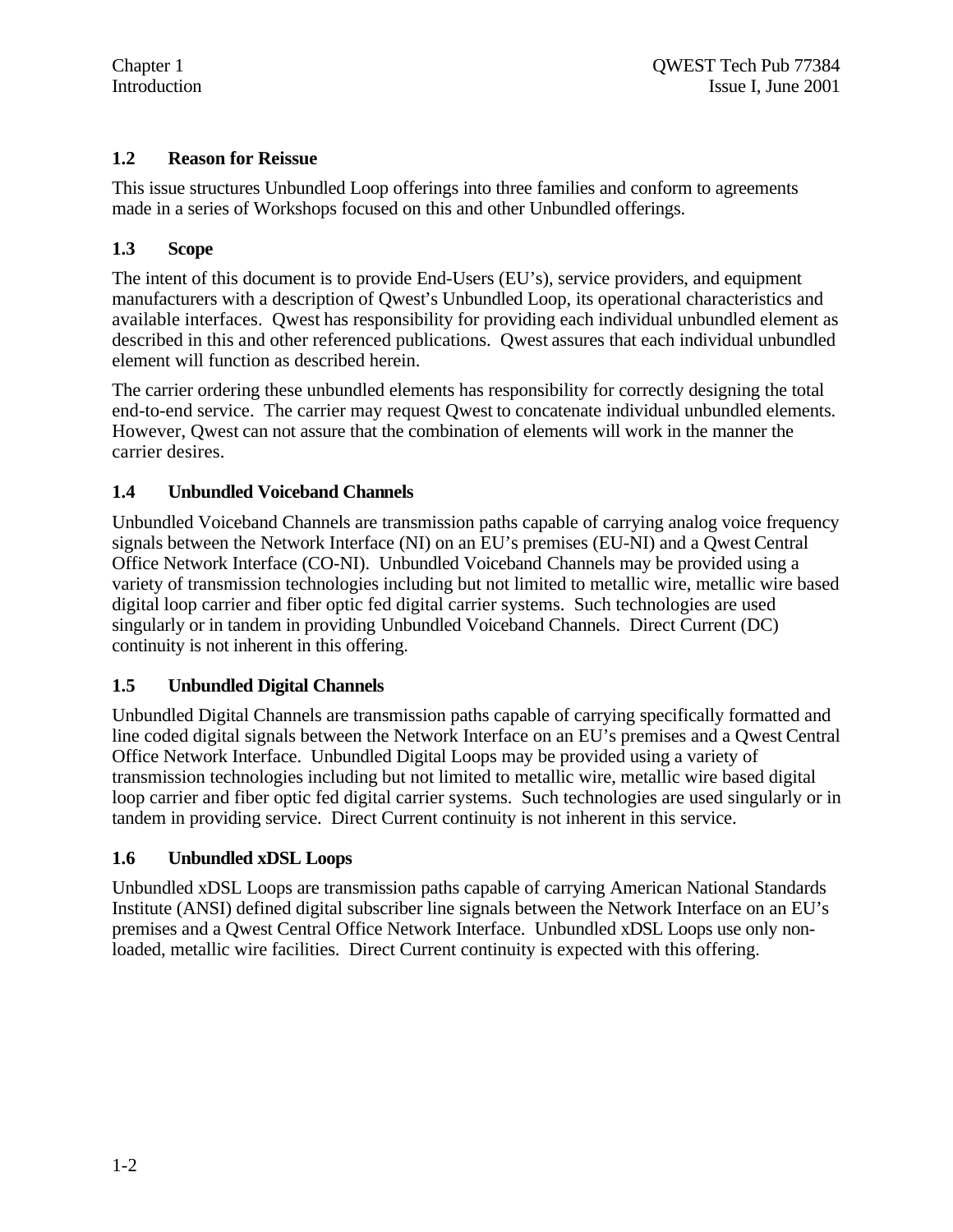## 1.2 Reason for Reissue

This issue structures Unbundled Loop offerings into three families and conform to agreements made in a series of Workshops focused on this and other Unbundled offerings.

## 1.3 Scope

The intent of this document is to provide End-Users (EU's), service providers, and equipment manufacturers with a description of Qwest's Unbundled Loop, its operational characteristics and available interfaces. Qwest has responsibility for providing each individual unbundled element as described in this and other referenced publications. Qwest assures that each individual unbundled element will function as described herein.

The carrier ordering these unbundled elements has responsibility for correctly designing the total end-to-end service. The carrier may request Qwest to concatenate individual unbundled elements. However, Qwest can not assure that the combination of elements will work in the manner the carrier desires.

## 1.4 Unbundled Voiceband Channels

Unbundled Voiceband Channels are transmission paths capable of carrying analog voice frequency signals between the Network Interface (NI) on an EU's premises (EU-NI) and a Qwest Central Office Network Interface (CO-NI). Unbundled Voiceband Channels may be provided using a variety of transmission technologies including but not limited to metallic wire, metallic wire based digital loop carrier and fiber optic fed digital carrier systems. Such technologies are used singularly or in tandem in providing Unbundled Voiceband Channels. Direct Current (DC) continuity is not inherent in this offering.

## 1.5 Unbundled Digital Channels

Unbundled Digital Channels are transmission paths capable of carrying specifically formatted and line coded digital signals between the Network Interface on an EU's premises and a Qwest Central Office Network Interface. Unbundled Digital Loops may be provided using a variety of transmission technologies including but not limited to metallic wire, metallic wire based digital loop carrier and fiber optic fed digital carrier systems. Such technologies are used singularly or in tandem in providing service. Direct Current continuity is not inherent in this service.

## 1.6 Unbundled xDSL Loops

Unbundled xDSL Loops are transmission paths capable of carrying American National Standards Institute (ANSI) defined digital subscriber line signals between the Network Interface on an EU's premises and a Qwest Central Office Network Interface. Unbundled xDSL Loops use only non-loaded, metallic wire facilities. Direct Current continuity is expected with this offering.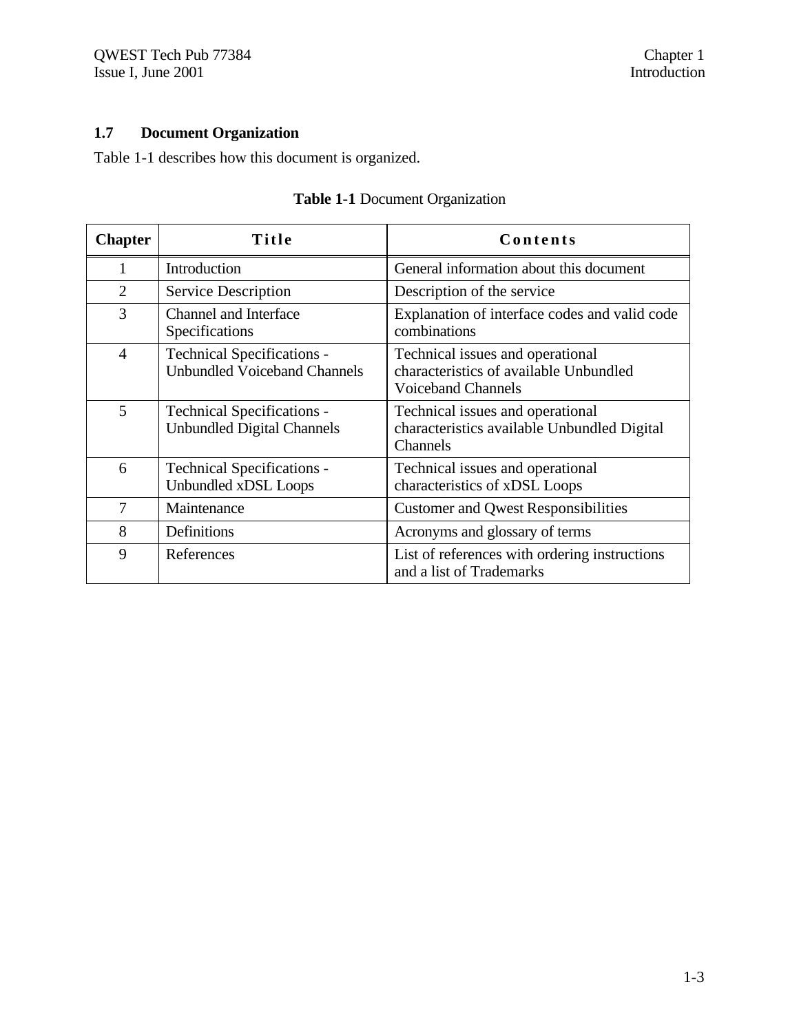## 1.7 Document Organization

Table 1-1 describes how this document is organized.

**Table 1-1** Document Organization

| Chapter | Title | Contents |
|---|---|---|
| 1 | Introduction | General information about this document |
| 2 | Service Description | Description of the service |
| 3 | Channel and Interface Specifications | Explanation of interface codes and valid code combinations |
| 4 | Technical Specifications - Unbundled Voiceband Channels | Technical issues and operational characteristics of available Unbundled Voiceband Channels |
| 5 | Technical Specifications - Unbundled Digital Channels | Technical issues and operational characteristics available Unbundled Digital Channels |
| 6 | Technical Specifications - Unbundled xDSL Loops | Technical issues and operational characteristics of xDSL Loops |
| 7 | Maintenance | Customer and Qwest Responsibilities |
| 8 | Definitions | Acronyms and glossary of terms |
| 9 | References | List of references with ordering instructions and a list of Trademarks |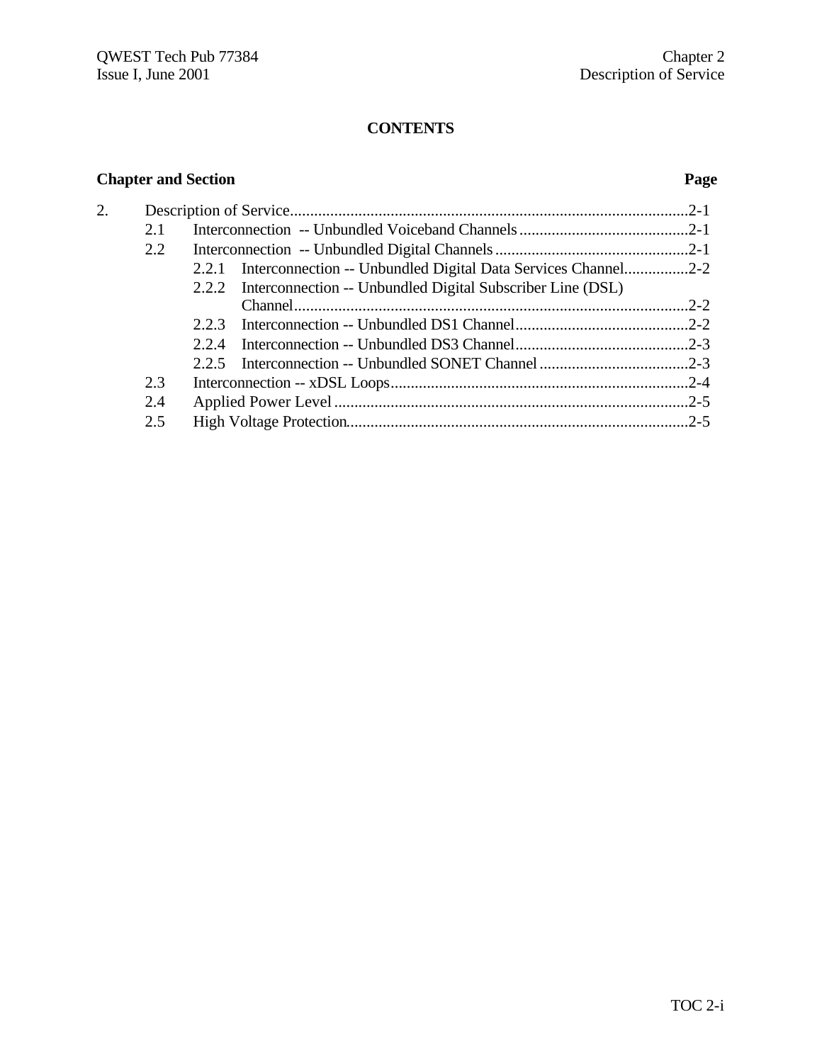## CONTENTS

| Chapter and Section | | Page |
|---|---|---|
| 2. | Description of Service | 2-1 |
| 2.1 | Interconnection -- Unbundled Voiceband Channels | 2-1 |
| 2.2 | Interconnection -- Unbundled Digital Channels | 2-1 |
| 2.2.1 | Interconnection -- Unbundled Digital Data Services Channel | 2-2 |
| 2.2.2 | Interconnection -- Unbundled Digital Subscriber Line (DSL) Channel | 2-2 |
| 2.2.3 | Interconnection -- Unbundled DS1 Channel | 2-2 |
| 2.2.4 | Interconnection -- Unbundled DS3 Channel | 2-3 |
| 2.2.5 | Interconnection -- Unbundled SONET Channel | 2-3 |
| 2.3 | Interconnection -- xDSL Loops | 2-4 |
| 2.4 | Applied Power Level | 2-5 |
| 2.5 | High Voltage Protection | 2-5 |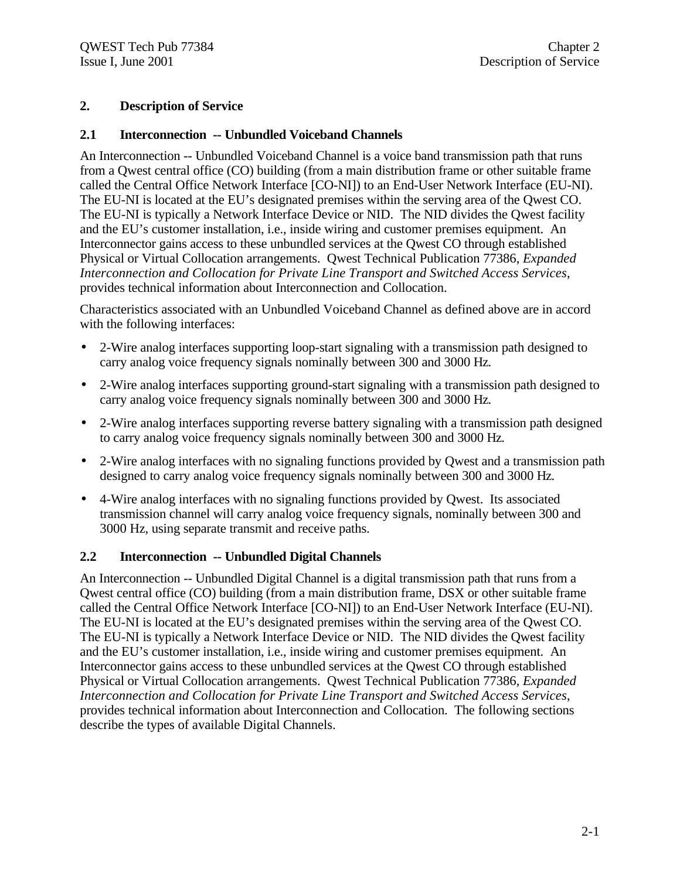# 2. Description of Service

## 2.1 Interconnection -- Unbundled Voiceband Channels

An Interconnection -- Unbundled Voiceband Channel is a voice band transmission path that runs from a Qwest central office (CO) building (from a main distribution frame or other suitable frame called the Central Office Network Interface [CO-NI]) to an End-User Network Interface (EU-NI). The EU-NI is located at the EU's designated premises within the serving area of the Qwest CO. The EU-NI is typically a Network Interface Device or NID. The NID divides the Qwest facility and the EU's customer installation, i.e., inside wiring and customer premises equipment. An Interconnector gains access to these unbundled services at the Qwest CO through established Physical or Virtual Collocation arrangements. Qwest Technical Publication 77386, *Expanded Interconnection and Collocation for Private Line Transport and Switched Access Services*, provides technical information about Interconnection and Collocation.

Characteristics associated with an Unbundled Voiceband Channel as defined above are in accord with the following interfaces:

- 2-Wire analog interfaces supporting loop-start signaling with a transmission path designed to carry analog voice frequency signals nominally between 300 and 3000 Hz.
- 2-Wire analog interfaces supporting ground-start signaling with a transmission path designed to carry analog voice frequency signals nominally between 300 and 3000 Hz.
- 2-Wire analog interfaces supporting reverse battery signaling with a transmission path designed to carry analog voice frequency signals nominally between 300 and 3000 Hz.
- 2-Wire analog interfaces with no signaling functions provided by Qwest and a transmission path designed to carry analog voice frequency signals nominally between 300 and 3000 Hz.
- 4-Wire analog interfaces with no signaling functions provided by Qwest. Its associated transmission channel will carry analog voice frequency signals, nominally between 300 and 3000 Hz, using separate transmit and receive paths.

## 2.2 Interconnection -- Unbundled Digital Channels

An Interconnection -- Unbundled Digital Channel is a digital transmission path that runs from a Qwest central office (CO) building (from a main distribution frame, DSX or other suitable frame called the Central Office Network Interface [CO-NI]) to an End-User Network Interface (EU-NI). The EU-NI is located at the EU's designated premises within the serving area of the Qwest CO. The EU-NI is typically a Network Interface Device or NID. The NID divides the Qwest facility and the EU's customer installation, i.e., inside wiring and customer premises equipment. An Interconnector gains access to these unbundled services at the Qwest CO through established Physical or Virtual Collocation arrangements. Qwest Technical Publication 77386, *Expanded Interconnection and Collocation for Private Line Transport and Switched Access Services*, provides technical information about Interconnection and Collocation. The following sections describe the types of available Digital Channels.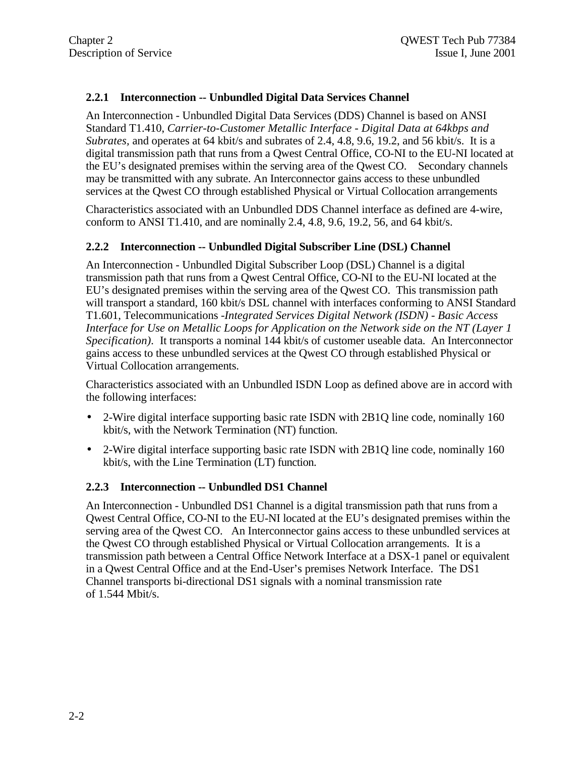### 2.2.1 Interconnection -- Unbundled Digital Data Services Channel

An Interconnection - Unbundled Digital Data Services (DDS) Channel is based on ANSI Standard T1.410, *Carrier-to-Customer Metallic Interface - Digital Data at 64kbps and Subrates,* and operates at 64 kbit/s and subrates of 2.4, 4.8, 9.6, 19.2, and 56 kbit/s. It is a digital transmission path that runs from a Qwest Central Office, CO-NI to the EU-NI located at the EU's designated premises within the serving area of the Qwest CO. Secondary channels may be transmitted with any subrate. An Interconnector gains access to these unbundled services at the Qwest CO through established Physical or Virtual Collocation arrangements

Characteristics associated with an Unbundled DDS Channel interface as defined are 4-wire, conform to ANSI T1.410, and are nominally 2.4, 4.8, 9.6, 19.2, 56, and 64 kbit/s.

### 2.2.2 Interconnection -- Unbundled Digital Subscriber Line (DSL) Channel

An Interconnection - Unbundled Digital Subscriber Loop (DSL) Channel is a digital transmission path that runs from a Qwest Central Office, CO-NI to the EU-NI located at the EU's designated premises within the serving area of the Qwest CO. This transmission path will transport a standard, 160 kbit/s DSL channel with interfaces conforming to ANSI Standard T1.601, Telecommunications -*Integrated Services Digital Network (ISDN) - Basic Access Interface for Use on Metallic Loops for Application on the Network side on the NT (Layer 1 Specification)*. It transports a nominal 144 kbit/s of customer useable data. An Interconnector gains access to these unbundled services at the Qwest CO through established Physical or Virtual Collocation arrangements.

Characteristics associated with an Unbundled ISDN Loop as defined above are in accord with the following interfaces:

- 2-Wire digital interface supporting basic rate ISDN with 2B1Q line code, nominally 160 kbit/s, with the Network Termination (NT) function.
- 2-Wire digital interface supporting basic rate ISDN with 2B1Q line code, nominally 160 kbit/s, with the Line Termination (LT) function.

### 2.2.3 Interconnection -- Unbundled DS1 Channel

An Interconnection - Unbundled DS1 Channel is a digital transmission path that runs from a Qwest Central Office, CO-NI to the EU-NI located at the EU's designated premises within the serving area of the Qwest CO. An Interconnector gains access to these unbundled services at the Qwest CO through established Physical or Virtual Collocation arrangements. It is a transmission path between a Central Office Network Interface at a DSX-1 panel or equivalent in a Qwest Central Office and at the End-User's premises Network Interface. The DS1 Channel transports bi-directional DS1 signals with a nominal transmission rate of 1.544 Mbit/s.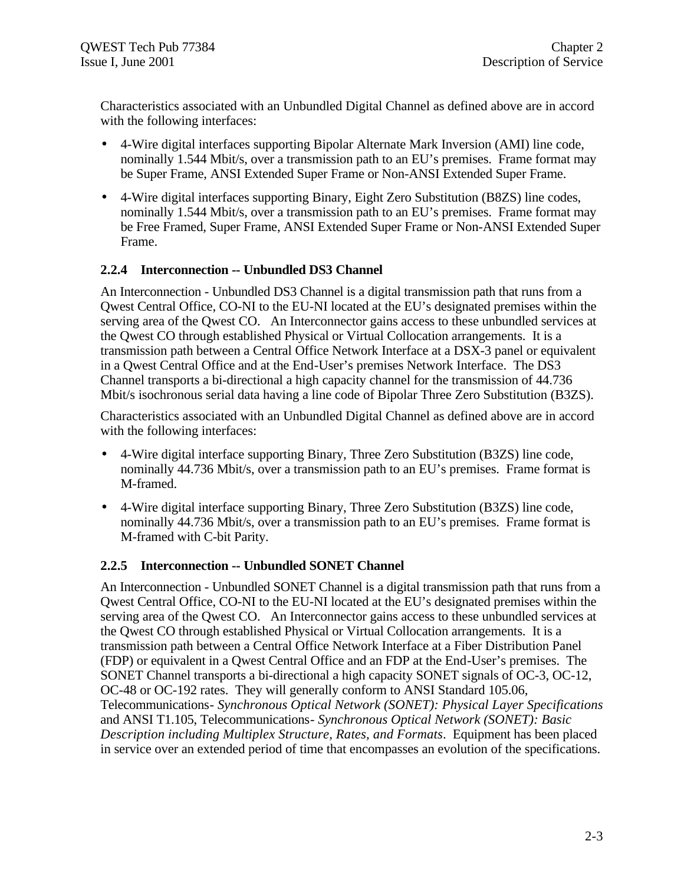Characteristics associated with an Unbundled Digital Channel as defined above are in accord with the following interfaces:

- 4-Wire digital interfaces supporting Bipolar Alternate Mark Inversion (AMI) line code, nominally 1.544 Mbit/s, over a transmission path to an EU's premises. Frame format may be Super Frame, ANSI Extended Super Frame or Non-ANSI Extended Super Frame.
- 4-Wire digital interfaces supporting Binary, Eight Zero Substitution (B8ZS) line codes, nominally 1.544 Mbit/s, over a transmission path to an EU's premises. Frame format may be Free Framed, Super Frame, ANSI Extended Super Frame or Non-ANSI Extended Super Frame.

### 2.2.4 Interconnection -- Unbundled DS3 Channel

An Interconnection - Unbundled DS3 Channel is a digital transmission path that runs from a Qwest Central Office, CO-NI to the EU-NI located at the EU's designated premises within the serving area of the Qwest CO. An Interconnector gains access to these unbundled services at the Qwest CO through established Physical or Virtual Collocation arrangements. It is a transmission path between a Central Office Network Interface at a DSX-3 panel or equivalent in a Qwest Central Office and at the End-User's premises Network Interface. The DS3 Channel transports a bi-directional a high capacity channel for the transmission of 44.736 Mbit/s isochronous serial data having a line code of Bipolar Three Zero Substitution (B3ZS).

Characteristics associated with an Unbundled Digital Channel as defined above are in accord with the following interfaces:

- 4-Wire digital interface supporting Binary, Three Zero Substitution (B3ZS) line code, nominally 44.736 Mbit/s, over a transmission path to an EU's premises. Frame format is M-framed.
- 4-Wire digital interface supporting Binary, Three Zero Substitution (B3ZS) line code, nominally 44.736 Mbit/s, over a transmission path to an EU's premises. Frame format is M-framed with C-bit Parity.

### 2.2.5 Interconnection -- Unbundled SONET Channel

An Interconnection - Unbundled SONET Channel is a digital transmission path that runs from a Qwest Central Office, CO-NI to the EU-NI located at the EU's designated premises within the serving area of the Qwest CO. An Interconnector gains access to these unbundled services at the Qwest CO through established Physical or Virtual Collocation arrangements. It is a transmission path between a Central Office Network Interface at a Fiber Distribution Panel (FDP) or equivalent in a Qwest Central Office and an FDP at the End-User's premises. The SONET Channel transports a bi-directional a high capacity SONET signals of OC-3, OC-12, OC-48 or OC-192 rates. They will generally conform to ANSI Standard 105.06, Telecommunications- *Synchronous Optical Network (SONET): Physical Layer Specifications* and ANSI T1.105, Telecommunications- *Synchronous Optical Network (SONET): Basic Description including Multiplex Structure, Rates, and Formats*. Equipment has been placed in service over an extended period of time that encompasses an evolution of the specifications.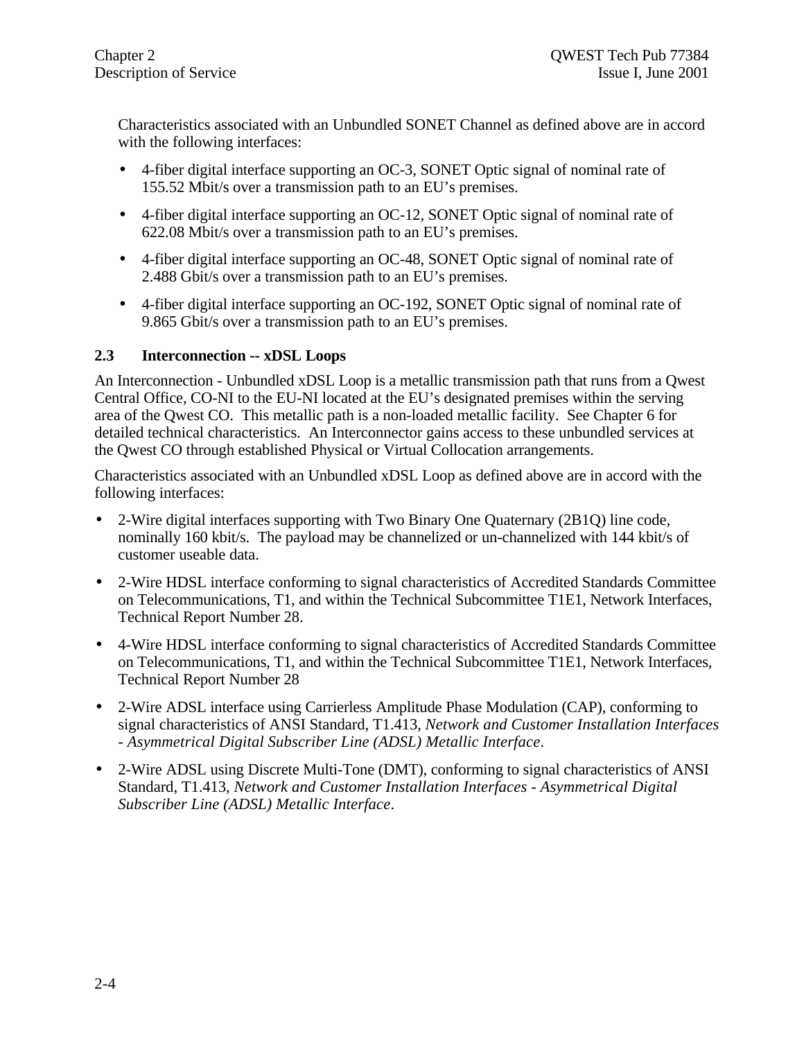Characteristics associated with an Unbundled SONET Channel as defined above are in accord with the following interfaces:

- 4-fiber digital interface supporting an OC-3, SONET Optic signal of nominal rate of 155.52 Mbit/s over a transmission path to an EU's premises.
- 4-fiber digital interface supporting an OC-12, SONET Optic signal of nominal rate of 622.08 Mbit/s over a transmission path to an EU's premises.
- 4-fiber digital interface supporting an OC-48, SONET Optic signal of nominal rate of 2.488 Gbit/s over a transmission path to an EU's premises.
- 4-fiber digital interface supporting an OC-192, SONET Optic signal of nominal rate of 9.865 Gbit/s over a transmission path to an EU's premises.

### 2.3 Interconnection -- xDSL Loops

An Interconnection - Unbundled xDSL Loop is a metallic transmission path that runs from a Qwest Central Office, CO-NI to the EU-NI located at the EU's designated premises within the serving area of the Qwest CO. This metallic path is a non-loaded metallic facility. See Chapter 6 for detailed technical characteristics. An Interconnector gains access to these unbundled services at the Qwest CO through established Physical or Virtual Collocation arrangements.

Characteristics associated with an Unbundled xDSL Loop as defined above are in accord with the following interfaces:

- 2-Wire digital interfaces supporting with Two Binary One Quaternary (2B1Q) line code, nominally 160 kbit/s. The payload may be channelized or un-channelized with 144 kbit/s of customer useable data.
- 2-Wire HDSL interface conforming to signal characteristics of Accredited Standards Committee on Telecommunications, T1, and within the Technical Subcommittee T1E1, Network Interfaces, Technical Report Number 28.
- 4-Wire HDSL interface conforming to signal characteristics of Accredited Standards Committee on Telecommunications, T1, and within the Technical Subcommittee T1E1, Network Interfaces, Technical Report Number 28
- 2-Wire ADSL interface using Carrierless Amplitude Phase Modulation (CAP), conforming to signal characteristics of ANSI Standard, T1.413, *Network and Customer Installation Interfaces - Asymmetrical Digital Subscriber Line (ADSL) Metallic Interface*.
- 2-Wire ADSL using Discrete Multi-Tone (DMT), conforming to signal characteristics of ANSI Standard, T1.413, *Network and Customer Installation Interfaces - Asymmetrical Digital Subscriber Line (ADSL) Metallic Interface*.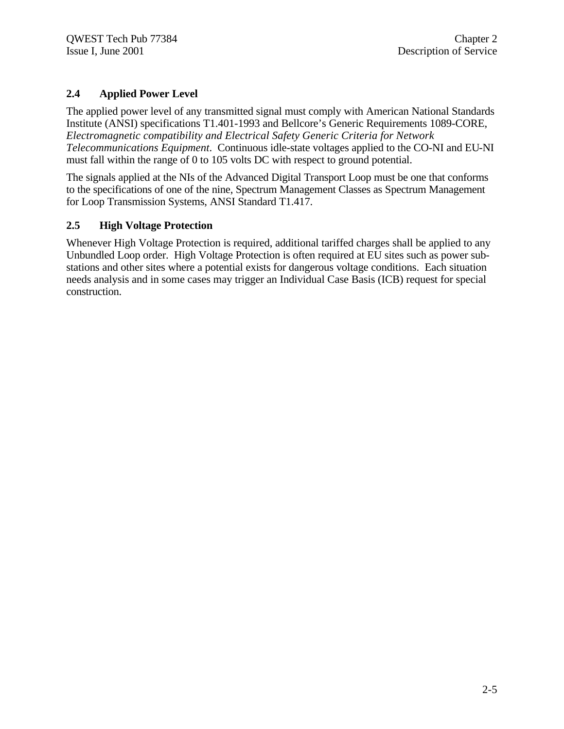## 2.4 Applied Power Level

The applied power level of any transmitted signal must comply with American National Standards Institute (ANSI) specifications T1.401-1993 and Bellcore's Generic Requirements 1089-CORE, *Electromagnetic compatibility and Electrical Safety Generic Criteria for Network Telecommunications Equipment*. Continuous idle-state voltages applied to the CO-NI and EU-NI must fall within the range of 0 to 105 volts DC with respect to ground potential.

The signals applied at the NIs of the Advanced Digital Transport Loop must be one that conforms to the specifications of one of the nine, Spectrum Management Classes as Spectrum Management for Loop Transmission Systems, ANSI Standard T1.417.

## 2.5 High Voltage Protection

Whenever High Voltage Protection is required, additional tariffed charges shall be applied to any Unbundled Loop order. High Voltage Protection is often required at EU sites such as power sub-stations and other sites where a potential exists for dangerous voltage conditions. Each situation needs analysis and in some cases may trigger an Individual Case Basis (ICB) request for special construction.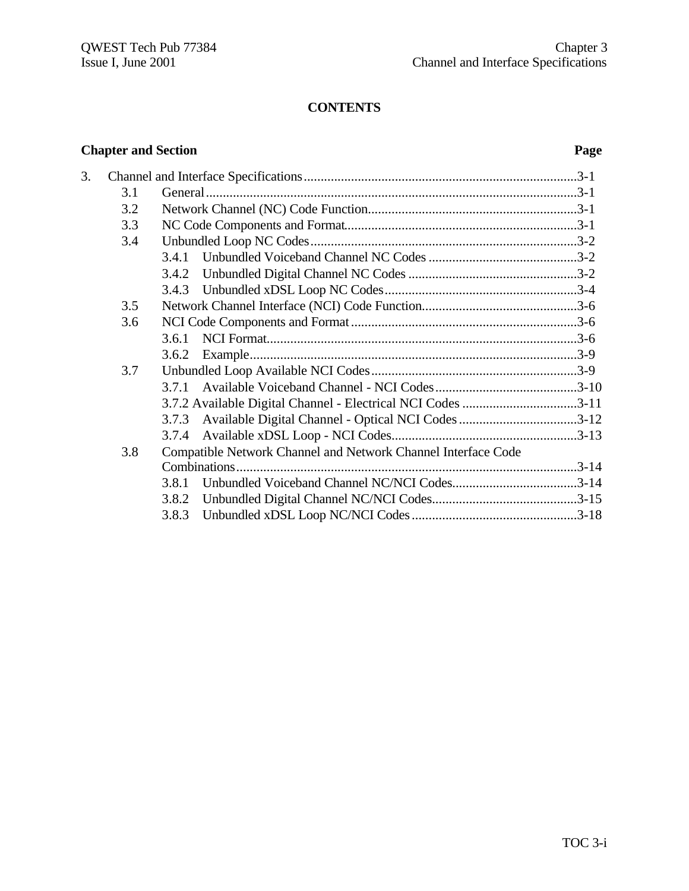# CONTENTS

| Chapter and Section | Page |
|---|---|
| 3. Channel and Interface Specifications | 3-1 |
| 3.1 General | 3-1 |
| 3.2 Network Channel (NC) Code Function | 3-1 |
| 3.3 NC Code Components and Format | 3-1 |
| 3.4 Unbundled Loop NC Codes | 3-2 |
| 3.4.1 Unbundled Voiceband Channel NC Codes | 3-2 |
| 3.4.2 Unbundled Digital Channel NC Codes | 3-2 |
| 3.4.3 Unbundled xDSL Loop NC Codes | 3-4 |
| 3.5 Network Channel Interface (NCI) Code Function | 3-6 |
| 3.6 NCI Code Components and Format | 3-6 |
| 3.6.1 NCI Format | 3-6 |
| 3.6.2 Example | 3-9 |
| 3.7 Unbundled Loop Available NCI Codes | 3-9 |
| 3.7.1 Available Voiceband Channel - NCI Codes | 3-10 |
| 3.7.2 Available Digital Channel - Electrical NCI Codes | 3-11 |
| 3.7.3 Available Digital Channel - Optical NCI Codes | 3-12 |
| 3.7.4 Available xDSL Loop - NCI Codes | 3-13 |
| 3.8 Compatible Network Channel and Network Channel Interface Code Combinations | 3-14 |
| 3.8.1 Unbundled Voiceband Channel NC/NCI Codes | 3-14 |
| 3.8.2 Unbundled Digital Channel NC/NCI Codes | 3-15 |
| 3.8.3 Unbundled xDSL Loop NC/NCI Codes | 3-18 |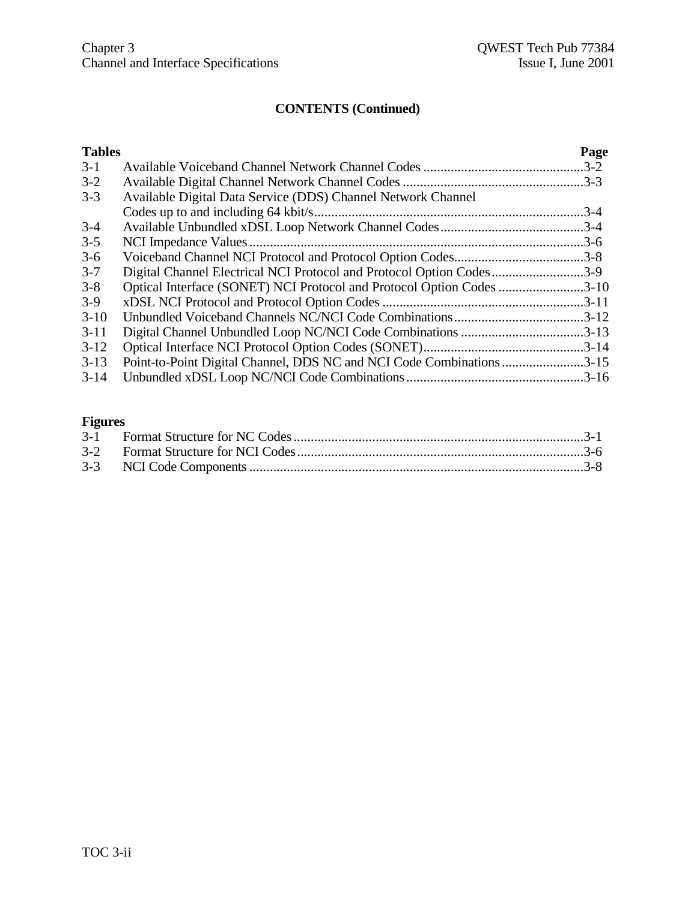## CONTENTS (Continued)

| Tables | | Page |
|---|---|---|
| 3-1 | Available Voiceband Channel Network Channel Codes | 3-2 |
| 3-2 | Available Digital Channel Network Channel Codes | 3-3 |
| 3-3 | Available Digital Data Service (DDS) Channel Network Channel Codes up to and including 64 kbit/s | 3-4 |
| 3-4 | Available Unbundled xDSL Loop Network Channel Codes | 3-4 |
| 3-5 | NCI Impedance Values | 3-6 |
| 3-6 | Voiceband Channel NCI Protocol and Protocol Option Codes | 3-8 |
| 3-7 | Digital Channel Electrical NCI Protocol and Protocol Option Codes | 3-9 |
| 3-8 | Optical Interface (SONET) NCI Protocol and Protocol Option Codes | 3-10 |
| 3-9 | xDSL NCI Protocol and Protocol Option Codes | 3-11 |
| 3-10 | Unbundled Voiceband Channels NC/NCI Code Combinations | 3-12 |
| 3-11 | Digital Channel Unbundled Loop NC/NCI Code Combinations | 3-13 |
| 3-12 | Optical Interface NCI Protocol Option Codes (SONET) | 3-14 |
| 3-13 | Point-to-Point Digital Channel, DDS NC and NCI Code Combinations | 3-15 |
| 3-14 | Unbundled xDSL Loop NC/NCI Code Combinations | 3-16 |

| Figures | | |
|---|---|---|
| 3-1 | Format Structure for NC Codes | 3-1 |
| 3-2 | Format Structure for NCI Codes | 3-6 |
| 3-3 | NCI Code Components | 3-8 |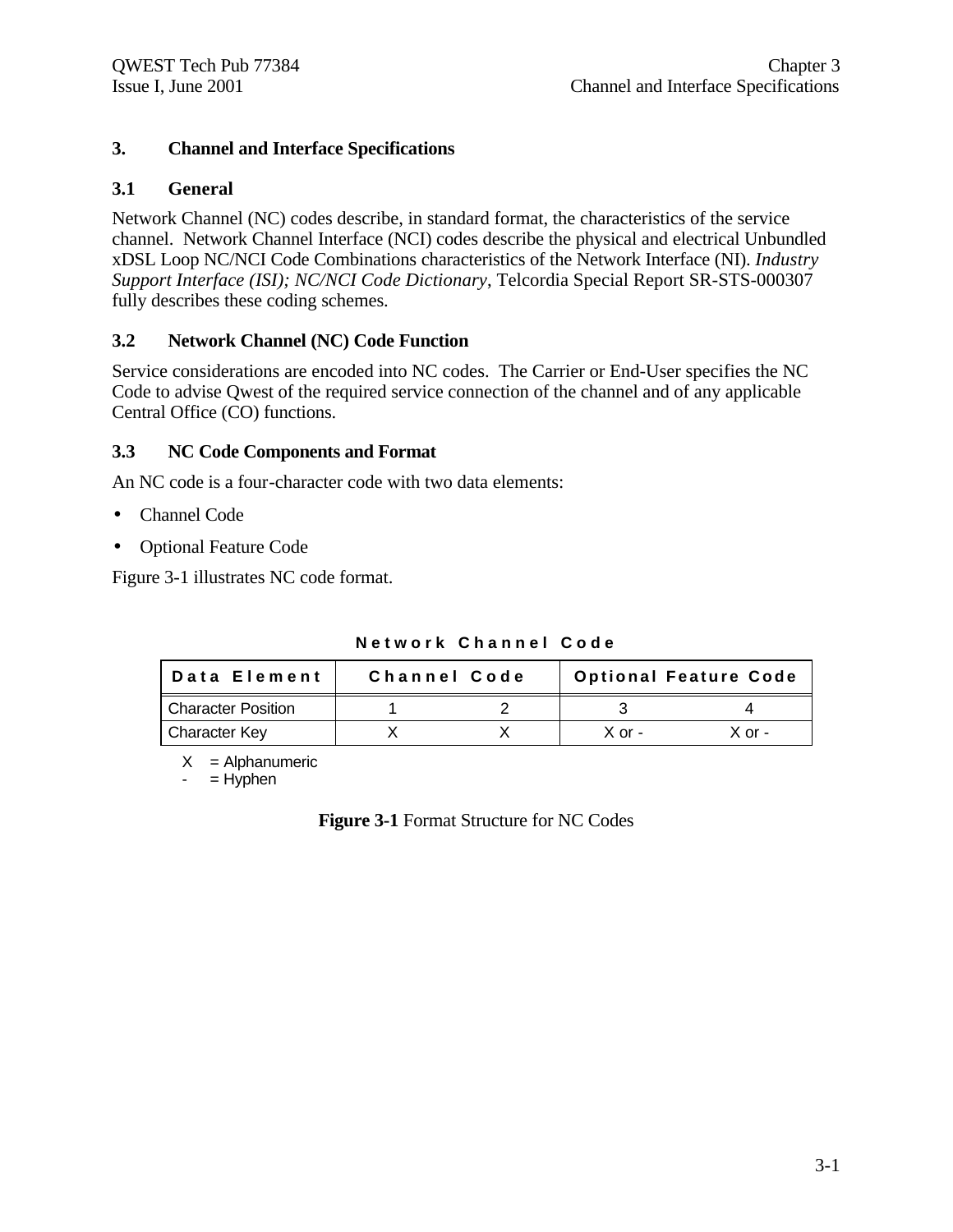# 3. Channel and Interface Specifications

## 3.1 General

Network Channel (NC) codes describe, in standard format, the characteristics of the service channel. Network Channel Interface (NCI) codes describe the physical and electrical Unbundled xDSL Loop NC/NCI Code Combinations characteristics of the Network Interface (NI). *Industry Support Interface (ISI); NC/NCI Code Dictionary*, Telcordia Special Report SR-STS-000307 fully describes these coding schemes.

## 3.2 Network Channel (NC) Code Function

Service considerations are encoded into NC codes. The Carrier or End-User specifies the NC Code to advise Qwest of the required service connection of the channel and of any applicable Central Office (CO) functions.

## 3.3 NC Code Components and Format

An NC code is a four-character code with two data elements:

- Channel Code
- Optional Feature Code

Figure 3-1 illustrates NC code format.

**Network Channel Code**

| Data Element | Channel Code | | Optional Feature Code | |
|---|---|---|---|---|
| Character Position | 1 | 2 | 3 | 4 |
| Character Key | X | X | X or - | X or - |

X = Alphanumeric
- = Hyphen

**Figure 3-1** Format Structure for NC Codes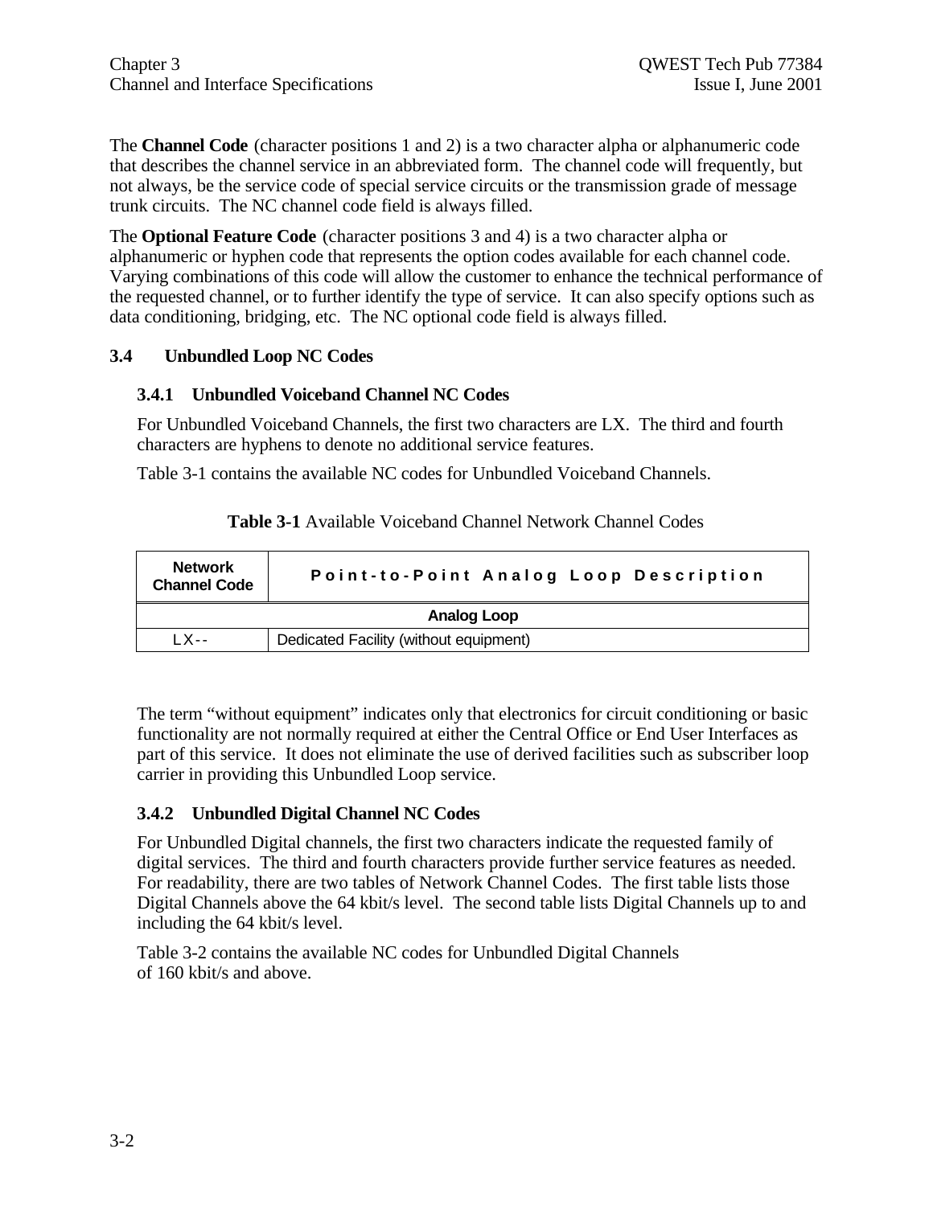The **Channel Code** (character positions 1 and 2) is a two character alpha or alphanumeric code that describes the channel service in an abbreviated form. The channel code will frequently, but not always, be the service code of special service circuits or the transmission grade of message trunk circuits. The NC channel code field is always filled.

The **Optional Feature Code** (character positions 3 and 4) is a two character alpha or alphanumeric or hyphen code that represents the option codes available for each channel code. Varying combinations of this code will allow the customer to enhance the technical performance of the requested channel, or to further identify the type of service. It can also specify options such as data conditioning, bridging, etc. The NC optional code field is always filled.

## 3.4 Unbundled Loop NC Codes

### 3.4.1 Unbundled Voiceband Channel NC Codes

For Unbundled Voiceband Channels, the first two characters are LX. The third and fourth characters are hyphens to denote no additional service features.

Table 3-1 contains the available NC codes for Unbundled Voiceband Channels.

**Table 3-1** Available Voiceband Channel Network Channel Codes

| Network Channel Code | Point-to-Point Analog Loop Description |
|---|---|
| **Analog Loop** | |
| LX-- | Dedicated Facility (without equipment) |

The term "without equipment" indicates only that electronics for circuit conditioning or basic functionality are not normally required at either the Central Office or End User Interfaces as part of this service. It does not eliminate the use of derived facilities such as subscriber loop carrier in providing this Unbundled Loop service.

### 3.4.2 Unbundled Digital Channel NC Codes

For Unbundled Digital channels, the first two characters indicate the requested family of digital services. The third and fourth characters provide further service features as needed. For readability, there are two tables of Network Channel Codes. The first table lists those Digital Channels above the 64 kbit/s level. The second table lists Digital Channels up to and including the 64 kbit/s level.

Table 3-2 contains the available NC codes for Unbundled Digital Channels of 160 kbit/s and above.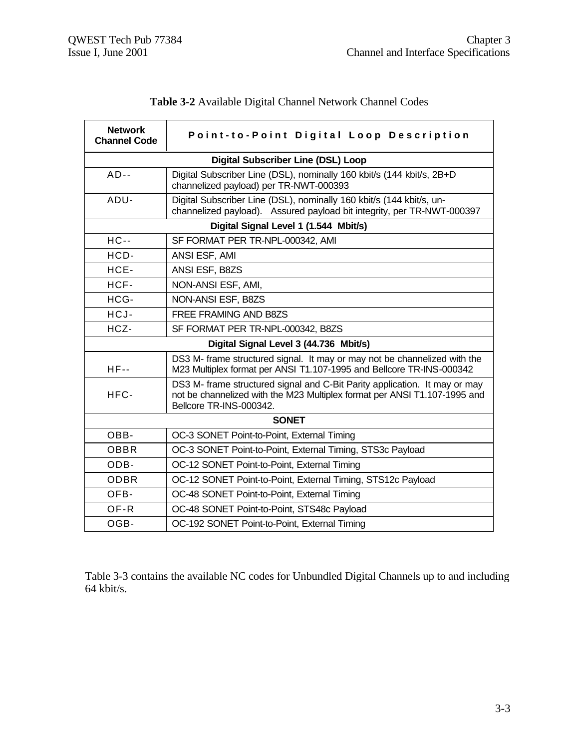**Table 3-2** Available Digital Channel Network Channel Codes

| Network Channel Code | Point-to-Point Digital Loop Description |
|---|---|
| **Digital Subscriber Line (DSL) Loop** | |
| AD-- | Digital Subscriber Line (DSL), nominally 160 kbit/s (144 kbit/s, 2B+D channelized payload) per TR-NWT-000393 |
| ADU- | Digital Subscriber Line (DSL), nominally 160 kbit/s (144 kbit/s, un-channelized payload). Assured payload bit integrity, per TR-NWT-000397 |
| **Digital Signal Level 1 (1.544 Mbit/s)** | |
| HC-- | SF FORMAT PER TR-NPL-000342, AMI |
| HCD- | ANSI ESF, AMI |
| HCE- | ANSI ESF, B8ZS |
| HCF- | NON-ANSI ESF, AMI, |
| HCG- | NON-ANSI ESF, B8ZS |
| HCJ- | FREE FRAMING AND B8ZS |
| HCZ- | SF FORMAT PER TR-NPL-000342, B8ZS |
| **Digital Signal Level 3 (44.736 Mbit/s)** | |
| HF-- | DS3 M- frame structured signal. It may or may not be channelized with the M23 Multiplex format per ANSI T1.107-1995 and Bellcore TR-INS-000342 |
| HFC- | DS3 M- frame structured signal and C-Bit Parity application. It may or may not be channelized with the M23 Multiplex format per ANSI T1.107-1995 and Bellcore TR-INS-000342. |
| **SONET** | |
| OBB- | OC-3 SONET Point-to-Point, External Timing |
| OBBR | OC-3 SONET Point-to-Point, External Timing, STS3c Payload |
| ODB- | OC-12 SONET Point-to-Point, External Timing |
| ODBR | OC-12 SONET Point-to-Point, External Timing, STS12c Payload |
| OFB- | OC-48 SONET Point-to-Point, External Timing |
| OF-R | OC-48 SONET Point-to-Point, STS48c Payload |
| OGB- | OC-192 SONET Point-to-Point, External Timing |

Table 3-3 contains the available NC codes for Unbundled Digital Channels up to and including 64 kbit/s.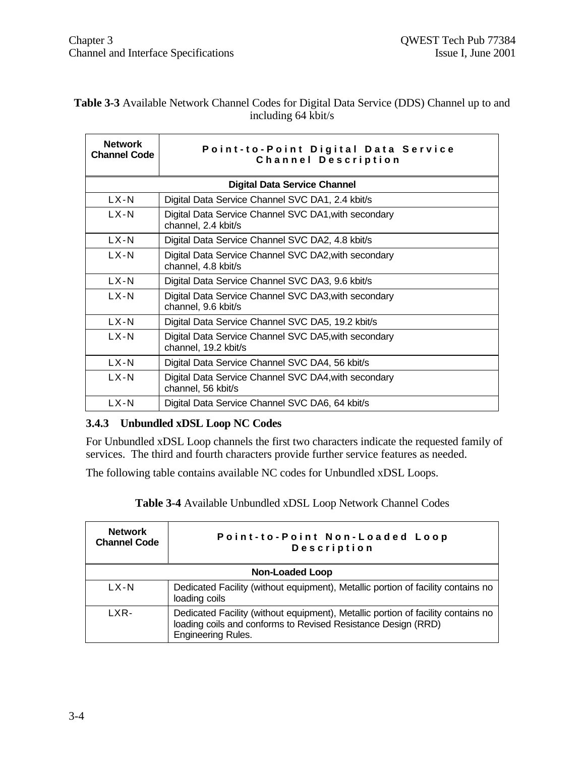**Table 3-3** Available Network Channel Codes for Digital Data Service (DDS) Channel up to and including 64 kbit/s

| Network Channel Code | Point-to-Point Digital Data Service Channel Description |
|---|---|
| **Digital Data Service Channel** | |
| LX-N | Digital Data Service Channel SVC DA1, 2.4 kbit/s |
| LX-N | Digital Data Service Channel SVC DA1,with secondary channel, 2.4 kbit/s |
| LX-N | Digital Data Service Channel SVC DA2, 4.8 kbit/s |
| LX-N | Digital Data Service Channel SVC DA2,with secondary channel, 4.8 kbit/s |
| LX-N | Digital Data Service Channel SVC DA3, 9.6 kbit/s |
| LX-N | Digital Data Service Channel SVC DA3,with secondary channel, 9.6 kbit/s |
| LX-N | Digital Data Service Channel SVC DA5, 19.2 kbit/s |
| LX-N | Digital Data Service Channel SVC DA5,with secondary channel, 19.2 kbit/s |
| LX-N | Digital Data Service Channel SVC DA4, 56 kbit/s |
| LX-N | Digital Data Service Channel SVC DA4,with secondary channel, 56 kbit/s |
| LX-N | Digital Data Service Channel SVC DA6, 64 kbit/s |

### 3.4.3 Unbundled xDSL Loop NC Codes

For Unbundled xDSL Loop channels the first two characters indicate the requested family of services. The third and fourth characters provide further service features as needed.

The following table contains available NC codes for Unbundled xDSL Loops.

**Table 3-4** Available Unbundled xDSL Loop Network Channel Codes

| Network Channel Code | Point-to-Point Non-Loaded Loop Description |
|---|---|
| **Non-Loaded Loop** | |
| LX-N | Dedicated Facility (without equipment), Metallic portion of facility contains no loading coils |
| LXR- | Dedicated Facility (without equipment), Metallic portion of facility contains no loading coils and conforms to Revised Resistance Design (RRD) Engineering Rules. |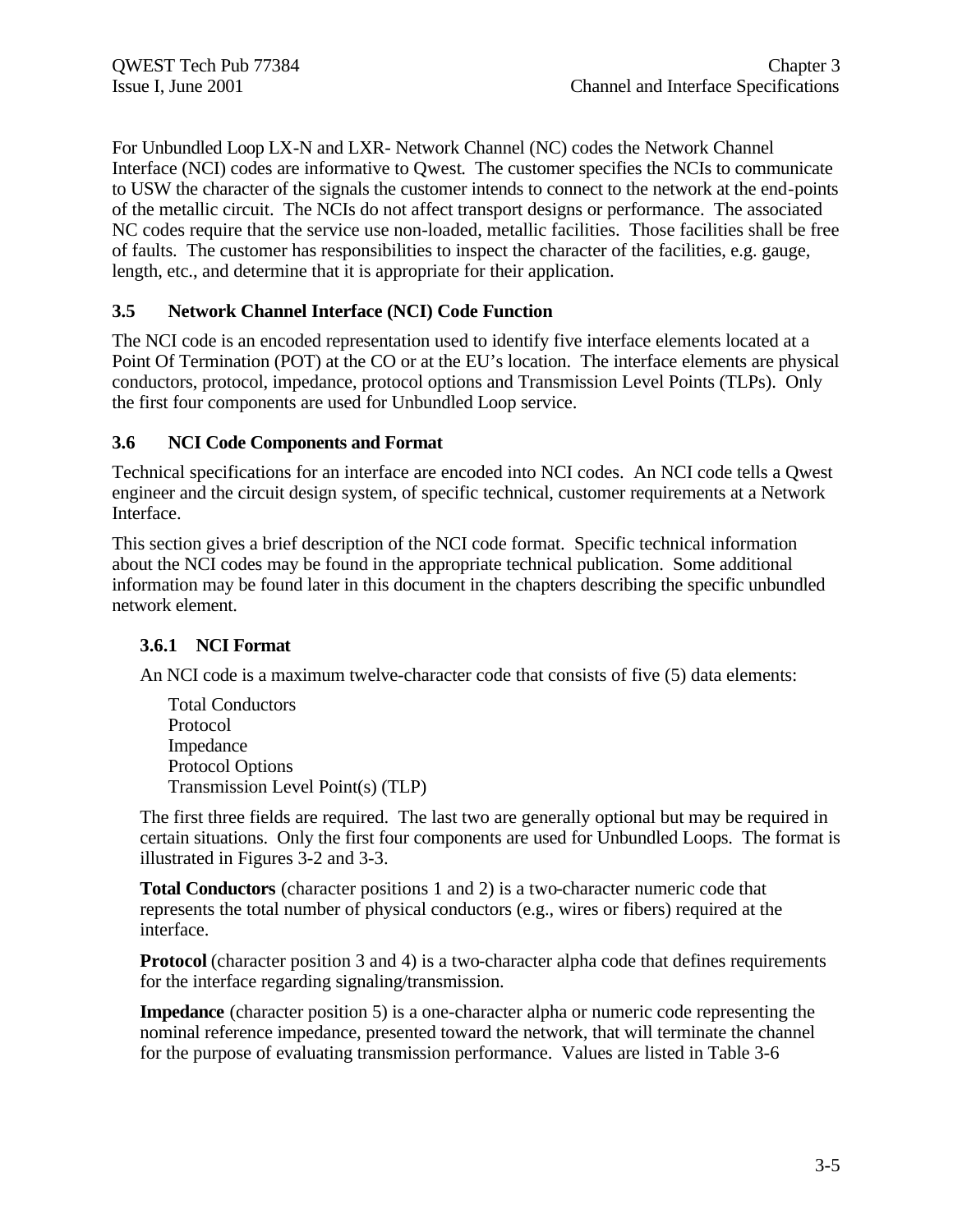For Unbundled Loop LX-N and LXR- Network Channel (NC) codes the Network Channel Interface (NCI) codes are informative to Qwest. The customer specifies the NCIs to communicate to USW the character of the signals the customer intends to connect to the network at the end-points of the metallic circuit. The NCIs do not affect transport designs or performance. The associated NC codes require that the service use non-loaded, metallic facilities. Those facilities shall be free of faults. The customer has responsibilities to inspect the character of the facilities, e.g. gauge, length, etc., and determine that it is appropriate for their application.

## 3.5 Network Channel Interface (NCI) Code Function

The NCI code is an encoded representation used to identify five interface elements located at a Point Of Termination (POT) at the CO or at the EU's location. The interface elements are physical conductors, protocol, impedance, protocol options and Transmission Level Points (TLPs). Only the first four components are used for Unbundled Loop service.

## 3.6 NCI Code Components and Format

Technical specifications for an interface are encoded into NCI codes. An NCI code tells a Qwest engineer and the circuit design system, of specific technical, customer requirements at a Network Interface.

This section gives a brief description of the NCI code format. Specific technical information about the NCI codes may be found in the appropriate technical publication. Some additional information may be found later in this document in the chapters describing the specific unbundled network element.

### 3.6.1 NCI Format

An NCI code is a maximum twelve-character code that consists of five (5) data elements:

- Total Conductors
- Protocol
- Impedance
- Protocol Options
- Transmission Level Point(s) (TLP)

The first three fields are required. The last two are generally optional but may be required in certain situations. Only the first four components are used for Unbundled Loops. The format is illustrated in Figures 3-2 and 3-3.

**Total Conductors** (character positions 1 and 2) is a two-character numeric code that represents the total number of physical conductors (e.g., wires or fibers) required at the interface.

**Protocol** (character position 3 and 4) is a two-character alpha code that defines requirements for the interface regarding signaling/transmission.

**Impedance** (character position 5) is a one-character alpha or numeric code representing the nominal reference impedance, presented toward the network, that will terminate the channel for the purpose of evaluating transmission performance. Values are listed in Table 3-6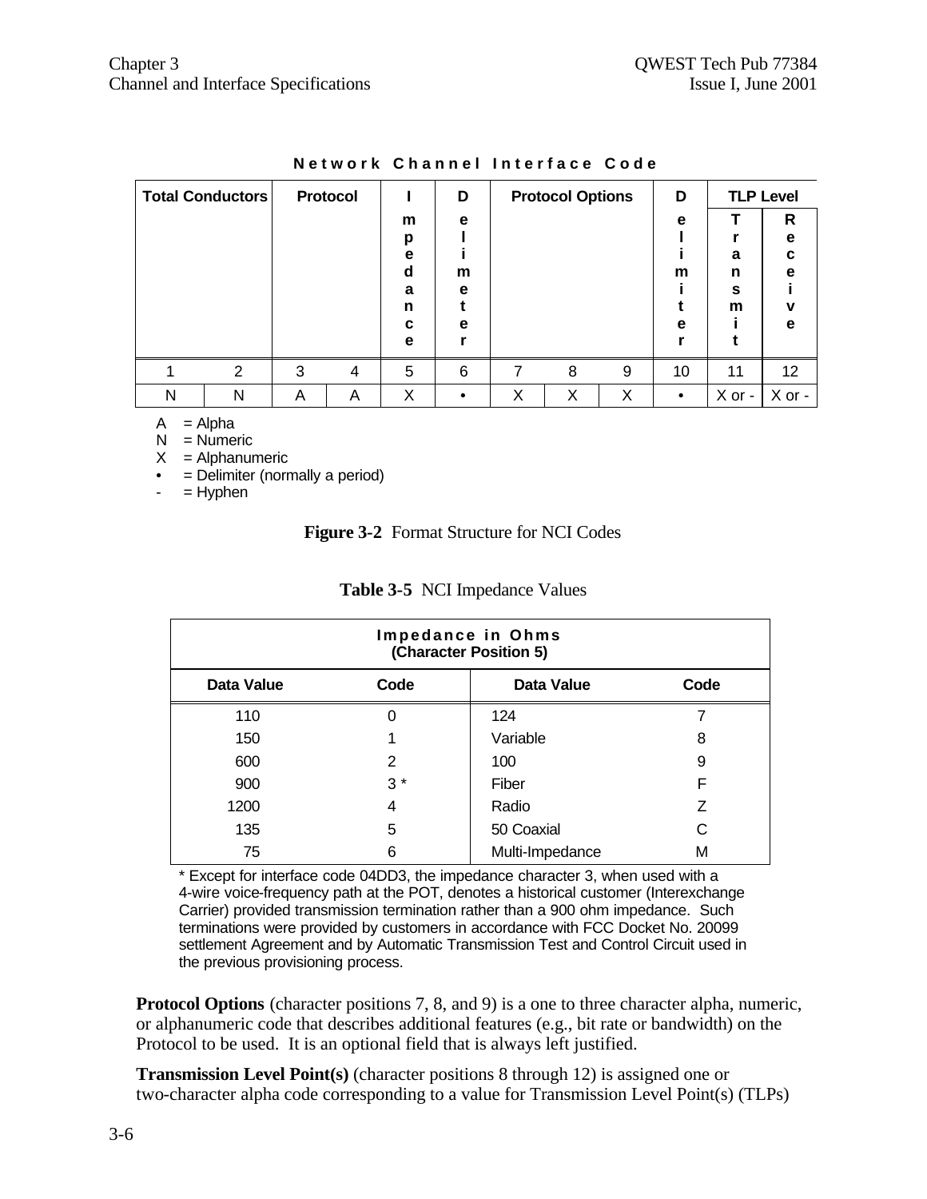**Network Channel Interface Code**

| Total Conductors | | Protocol | | Impedance | Delimeter | Protocol Options | | | Delimiter | TLP Level | |
|---|---|---|---|---|---|---|---|---|---|---|---|
| | | | | | | | | | | Transmit | Receive |
| 1 | 2 | 3 | 4 | 5 | 6 | 7 | 8 | 9 | 10 | 11 | 12 |
| N | N | A | A | X | • | X | X | X | • | X or - | X or - |

A = Alpha
N = Numeric
X = Alphanumeric
• = Delimiter (normally a period)
\- = Hyphen

**Figure 3-2** Format Structure for NCI Codes

**Table 3-5** NCI Impedance Values

| Impedance in Ohms (Character Position 5) | | | |
|---|---|---|---|
| **Data Value** | **Code** | **Data Value** | **Code** |
| 110 | 0 | 124 | 7 |
| 150 | 1 | Variable | 8 |
| 600 | 2 | 100 | 9 |
| 900 | 3 * | Fiber | F |
| 1200 | 4 | Radio | Z |
| 135 | 5 | 50 Coaxial | C |
| 75 | 6 | Multi-Impedance | M |

\* Except for interface code 04DD3, the impedance character 3, when used with a 4-wire voice-frequency path at the POT, denotes a historical customer (Interexchange Carrier) provided transmission termination rather than a 900 ohm impedance. Such terminations were provided by customers in accordance with FCC Docket No. 20099 settlement Agreement and by Automatic Transmission Test and Control Circuit used in the previous provisioning process.

**Protocol Options** (character positions 7, 8, and 9) is a one to three character alpha, numeric, or alphanumeric code that describes additional features (e.g., bit rate or bandwidth) on the Protocol to be used. It is an optional field that is always left justified.

**Transmission Level Point(s)** (character positions 8 through 12) is assigned one or two-character alpha code corresponding to a value for Transmission Level Point(s) (TLPs)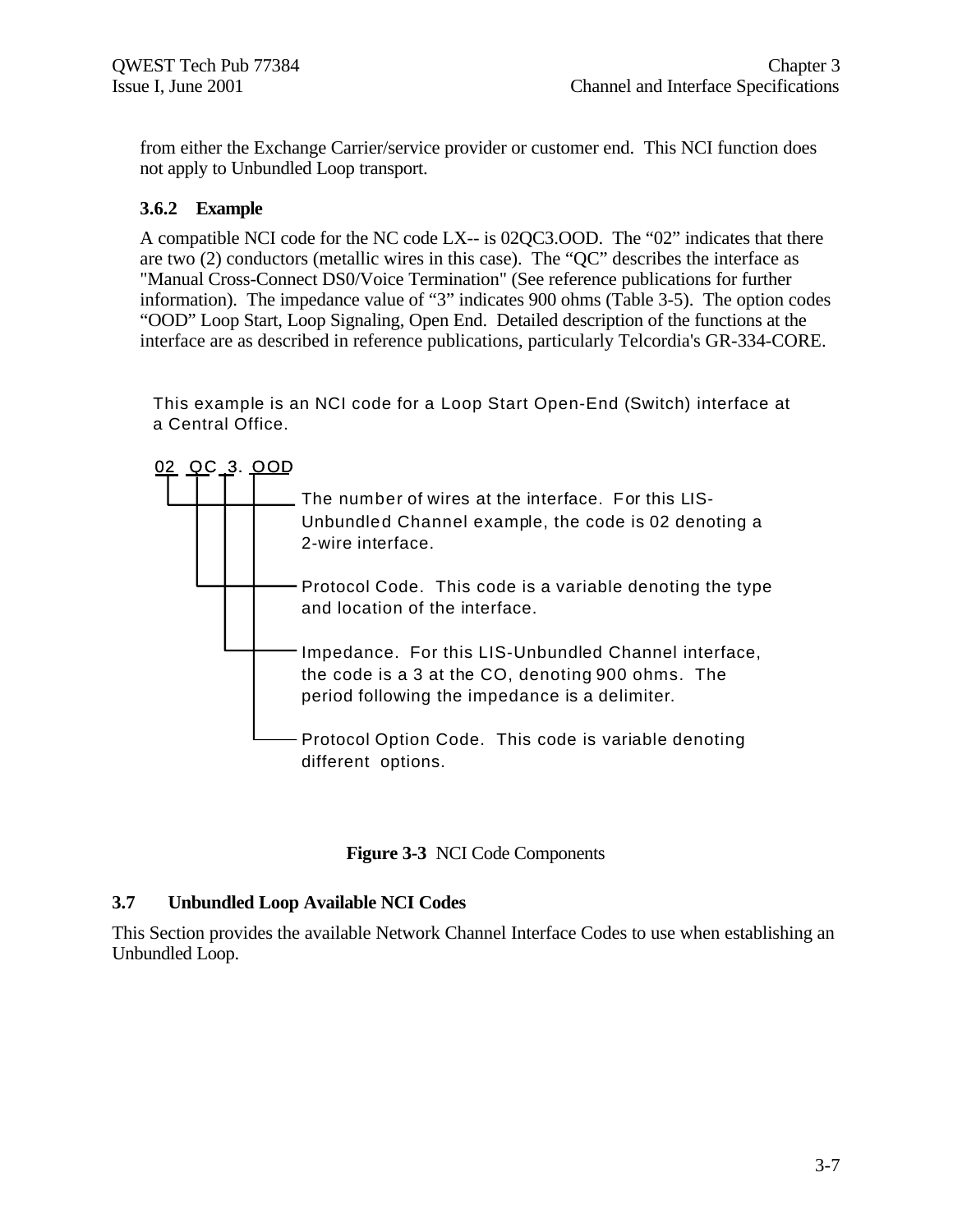from either the Exchange Carrier/service provider or customer end. This NCI function does not apply to Unbundled Loop transport.

### 3.6.2 Example

A compatible NCI code for the NC code LX-- is 02QC3.OOD. The “02” indicates that there are two (2) conductors (metallic wires in this case). The “QC” describes the interface as "Manual Cross-Connect DS0/Voice Termination" (See reference publications for further information). The impedance value of “3” indicates 900 ohms (Table 3-5). The option codes “OOD” Loop Start, Loop Signaling, Open End. Detailed description of the functions at the interface are as described in reference publications, particularly Telcordia's GR-334-CORE.

This example is an NCI code for a Loop Start Open-End (Switch) interface at a Central Office.

02 QC 3. OOD

- **02** — The number of wires at the interface. For this LIS-Unbundled Channel example, the code is 02 denoting a 2-wire interface.
- **QC** — Protocol Code. This code is a variable denoting the type and location of the interface.
- **3** — Impedance. For this LIS-Unbundled Channel interface, the code is a 3 at the CO, denoting 900 ohms. The period following the impedance is a delimiter.
- **OOD** — Protocol Option Code. This code is variable denoting different options.

**Figure 3-3** NCI Code Components

## 3.7 Unbundled Loop Available NCI Codes

This Section provides the available Network Channel Interface Codes to use when establishing an Unbundled Loop.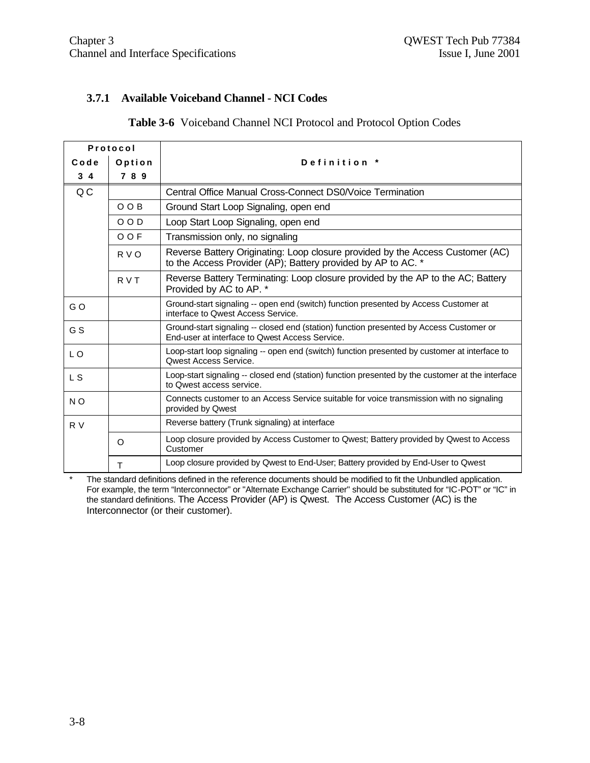### 3.7.1 Available Voiceband Channel - NCI Codes

**Table 3-6** Voiceband Channel NCI Protocol and Protocol Option Codes

| Protocol Code 3 4 | Protocol Option 7 8 9 | Definition * |
|---|---|---|
| Q C | | Central Office Manual Cross-Connect DS0/Voice Termination |
| | O O B | Ground Start Loop Signaling, open end |
| | O O D | Loop Start Loop Signaling, open end |
| | O O F | Transmission only, no signaling |
| | R V O | Reverse Battery Originating: Loop closure provided by the Access Customer (AC) to the Access Provider (AP); Battery provided by AP to AC. * |
| | R V T | Reverse Battery Terminating: Loop closure provided by the AP to the AC; Battery Provided by AC to AP. * |
| G O | | Ground-start signaling -- open end (switch) function presented by Access Customer at interface to Qwest Access Service. |
| G S | | Ground-start signaling -- closed end (station) function presented by Access Customer or End-user at interface to Qwest Access Service. |
| L O | | Loop-start loop signaling -- open end (switch) function presented by customer at interface to Qwest Access Service. |
| L S | | Loop-start signaling -- closed end (station) function presented by the customer at the interface to Qwest access service. |
| N O | | Connects customer to an Access Service suitable for voice transmission with no signaling provided by Qwest |
| R V | | Reverse battery (Trunk signaling) at interface |
| | O | Loop closure provided by Access Customer to Qwest; Battery provided by Qwest to Access Customer |
| | T | Loop closure provided by Qwest to End-User; Battery provided by End-User to Qwest |

\* The standard definitions defined in the reference documents should be modified to fit the Unbundled application. For example, the term "Interconnector" or "Alternate Exchange Carrier" should be substituted for "IC-POT" or "IC" in the standard definitions. The Access Provider (AP) is Qwest. The Access Customer (AC) is the Interconnector (or their customer).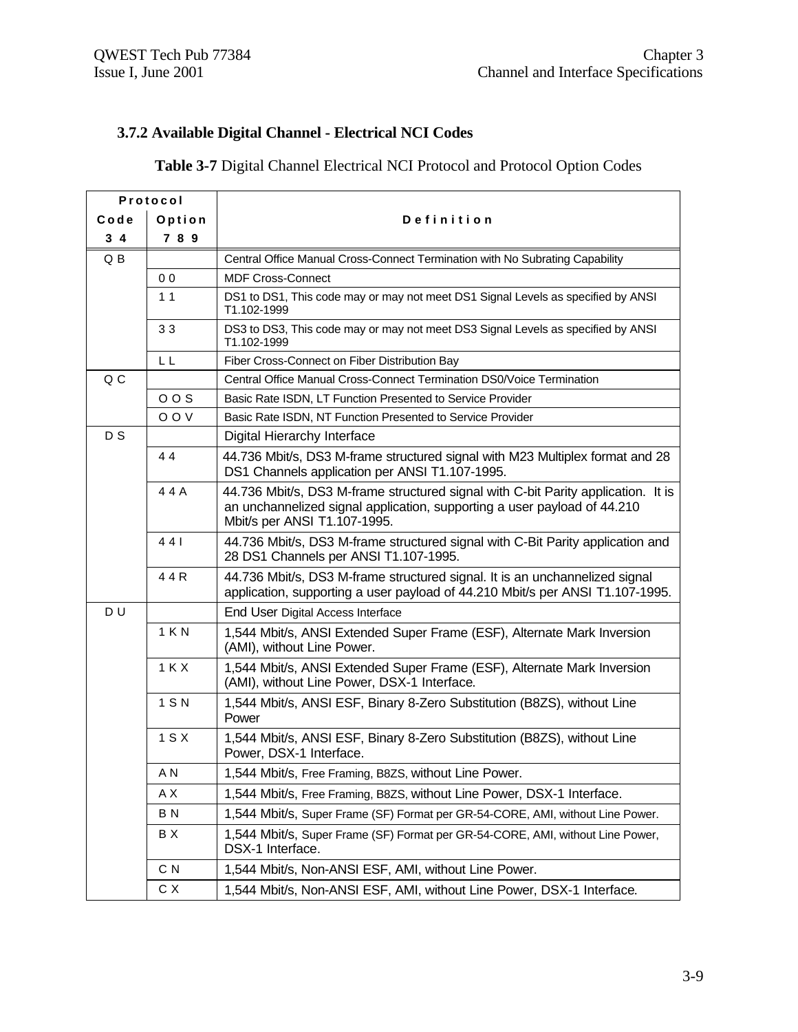### 3.7.2 Available Digital Channel - Electrical NCI Codes

**Table 3-7** Digital Channel Electrical NCI Protocol and Protocol Option Codes

| Protocol Code 3 4 | Protocol Option 7 8 9 | Definition |
|---|---|---|
| Q B | | Central Office Manual Cross-Connect Termination with No Subrating Capability |
| | 0 0 | MDF Cross-Connect |
| | 1 1 | DS1 to DS1, This code may or may not meet DS1 Signal Levels as specified by ANSI T1.102-1999 |
| | 3 3 | DS3 to DS3, This code may or may not meet DS3 Signal Levels as specified by ANSI T1.102-1999 |
| | L L | Fiber Cross-Connect on Fiber Distribution Bay |
| Q C | | Central Office Manual Cross-Connect Termination DS0/Voice Termination |
| | O O S | Basic Rate ISDN, LT Function Presented to Service Provider |
| | O O V | Basic Rate ISDN, NT Function Presented to Service Provider |
| D S | | Digital Hierarchy Interface |
| | 4 4 | 44.736 Mbit/s, DS3 M-frame structured signal with M23 Multiplex format and 28 DS1 Channels application per ANSI T1.107-1995. |
| | 4 4 A | 44.736 Mbit/s, DS3 M-frame structured signal with C-bit Parity application. It is an unchannelized signal application, supporting a user payload of 44.210 Mbit/s per ANSI T1.107-1995. |
| | 4 4 I | 44.736 Mbit/s, DS3 M-frame structured signal with C-Bit Parity application and 28 DS1 Channels per ANSI T1.107-1995. |
| | 4 4 R | 44.736 Mbit/s, DS3 M-frame structured signal. It is an unchannelized signal application, supporting a user payload of 44.210 Mbit/s per ANSI T1.107-1995. |
| D U | | End User Digital Access Interface |
| | 1 K N | 1,544 Mbit/s, ANSI Extended Super Frame (ESF), Alternate Mark Inversion (AMI), without Line Power. |
| | 1 K X | 1,544 Mbit/s, ANSI Extended Super Frame (ESF), Alternate Mark Inversion (AMI), without Line Power, DSX-1 Interface. |
| | 1 S N | 1,544 Mbit/s, ANSI ESF, Binary 8-Zero Substitution (B8ZS), without Line Power |
| | 1 S X | 1,544 Mbit/s, ANSI ESF, Binary 8-Zero Substitution (B8ZS), without Line Power, DSX-1 Interface. |
| | A N | 1,544 Mbit/s, Free Framing, B8ZS, without Line Power. |
| | A X | 1,544 Mbit/s, Free Framing, B8ZS, without Line Power, DSX-1 Interface. |
| | B N | 1,544 Mbit/s, Super Frame (SF) Format per GR-54-CORE, AMI, without Line Power. |
| | B X | 1,544 Mbit/s, Super Frame (SF) Format per GR-54-CORE, AMI, without Line Power, DSX-1 Interface. |
| | C N | 1,544 Mbit/s, Non-ANSI ESF, AMI, without Line Power. |
| | C X | 1,544 Mbit/s, Non-ANSI ESF, AMI, without Line Power, DSX-1 Interface. |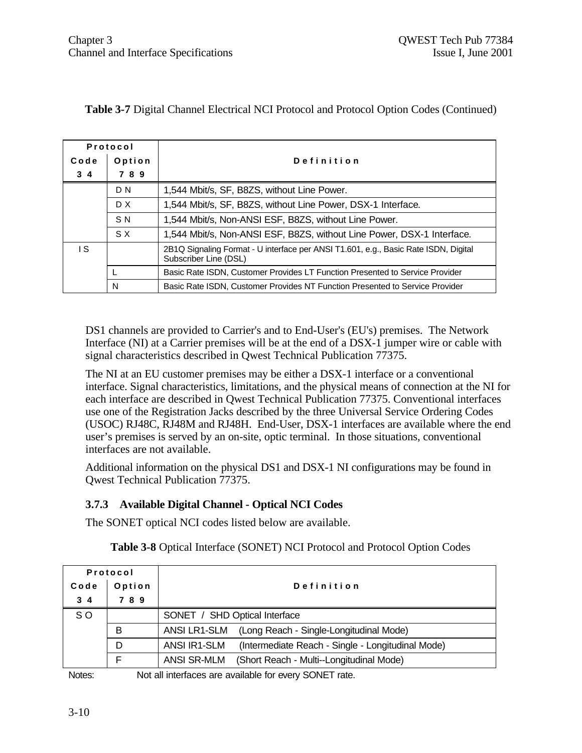**Table 3-7** Digital Channel Electrical NCI Protocol and Protocol Option Codes (Continued)

| Protocol Code 3 4 | Protocol Option 7 8 9 | Definition |
|---|---|---|
| | D N | 1,544 Mbit/s, SF, B8ZS, without Line Power. |
| | D X | 1,544 Mbit/s, SF, B8ZS, without Line Power, DSX-1 Interface. |
| | S N | 1,544 Mbit/s, Non-ANSI ESF, B8ZS, without Line Power. |
| | S X | 1,544 Mbit/s, Non-ANSI ESF, B8ZS, without Line Power, DSX-1 Interface. |
| I S | | 2B1Q Signaling Format - U interface per ANSI T1.601, e.g., Basic Rate ISDN, Digital Subscriber Line (DSL) |
| | L | Basic Rate ISDN, Customer Provides LT Function Presented to Service Provider |
| | N | Basic Rate ISDN, Customer Provides NT Function Presented to Service Provider |

DS1 channels are provided to Carrier's and to End-User's (EU's) premises. The Network Interface (NI) at a Carrier premises will be at the end of a DSX-1 jumper wire or cable with signal characteristics described in Qwest Technical Publication 77375.

The NI at an EU customer premises may be either a DSX-1 interface or a conventional interface. Signal characteristics, limitations, and the physical means of connection at the NI for each interface are described in Qwest Technical Publication 77375. Conventional interfaces use one of the Registration Jacks described by the three Universal Service Ordering Codes (USOC) RJ48C, RJ48M and RJ48H. End-User, DSX-1 interfaces are available where the end user's premises is served by an on-site, optic terminal. In those situations, conventional interfaces are not available.

Additional information on the physical DS1 and DSX-1 NI configurations may be found in Qwest Technical Publication 77375.

### 3.7.3 Available Digital Channel - Optical NCI Codes

The SONET optical NCI codes listed below are available.

**Table 3-8** Optical Interface (SONET) NCI Protocol and Protocol Option Codes

| Protocol Code 3 4 | Protocol Option 7 8 9 | Definition |
|---|---|---|
| S O | | SONET / SHD Optical Interface |
| | B | ANSI LR1-SLM (Long Reach - Single-Longitudinal Mode) |
| | D | ANSI IR1-SLM (Intermediate Reach - Single - Longitudinal Mode) |
| | F | ANSI SR-MLM (Short Reach - Multi--Longitudinal Mode) |

Notes: Not all interfaces are available for every SONET rate.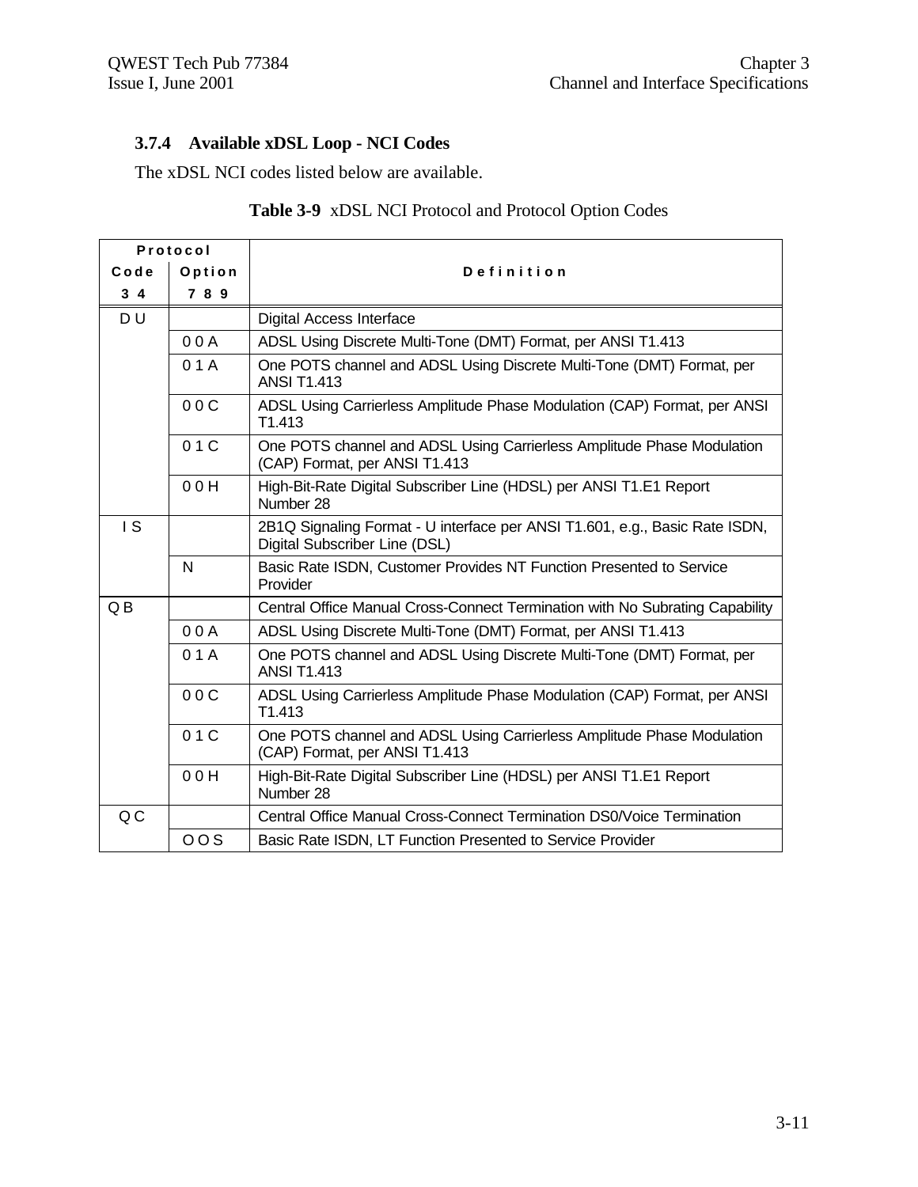### 3.7.4 Available xDSL Loop - NCI Codes

The xDSL NCI codes listed below are available.

**Table 3-9** xDSL NCI Protocol and Protocol Option Codes

| Protocol | | Definition |
|---|---|---|
| Code 3 4 | Option 7 8 9 | |
| D U | | Digital Access Interface |
| | 0 0 A | ADSL Using Discrete Multi-Tone (DMT) Format, per ANSI T1.413 |
| | 0 1 A | One POTS channel and ADSL Using Discrete Multi-Tone (DMT) Format, per ANSI T1.413 |
| | 0 0 C | ADSL Using Carrierless Amplitude Phase Modulation (CAP) Format, per ANSI T1.413 |
| | 0 1 C | One POTS channel and ADSL Using Carrierless Amplitude Phase Modulation (CAP) Format, per ANSI T1.413 |
| | 0 0 H | High-Bit-Rate Digital Subscriber Line (HDSL) per ANSI T1.E1 Report Number 28 |
| I S | | 2B1Q Signaling Format - U interface per ANSI T1.601, e.g., Basic Rate ISDN, Digital Subscriber Line (DSL) |
| | N | Basic Rate ISDN, Customer Provides NT Function Presented to Service Provider |
| Q B | | Central Office Manual Cross-Connect Termination with No Subrating Capability |
| | 0 0 A | ADSL Using Discrete Multi-Tone (DMT) Format, per ANSI T1.413 |
| | 0 1 A | One POTS channel and ADSL Using Discrete Multi-Tone (DMT) Format, per ANSI T1.413 |
| | 0 0 C | ADSL Using Carrierless Amplitude Phase Modulation (CAP) Format, per ANSI T1.413 |
| | 0 1 C | One POTS channel and ADSL Using Carrierless Amplitude Phase Modulation (CAP) Format, per ANSI T1.413 |
| | 0 0 H | High-Bit-Rate Digital Subscriber Line (HDSL) per ANSI T1.E1 Report Number 28 |
| Q C | | Central Office Manual Cross-Connect Termination DS0/Voice Termination |
| | O O S | Basic Rate ISDN, LT Function Presented to Service Provider |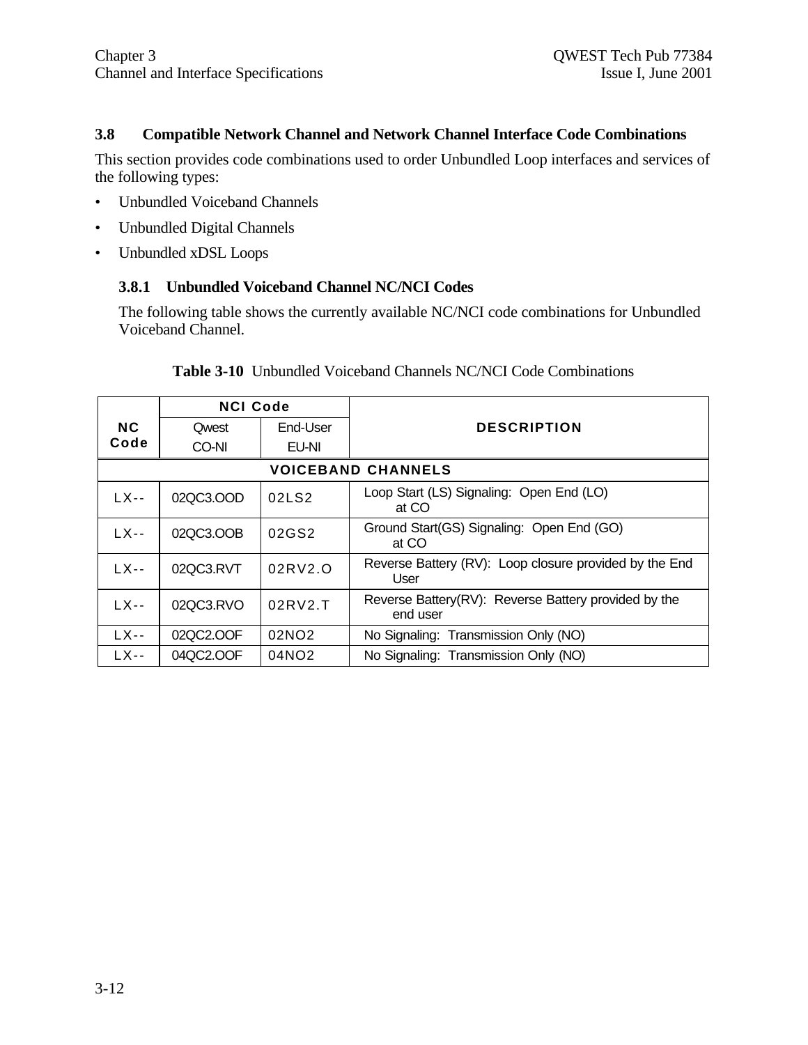## 3.8 Compatible Network Channel and Network Channel Interface Code Combinations

This section provides code combinations used to order Unbundled Loop interfaces and services of the following types:

- Unbundled Voiceband Channels
- Unbundled Digital Channels
- Unbundled xDSL Loops

### 3.8.1 Unbundled Voiceband Channel NC/NCI Codes

The following table shows the currently available NC/NCI code combinations for Unbundled Voiceband Channel.

**Table 3-10** Unbundled Voiceband Channels NC/NCI Code Combinations

| NC Code | NCI Code | | DESCRIPTION |
|---|---|---|---|
| | Qwest CO-NI | End-User EU-NI | |
| **VOICEBAND CHANNELS** | | | |
| LX-- | 02QC3.OOD | 02LS2 | Loop Start (LS) Signaling: Open End (LO) at CO |
| LX-- | 02QC3.OOB | 02GS2 | Ground Start(GS) Signaling: Open End (GO) at CO |
| LX-- | 02QC3.RVT | 02RV2.O | Reverse Battery (RV): Loop closure provided by the End User |
| LX-- | 02QC3.RVO | 02RV2.T | Reverse Battery(RV): Reverse Battery provided by the end user |
| LX-- | 02QC2.OOF | 02NO2 | No Signaling: Transmission Only (NO) |
| LX-- | 04QC2.OOF | 04NO2 | No Signaling: Transmission Only (NO) |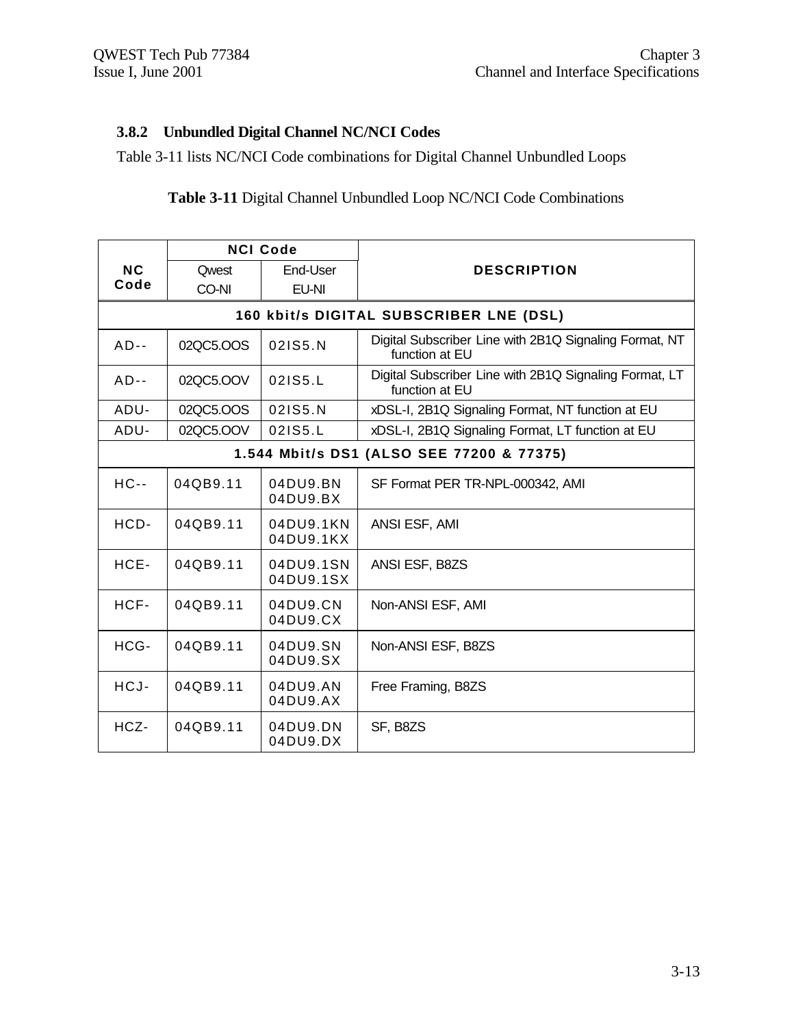### 3.8.2 Unbundled Digital Channel NC/NCI Codes

Table 3-11 lists NC/NCI Code combinations for Digital Channel Unbundled Loops

**Table 3-11** Digital Channel Unbundled Loop NC/NCI Code Combinations

| NC Code | NCI Code | | DESCRIPTION |
|---|---|---|---|
| | Qwest CO-NI | End-User EU-NI | |
| **160 kbit/s DIGITAL SUBSCRIBER LNE (DSL)** | | | |
| AD-- | 02QC5.OOS | 02IS5.N | Digital Subscriber Line with 2B1Q Signaling Format, NT function at EU |
| AD-- | 02QC5.OOV | 02IS5.L | Digital Subscriber Line with 2B1Q Signaling Format, LT function at EU |
| ADU- | 02QC5.OOS | 02IS5.N | xDSL-I, 2B1Q Signaling Format, NT function at EU |
| ADU- | 02QC5.OOV | 02IS5.L | xDSL-I, 2B1Q Signaling Format, LT function at EU |
| **1.544 Mbit/s DS1 (ALSO SEE 77200 & 77375)** | | | |
| HC-- | 04QB9.11 | 04DU9.BN 04DU9.BX | SF Format PER TR-NPL-000342, AMI |
| HCD- | 04QB9.11 | 04DU9.1KN 04DU9.1KX | ANSI ESF, AMI |
| HCE- | 04QB9.11 | 04DU9.1SN 04DU9.1SX | ANSI ESF, B8ZS |
| HCF- | 04QB9.11 | 04DU9.CN 04DU9.CX | Non-ANSI ESF, AMI |
| HCG- | 04QB9.11 | 04DU9.SN 04DU9.SX | Non-ANSI ESF, B8ZS |
| HCJ- | 04QB9.11 | 04DU9.AN 04DU9.AX | Free Framing, B8ZS |
| HCZ- | 04QB9.11 | 04DU9.DN 04DU9.DX | SF, B8ZS |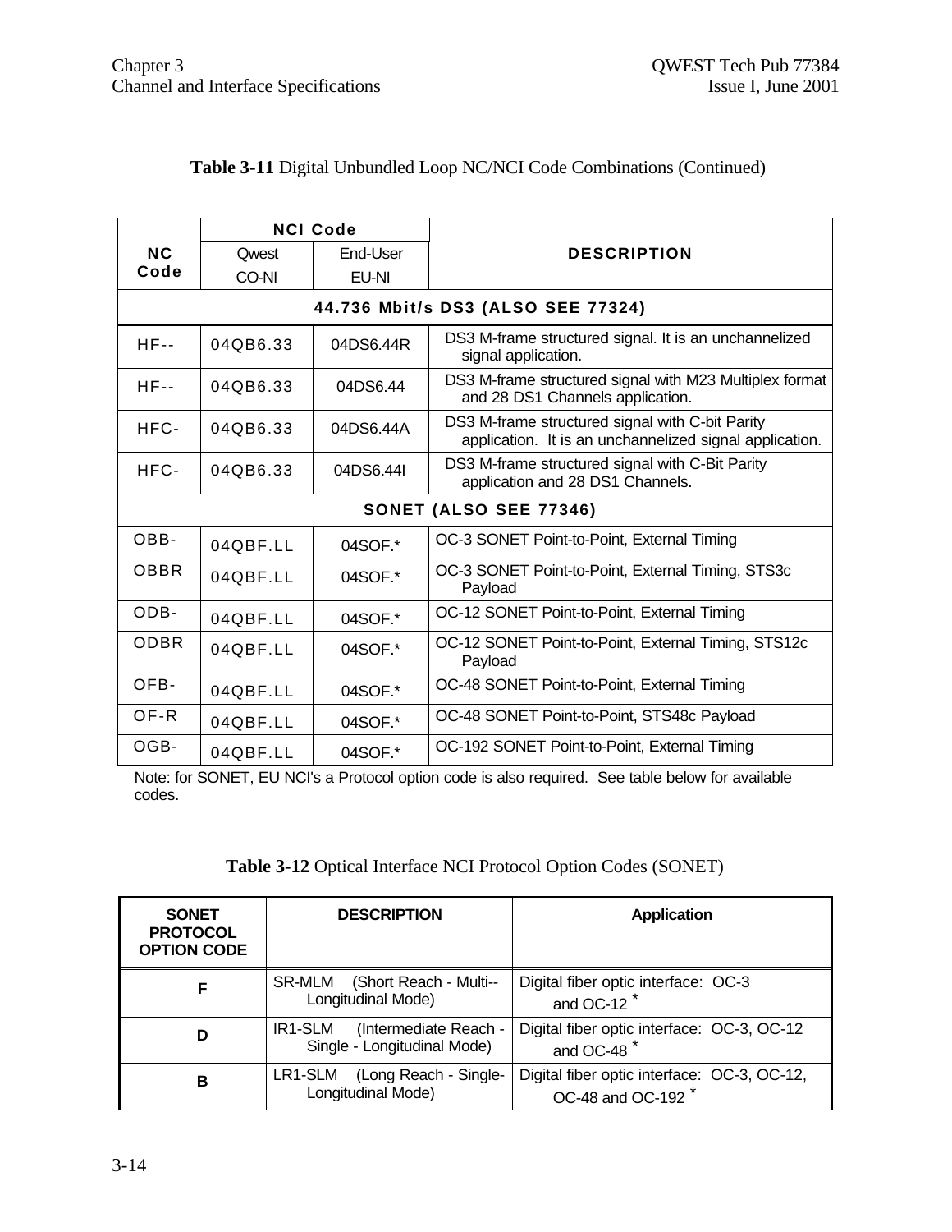**Table 3-11** Digital Unbundled Loop NC/NCI Code Combinations (Continued)

| NC Code | NCI Code | | DESCRIPTION |
|---|---|---|---|
| | Qwest CO-NI | End-User EU-NI | |
| **44.736 Mbit/s DS3 (ALSO SEE 77324)** | | | |
| HF-- | 04QB6.33 | 04DS6.44R | DS3 M-frame structured signal. It is an unchannelized signal application. |
| HF-- | 04QB6.33 | 04DS6.44 | DS3 M-frame structured signal with M23 Multiplex format and 28 DS1 Channels application. |
| HFC- | 04QB6.33 | 04DS6.44A | DS3 M-frame structured signal with C-bit Parity application. It is an unchannelized signal application. |
| HFC- | 04QB6.33 | 04DS6.44I | DS3 M-frame structured signal with C-Bit Parity application and 28 DS1 Channels. |
| **SONET (ALSO SEE 77346)** | | | |
| OBB- | 04QBF.LL | 04SOF.* | OC-3 SONET Point-to-Point, External Timing |
| OBBR | 04QBF.LL | 04SOF.* | OC-3 SONET Point-to-Point, External Timing, STS3c Payload |
| ODB- | 04QBF.LL | 04SOF.* | OC-12 SONET Point-to-Point, External Timing |
| ODBR | 04QBF.LL | 04SOF.* | OC-12 SONET Point-to-Point, External Timing, STS12c Payload |
| OFB- | 04QBF.LL | 04SOF.* | OC-48 SONET Point-to-Point, External Timing |
| OF-R | 04QBF.LL | 04SOF.* | OC-48 SONET Point-to-Point, STS48c Payload |
| OGB- | 04QBF.LL | 04SOF.* | OC-192 SONET Point-to-Point, External Timing |

Note: for SONET, EU NCI's a Protocol option code is also required. See table below for available codes.

**Table 3-12** Optical Interface NCI Protocol Option Codes (SONET)

| SONET PROTOCOL OPTION CODE | DESCRIPTION | Application |
|---|---|---|
| **F** | SR-MLM (Short Reach - Multi--Longitudinal Mode) | Digital fiber optic interface: OC-3 and OC-12 * |
| **D** | IR1-SLM (Intermediate Reach - Single - Longitudinal Mode) | Digital fiber optic interface: OC-3, OC-12 and OC-48 * |
| **B** | LR1-SLM (Long Reach - Single-Longitudinal Mode) | Digital fiber optic interface: OC-3, OC-12, OC-48 and OC-192 * |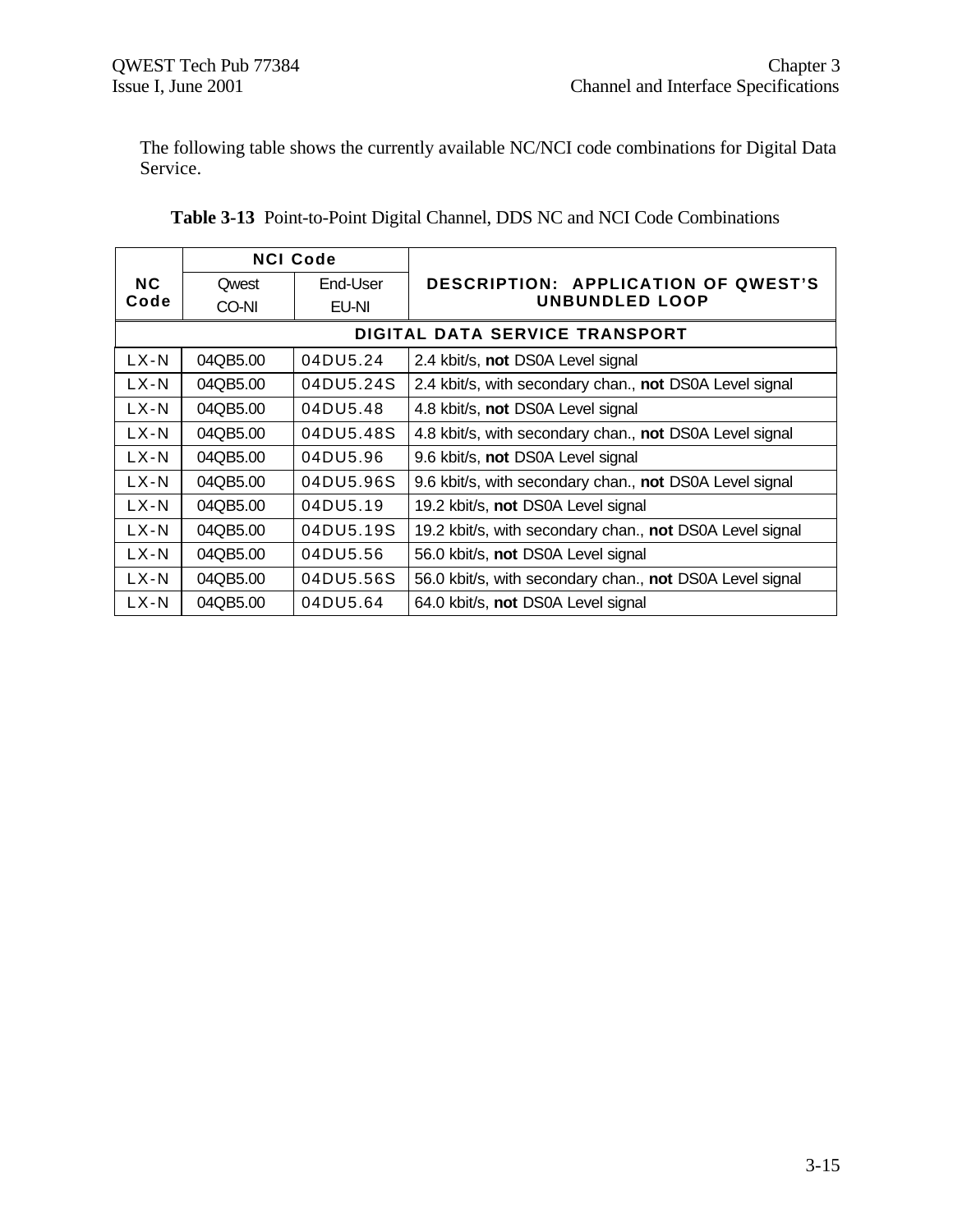The following table shows the currently available NC/NCI code combinations for Digital Data Service.

**Table 3-13** Point-to-Point Digital Channel, DDS NC and NCI Code Combinations

| NC Code | NCI Code | | DESCRIPTION: APPLICATION OF QWEST'S UNBUNDLED LOOP |
|---|---|---|---|
| | Qwest CO-NI | End-User EU-NI | |
| **DIGITAL DATA SERVICE TRANSPORT** | | | |
| LX-N | 04QB5.00 | 04DU5.24 | 2.4 kbit/s, **not** DS0A Level signal |
| LX-N | 04QB5.00 | 04DU5.24S | 2.4 kbit/s, with secondary chan., **not** DS0A Level signal |
| LX-N | 04QB5.00 | 04DU5.48 | 4.8 kbit/s, **not** DS0A Level signal |
| LX-N | 04QB5.00 | 04DU5.48S | 4.8 kbit/s, with secondary chan., **not** DS0A Level signal |
| LX-N | 04QB5.00 | 04DU5.96 | 9.6 kbit/s, **not** DS0A Level signal |
| LX-N | 04QB5.00 | 04DU5.96S | 9.6 kbit/s, with secondary chan., **not** DS0A Level signal |
| LX-N | 04QB5.00 | 04DU5.19 | 19.2 kbit/s, **not** DS0A Level signal |
| LX-N | 04QB5.00 | 04DU5.19S | 19.2 kbit/s, with secondary chan., **not** DS0A Level signal |
| LX-N | 04QB5.00 | 04DU5.56 | 56.0 kbit/s, **not** DS0A Level signal |
| LX-N | 04QB5.00 | 04DU5.56S | 56.0 kbit/s, with secondary chan., **not** DS0A Level signal |
| LX-N | 04QB5.00 | 04DU5.64 | 64.0 kbit/s, **not** DS0A Level signal |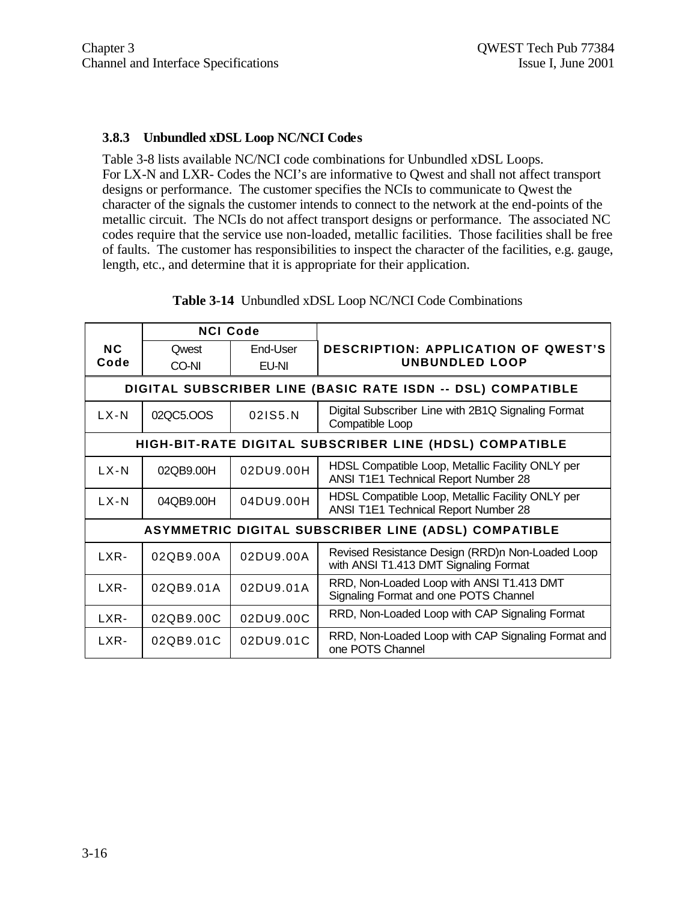### 3.8.3 Unbundled xDSL Loop NC/NCI Codes

Table 3-8 lists available NC/NCI code combinations for Unbundled xDSL Loops. For LX-N and LXR- Codes the NCI's are informative to Qwest and shall not affect transport designs or performance. The customer specifies the NCIs to communicate to Qwest the character of the signals the customer intends to connect to the network at the end-points of the metallic circuit. The NCIs do not affect transport designs or performance. The associated NC codes require that the service use non-loaded, metallic facilities. Those facilities shall be free of faults. The customer has responsibilities to inspect the character of the facilities, e.g. gauge, length, etc., and determine that it is appropriate for their application.

**Table 3-14** Unbundled xDSL Loop NC/NCI Code Combinations

| NC Code | NCI Code | | DESCRIPTION: APPLICATION OF QWEST'S UNBUNDLED LOOP |
|---|---|---|---|
| | Qwest CO-NI | End-User EU-NI | |
| **DIGITAL SUBSCRIBER LINE (BASIC RATE ISDN -- DSL) COMPATIBLE** | | | |
| LX-N | 02QC5.OOS | 02IS5.N | Digital Subscriber Line with 2B1Q Signaling Format Compatible Loop |
| **HIGH-BIT-RATE DIGITAL SUBSCRIBER LINE (HDSL) COMPATIBLE** | | | |
| LX-N | 02QB9.00H | 02DU9.00H | HDSL Compatible Loop, Metallic Facility ONLY per ANSI T1E1 Technical Report Number 28 |
| LX-N | 04QB9.00H | 04DU9.00H | HDSL Compatible Loop, Metallic Facility ONLY per ANSI T1E1 Technical Report Number 28 |
| **ASYMMETRIC DIGITAL SUBSCRIBER LINE (ADSL) COMPATIBLE** | | | |
| LXR- | 02QB9.00A | 02DU9.00A | Revised Resistance Design (RRD)n Non-Loaded Loop with ANSI T1.413 DMT Signaling Format |
| LXR- | 02QB9.01A | 02DU9.01A | RRD, Non-Loaded Loop with ANSI T1.413 DMT Signaling Format and one POTS Channel |
| LXR- | 02QB9.00C | 02DU9.00C | RRD, Non-Loaded Loop with CAP Signaling Format |
| LXR- | 02QB9.01C | 02DU9.01C | RRD, Non-Loaded Loop with CAP Signaling Format and one POTS Channel |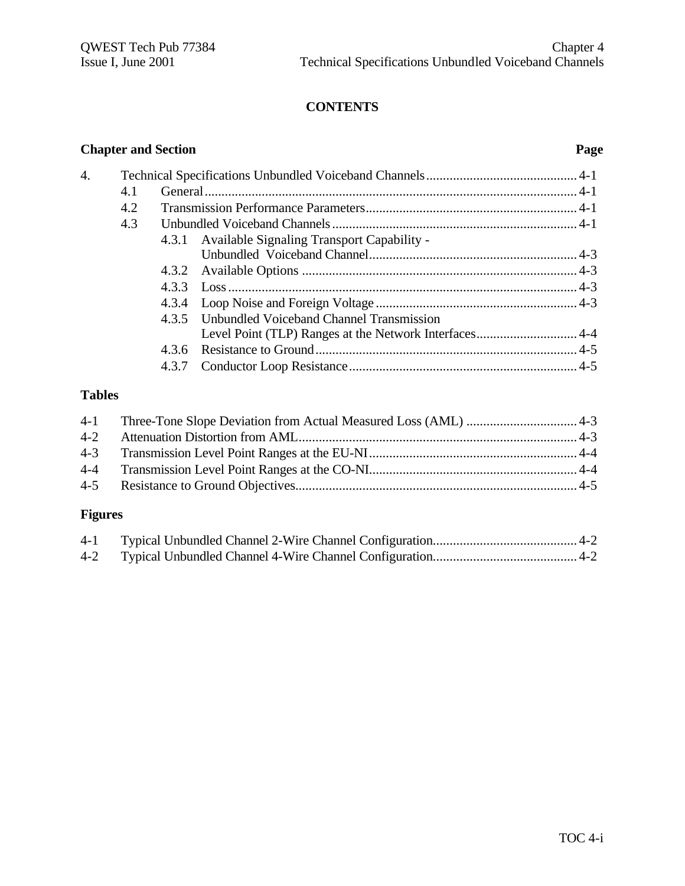# CONTENTS

| Chapter and Section | | | Page |
|---|---|---|---|
| 4. | Technical Specifications Unbundled Voiceband Channels | | 4-1 |
| | 4.1 | General | 4-1 |
| | 4.2 | Transmission Performance Parameters | 4-1 |
| | 4.3 | Unbundled Voiceband Channels | 4-1 |
| | | 4.3.1 Available Signaling Transport Capability - Unbundled Voiceband Channel | 4-3 |
| | | 4.3.2 Available Options | 4-3 |
| | | 4.3.3 Loss | 4-3 |
| | | 4.3.4 Loop Noise and Foreign Voltage | 4-3 |
| | | 4.3.5 Unbundled Voiceband Channel Transmission Level Point (TLP) Ranges at the Network Interfaces | 4-4 |
| | | 4.3.6 Resistance to Ground | 4-5 |
| | | 4.3.7 Conductor Loop Resistance | 4-5 |

**Tables**

| | | |
|---|---|---|
| 4-1 | Three-Tone Slope Deviation from Actual Measured Loss (AML) | 4-3 |
| 4-2 | Attenuation Distortion from AML | 4-3 |
| 4-3 | Transmission Level Point Ranges at the EU-NI | 4-4 |
| 4-4 | Transmission Level Point Ranges at the CO-NI | 4-4 |
| 4-5 | Resistance to Ground Objectives | 4-5 |

**Figures**

| | | |
|---|---|---|
| 4-1 | Typical Unbundled Channel 2-Wire Channel Configuration | 4-2 |
| 4-2 | Typical Unbundled Channel 4-Wire Channel Configuration | 4-2 |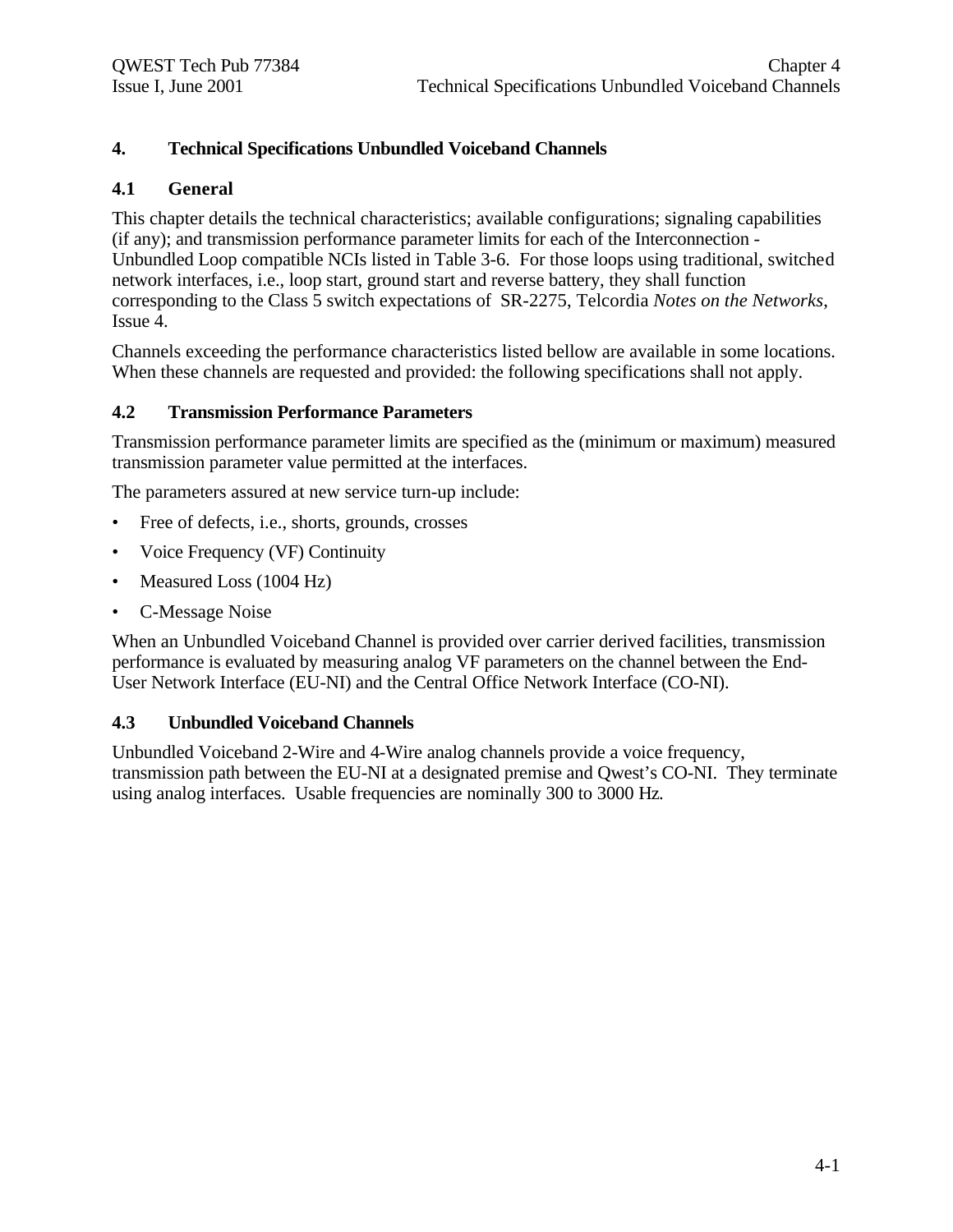# 4. Technical Specifications Unbundled Voiceband Channels

## 4.1 General

This chapter details the technical characteristics; available configurations; signaling capabilities (if any); and transmission performance parameter limits for each of the Interconnection - Unbundled Loop compatible NCIs listed in Table 3-6. For those loops using traditional, switched network interfaces, i.e., loop start, ground start and reverse battery, they shall function corresponding to the Class 5 switch expectations of SR-2275, Telcordia *Notes on the Networks*, Issue 4.

Channels exceeding the performance characteristics listed bellow are available in some locations. When these channels are requested and provided: the following specifications shall not apply.

## 4.2 Transmission Performance Parameters

Transmission performance parameter limits are specified as the (minimum or maximum) measured transmission parameter value permitted at the interfaces.

The parameters assured at new service turn-up include:

- Free of defects, i.e., shorts, grounds, crosses
- Voice Frequency (VF) Continuity
- Measured Loss (1004 Hz)
- C-Message Noise

When an Unbundled Voiceband Channel is provided over carrier derived facilities, transmission performance is evaluated by measuring analog VF parameters on the channel between the End-User Network Interface (EU-NI) and the Central Office Network Interface (CO-NI).

## 4.3 Unbundled Voiceband Channels

Unbundled Voiceband 2-Wire and 4-Wire analog channels provide a voice frequency, transmission path between the EU-NI at a designated premise and Qwest's CO-NI. They terminate using analog interfaces. Usable frequencies are nominally 300 to 3000 Hz.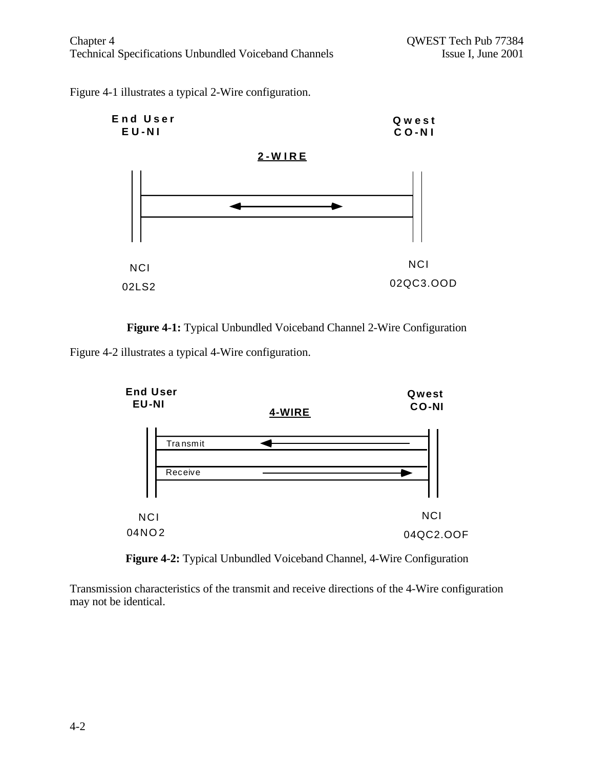Figure 4-1 illustrates a typical 2-Wire configuration.

End User
EU-NI

Qwest
CO-NI

2-WIRE

NCI
02LS2

NCI
02QC3.OOD

**Figure 4-1:** Typical Unbundled Voiceband Channel 2-Wire Configuration

Figure 4-2 illustrates a typical 4-Wire configuration.

End User
EU-NI

4-WIRE

Qwest
CO-NI

Transmit

Receive

NCI
04NO2

NCI
04QC2.OOF

**Figure 4-2:** Typical Unbundled Voiceband Channel, 4-Wire Configuration

Transmission characteristics of the transmit and receive directions of the 4-Wire configuration may not be identical.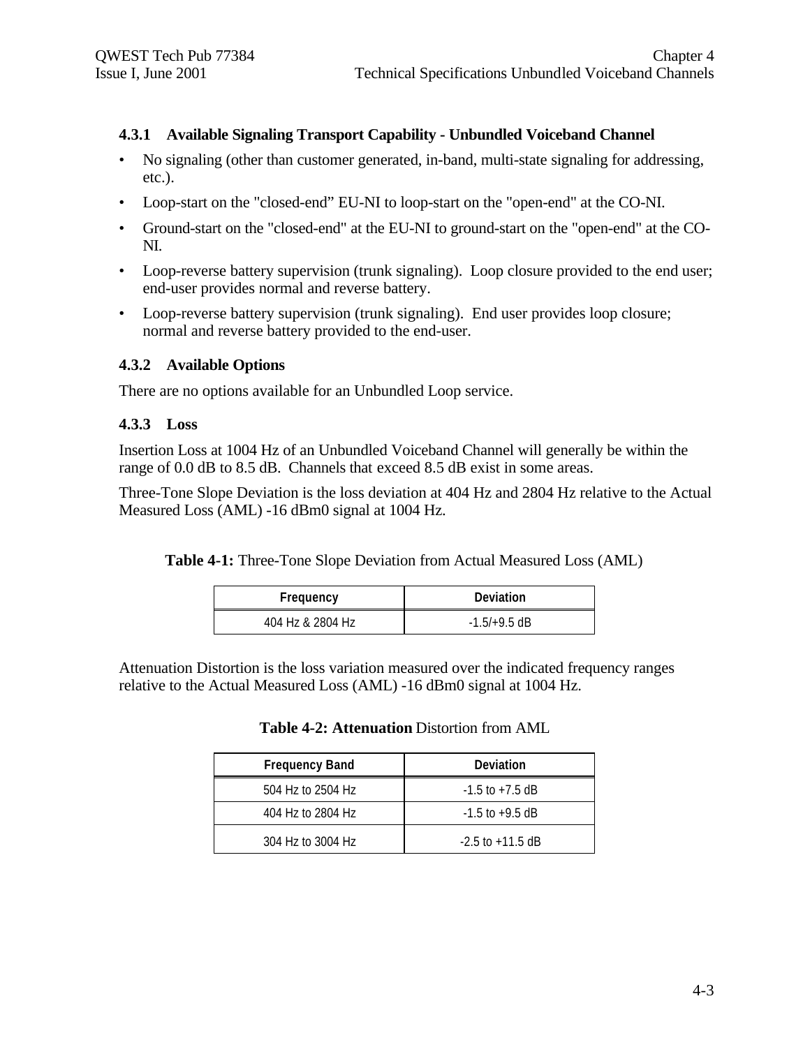### 4.3.1 Available Signaling Transport Capability - Unbundled Voiceband Channel

- No signaling (other than customer generated, in-band, multi-state signaling for addressing, etc.).
- Loop-start on the "closed-end" EU-NI to loop-start on the "open-end" at the CO-NI.
- Ground-start on the "closed-end" at the EU-NI to ground-start on the "open-end" at the CO-NI.
- Loop-reverse battery supervision (trunk signaling). Loop closure provided to the end user; end-user provides normal and reverse battery.
- Loop-reverse battery supervision (trunk signaling). End user provides loop closure; normal and reverse battery provided to the end-user.

### 4.3.2 Available Options

There are no options available for an Unbundled Loop service.

### 4.3.3 Loss

Insertion Loss at 1004 Hz of an Unbundled Voiceband Channel will generally be within the range of 0.0 dB to 8.5 dB. Channels that exceed 8.5 dB exist in some areas.

Three-Tone Slope Deviation is the loss deviation at 404 Hz and 2804 Hz relative to the Actual Measured Loss (AML) -16 dBm0 signal at 1004 Hz.

**Table 4-1:** Three-Tone Slope Deviation from Actual Measured Loss (AML)

| Frequency | Deviation |
|---|---|
| 404 Hz & 2804 Hz | -1.5/+9.5 dB |

Attenuation Distortion is the loss variation measured over the indicated frequency ranges relative to the Actual Measured Loss (AML) -16 dBm0 signal at 1004 Hz.

**Table 4-2: Attenuation** Distortion from AML

| Frequency Band | Deviation |
|---|---|
| 504 Hz to 2504 Hz | -1.5 to +7.5 dB |
| 404 Hz to 2804 Hz | -1.5 to +9.5 dB |
| 304 Hz to 3004 Hz | -2.5 to +11.5 dB |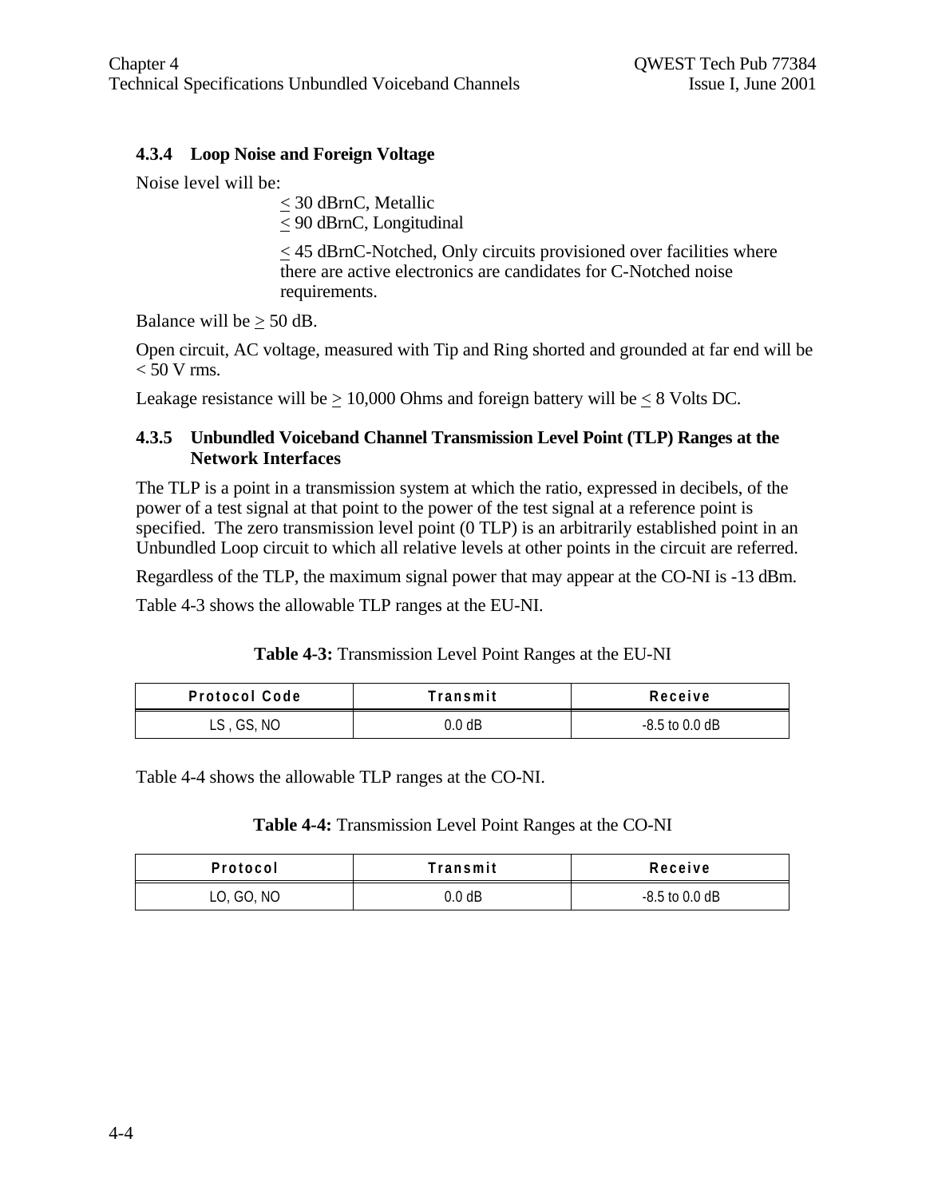### 4.3.4 Loop Noise and Foreign Voltage

Noise level will be:

≤ 30 dBrnC, Metallic
≤ 90 dBrnC, Longitudinal

≤ 45 dBrnC-Notched, Only circuits provisioned over facilities where there are active electronics are candidates for C-Notched noise requirements.

Balance will be ≥ 50 dB.

Open circuit, AC voltage, measured with Tip and Ring shorted and grounded at far end will be < 50 V rms.

Leakage resistance will be ≥ 10,000 Ohms and foreign battery will be ≤ 8 Volts DC.

### 4.3.5 Unbundled Voiceband Channel Transmission Level Point (TLP) Ranges at the Network Interfaces

The TLP is a point in a transmission system at which the ratio, expressed in decibels, of the power of a test signal at that point to the power of the test signal at a reference point is specified. The zero transmission level point (0 TLP) is an arbitrarily established point in an Unbundled Loop circuit to which all relative levels at other points in the circuit are referred.

Regardless of the TLP, the maximum signal power that may appear at the CO-NI is -13 dBm.

Table 4-3 shows the allowable TLP ranges at the EU-NI.

**Table 4-3:** Transmission Level Point Ranges at the EU-NI

| Protocol Code | Transmit | Receive |
|---|---|---|
| LS , GS, NO | 0.0 dB | -8.5 to 0.0 dB |

Table 4-4 shows the allowable TLP ranges at the CO-NI.

**Table 4-4:** Transmission Level Point Ranges at the CO-NI

| Protocol | Transmit | Receive |
|---|---|---|
| LO, GO, NO | 0.0 dB | -8.5 to 0.0 dB |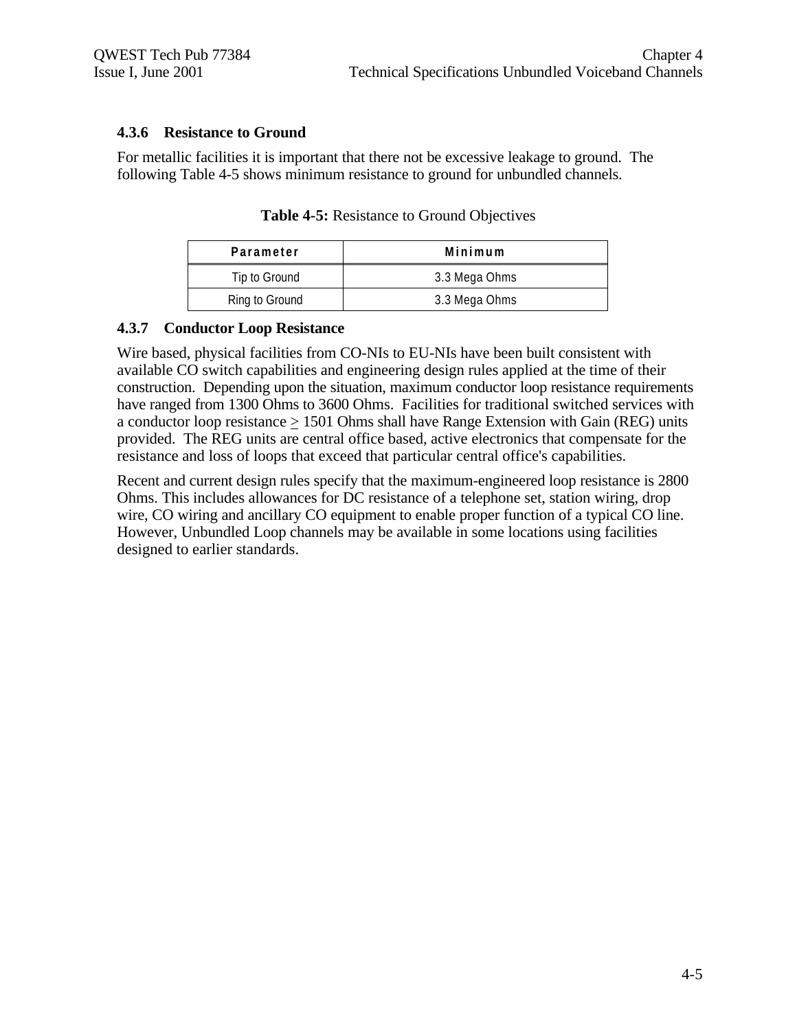### 4.3.6 Resistance to Ground

For metallic facilities it is important that there not be excessive leakage to ground. The following Table 4-5 shows minimum resistance to ground for unbundled channels.

**Table 4-5:** Resistance to Ground Objectives

| Parameter | Minimum |
|---|---|
| Tip to Ground | 3.3 Mega Ohms |
| Ring to Ground | 3.3 Mega Ohms |

### 4.3.7 Conductor Loop Resistance

Wire based, physical facilities from CO-NIs to EU-NIs have been built consistent with available CO switch capabilities and engineering design rules applied at the time of their construction. Depending upon the situation, maximum conductor loop resistance requirements have ranged from 1300 Ohms to 3600 Ohms. Facilities for traditional switched services with a conductor loop resistance $\geq$ 1501 Ohms shall have Range Extension with Gain (REG) units provided. The REG units are central office based, active electronics that compensate for the resistance and loss of loops that exceed that particular central office's capabilities.

Recent and current design rules specify that the maximum-engineered loop resistance is 2800 Ohms. This includes allowances for DC resistance of a telephone set, station wiring, drop wire, CO wiring and ancillary CO equipment to enable proper function of a typical CO line. However, Unbundled Loop channels may be available in some locations using facilities designed to earlier standards.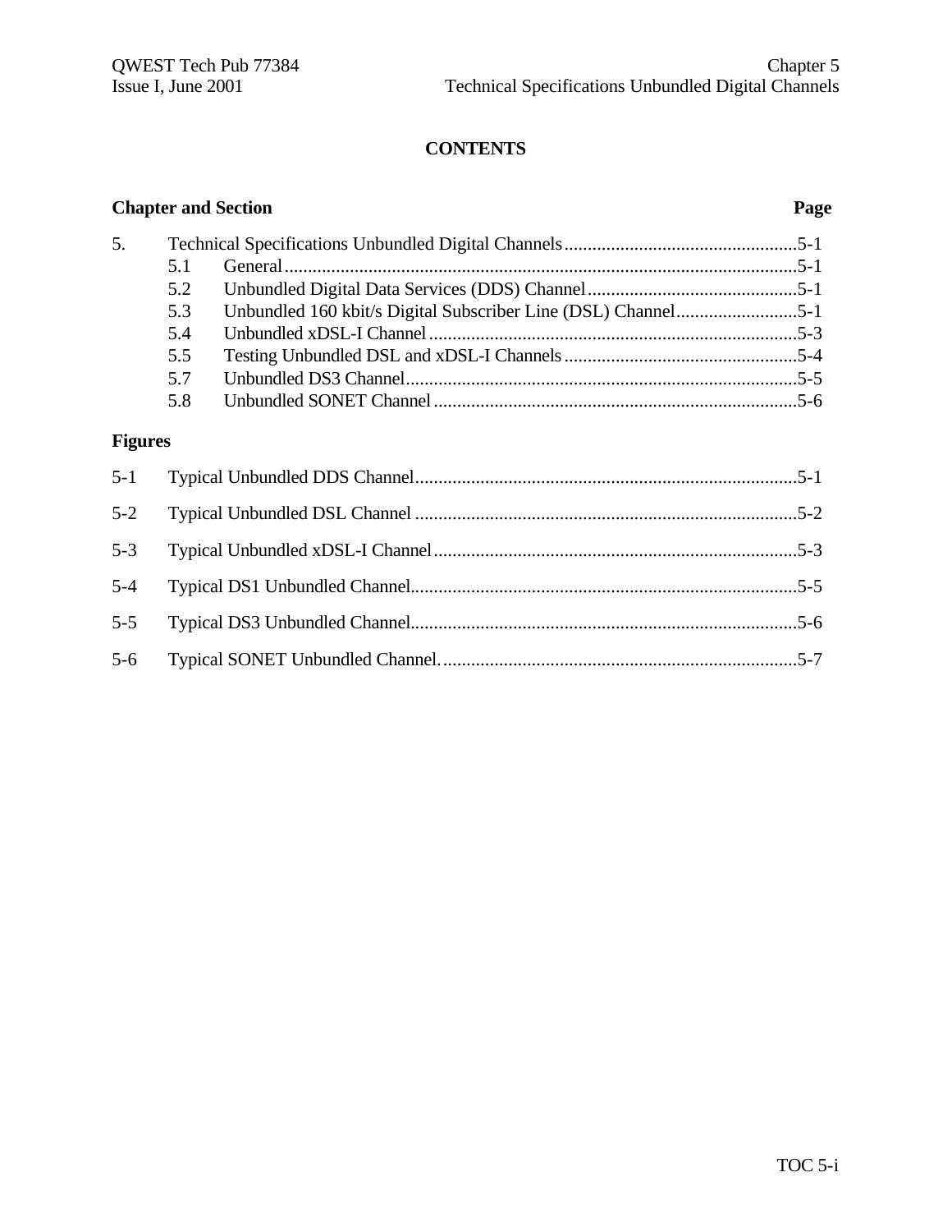# CONTENTS

| Chapter and Section | | Page |
|---|---|---|
| 5. | Technical Specifications Unbundled Digital Channels | 5-1 |
| 5.1 | General | 5-1 |
| 5.2 | Unbundled Digital Data Services (DDS) Channel | 5-1 |
| 5.3 | Unbundled 160 kbit/s Digital Subscriber Line (DSL) Channel | 5-1 |
| 5.4 | Unbundled xDSL-I Channel | 5-3 |
| 5.5 | Testing Unbundled DSL and xDSL-I Channels | 5-4 |
| 5.7 | Unbundled DS3 Channel | 5-5 |
| 5.8 | Unbundled SONET Channel | 5-6 |

**Figures**

| | | |
|---|---|---|
| 5-1 | Typical Unbundled DDS Channel | 5-1 |
| 5-2 | Typical Unbundled DSL Channel | 5-2 |
| 5-3 | Typical Unbundled xDSL-I Channel | 5-3 |
| 5-4 | Typical DS1 Unbundled Channel | 5-5 |
| 5-5 | Typical DS3 Unbundled Channel | 5-6 |
| 5-6 | Typical SONET Unbundled Channel. | 5-7 |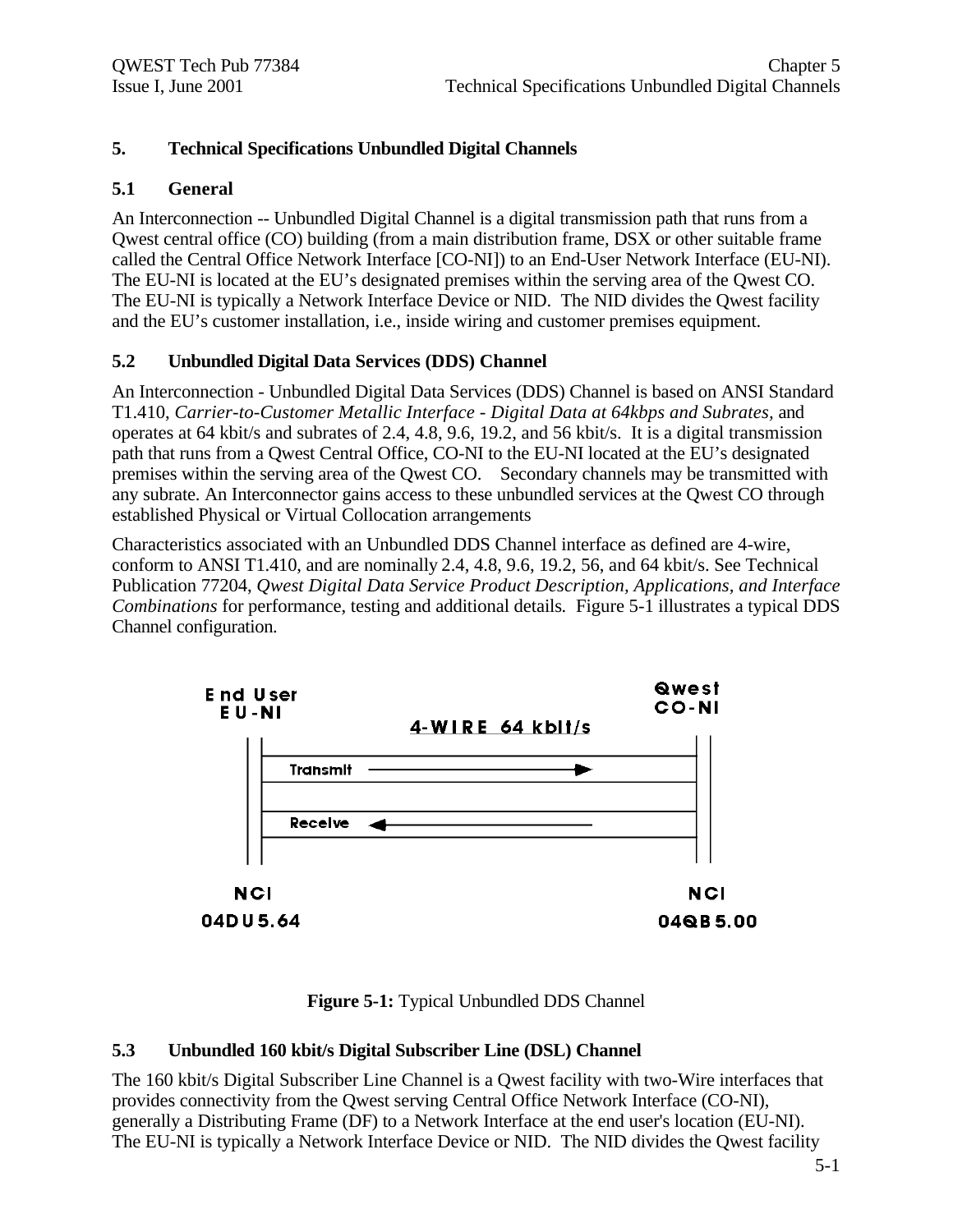# 5. Technical Specifications Unbundled Digital Channels

## 5.1 General

An Interconnection -- Unbundled Digital Channel is a digital transmission path that runs from a Qwest central office (CO) building (from a main distribution frame, DSX or other suitable frame called the Central Office Network Interface [CO-NI]) to an End-User Network Interface (EU-NI). The EU-NI is located at the EU's designated premises within the serving area of the Qwest CO. The EU-NI is typically a Network Interface Device or NID. The NID divides the Qwest facility and the EU's customer installation, i.e., inside wiring and customer premises equipment.

## 5.2 Unbundled Digital Data Services (DDS) Channel

An Interconnection - Unbundled Digital Data Services (DDS) Channel is based on ANSI Standard T1.410, *Carrier-to-Customer Metallic Interface - Digital Data at 64kbps and Subrates,* and operates at 64 kbit/s and subrates of 2.4, 4.8, 9.6, 19.2, and 56 kbit/s. It is a digital transmission path that runs from a Qwest Central Office, CO-NI to the EU-NI located at the EU's designated premises within the serving area of the Qwest CO. Secondary channels may be transmitted with any subrate. An Interconnector gains access to these unbundled services at the Qwest CO through established Physical or Virtual Collocation arrangements

Characteristics associated with an Unbundled DDS Channel interface as defined are 4-wire, conform to ANSI T1.410, and are nominally 2.4, 4.8, 9.6, 19.2, 56, and 64 kbit/s. See Technical Publication 77204, *Qwest Digital Data Service Product Description, Applications, and Interface Combinations* for performance, testing and additional details. Figure 5-1 illustrates a typical DDS Channel configuration.

End User EU-NI — 4-WIRE 64 kbit/s — Qwest CO-NI

Transmit →

← Receive

NCI 04DU5.64 — NCI 04QB5.00

**Figure 5-1:** Typical Unbundled DDS Channel

## 5.3 Unbundled 160 kbit/s Digital Subscriber Line (DSL) Channel

The 160 kbit/s Digital Subscriber Line Channel is a Qwest facility with two-Wire interfaces that provides connectivity from the Qwest serving Central Office Network Interface (CO-NI), generally a Distributing Frame (DF) to a Network Interface at the end user's location (EU-NI). The EU-NI is typically a Network Interface Device or NID. The NID divides the Qwest facility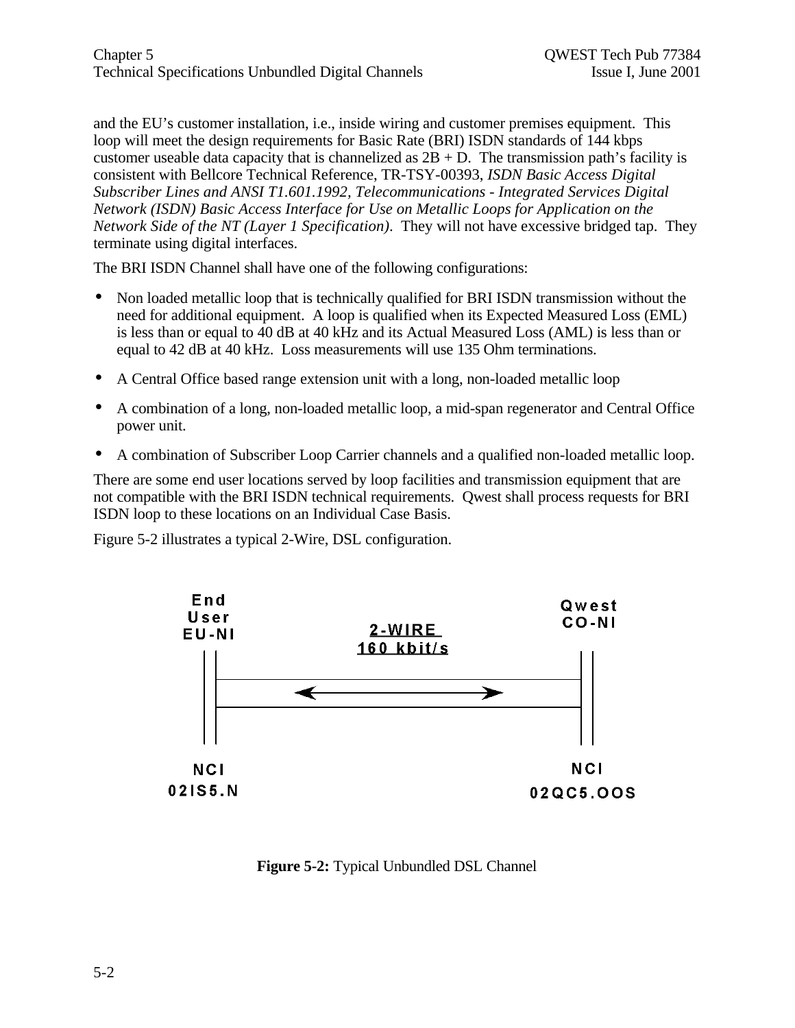and the EU's customer installation, i.e., inside wiring and customer premises equipment. This loop will meet the design requirements for Basic Rate (BRI) ISDN standards of 144 kbps customer useable data capacity that is channelized as 2B + D. The transmission path's facility is consistent with Bellcore Technical Reference, TR-TSY-00393, *ISDN Basic Access Digital Subscriber Lines and ANSI T1.601.1992, Telecommunications - Integrated Services Digital Network (ISDN) Basic Access Interface for Use on Metallic Loops for Application on the Network Side of the NT (Layer 1 Specification)*. They will not have excessive bridged tap. They terminate using digital interfaces.

The BRI ISDN Channel shall have one of the following configurations:

- Non loaded metallic loop that is technically qualified for BRI ISDN transmission without the need for additional equipment. A loop is qualified when its Expected Measured Loss (EML) is less than or equal to 40 dB at 40 kHz and its Actual Measured Loss (AML) is less than or equal to 42 dB at 40 kHz. Loss measurements will use 135 Ohm terminations.
- A Central Office based range extension unit with a long, non-loaded metallic loop
- A combination of a long, non-loaded metallic loop, a mid-span regenerator and Central Office power unit.
- A combination of Subscriber Loop Carrier channels and a qualified non-loaded metallic loop.

There are some end user locations served by loop facilities and transmission equipment that are not compatible with the BRI ISDN technical requirements. Qwest shall process requests for BRI ISDN loop to these locations on an Individual Case Basis.

Figure 5-2 illustrates a typical 2-Wire, DSL configuration.

End User EU-NI — 2-WIRE 160 kbit/s — Qwest CO-NI

NCI 02IS5.N — NCI 02QC5.OOS

**Figure 5-2:** Typical Unbundled DSL Channel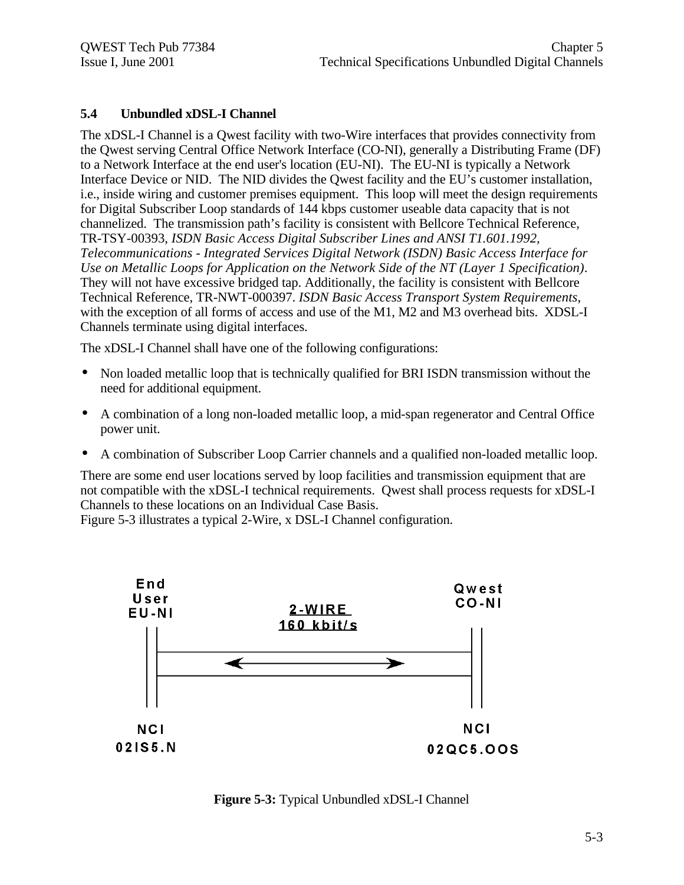## 5.4 Unbundled xDSL-I Channel

The xDSL-I Channel is a Qwest facility with two-Wire interfaces that provides connectivity from the Qwest serving Central Office Network Interface (CO-NI), generally a Distributing Frame (DF) to a Network Interface at the end user's location (EU-NI). The EU-NI is typically a Network Interface Device or NID. The NID divides the Qwest facility and the EU's customer installation, i.e., inside wiring and customer premises equipment. This loop will meet the design requirements for Digital Subscriber Loop standards of 144 kbps customer useable data capacity that is not channelized. The transmission path's facility is consistent with Bellcore Technical Reference, TR-TSY-00393, *ISDN Basic Access Digital Subscriber Lines and ANSI T1.601.1992, Telecommunications - Integrated Services Digital Network (ISDN) Basic Access Interface for Use on Metallic Loops for Application on the Network Side of the NT (Layer 1 Specification)*. They will not have excessive bridged tap. Additionally, the facility is consistent with Bellcore Technical Reference, TR-NWT-000397. *ISDN Basic Access Transport System Requirements*, with the exception of all forms of access and use of the M1, M2 and M3 overhead bits. XDSL-I Channels terminate using digital interfaces.

The xDSL-I Channel shall have one of the following configurations:

- Non loaded metallic loop that is technically qualified for BRI ISDN transmission without the need for additional equipment.
- A combination of a long non-loaded metallic loop, a mid-span regenerator and Central Office power unit.
- A combination of Subscriber Loop Carrier channels and a qualified non-loaded metallic loop.

There are some end user locations served by loop facilities and transmission equipment that are not compatible with the xDSL-I technical requirements. Qwest shall process requests for xDSL-I Channels to these locations on an Individual Case Basis.
Figure 5-3 illustrates a typical 2-Wire, x DSL-I Channel configuration.

End User EU-NI — 2-WIRE 160 kbit/s — Qwest CO-NI

NCI 02IS5.N — NCI 02QC5.OOS

**Figure 5-3:** Typical Unbundled xDSL-I Channel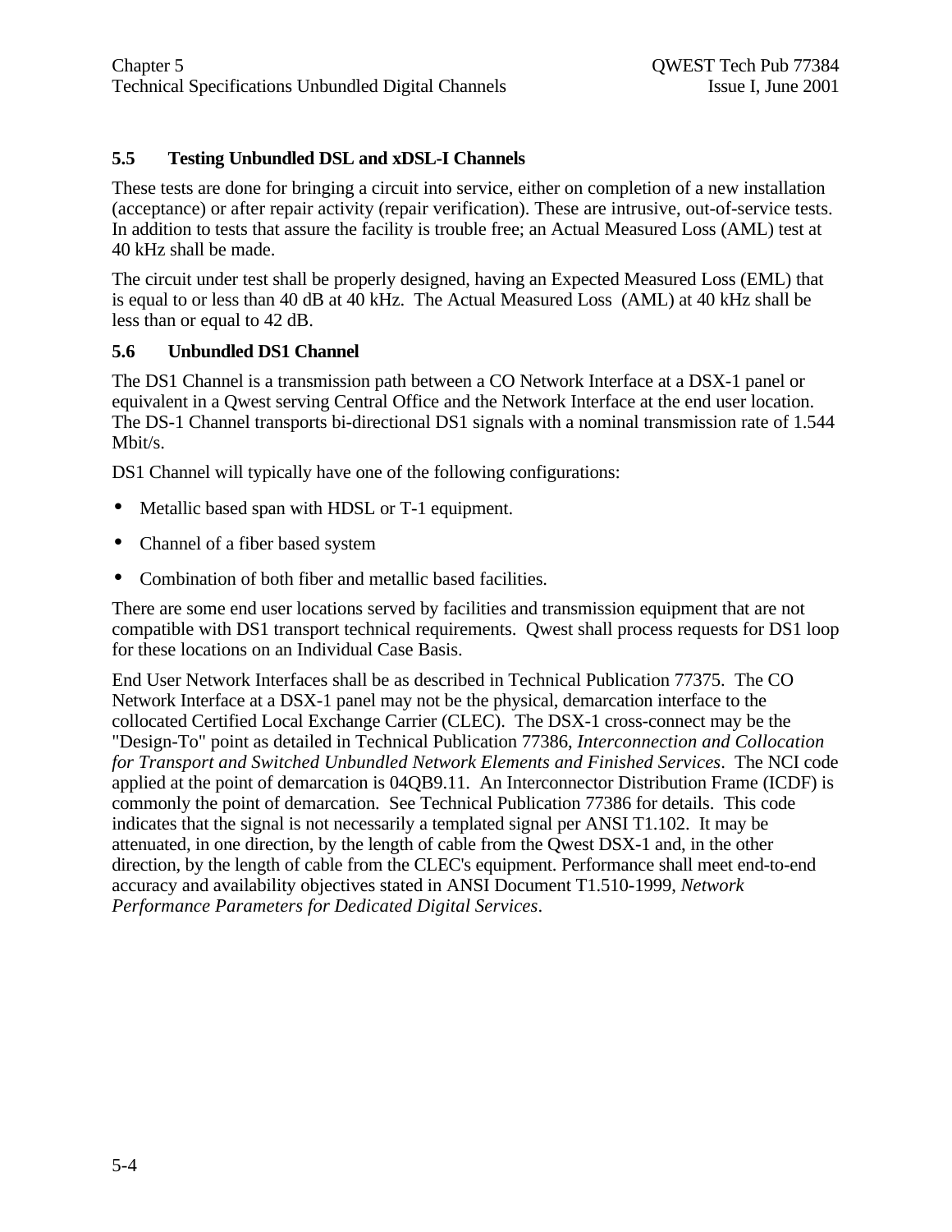### 5.5 Testing Unbundled DSL and xDSL-I Channels

These tests are done for bringing a circuit into service, either on completion of a new installation (acceptance) or after repair activity (repair verification). These are intrusive, out-of-service tests. In addition to tests that assure the facility is trouble free; an Actual Measured Loss (AML) test at 40 kHz shall be made.

The circuit under test shall be properly designed, having an Expected Measured Loss (EML) that is equal to or less than 40 dB at 40 kHz. The Actual Measured Loss (AML) at 40 kHz shall be less than or equal to 42 dB.

### 5.6 Unbundled DS1 Channel

The DS1 Channel is a transmission path between a CO Network Interface at a DSX-1 panel or equivalent in a Qwest serving Central Office and the Network Interface at the end user location. The DS-1 Channel transports bi-directional DS1 signals with a nominal transmission rate of 1.544 Mbit/s.

DS1 Channel will typically have one of the following configurations:

- Metallic based span with HDSL or T-1 equipment.
- Channel of a fiber based system
- Combination of both fiber and metallic based facilities.

There are some end user locations served by facilities and transmission equipment that are not compatible with DS1 transport technical requirements. Qwest shall process requests for DS1 loop for these locations on an Individual Case Basis.

End User Network Interfaces shall be as described in Technical Publication 77375. The CO Network Interface at a DSX-1 panel may not be the physical, demarcation interface to the collocated Certified Local Exchange Carrier (CLEC). The DSX-1 cross-connect may be the "Design-To" point as detailed in Technical Publication 77386, *Interconnection and Collocation for Transport and Switched Unbundled Network Elements and Finished Services*. The NCI code applied at the point of demarcation is 04QB9.11. An Interconnector Distribution Frame (ICDF) is commonly the point of demarcation. See Technical Publication 77386 for details. This code indicates that the signal is not necessarily a templated signal per ANSI T1.102. It may be attenuated, in one direction, by the length of cable from the Qwest DSX-1 and, in the other direction, by the length of cable from the CLEC's equipment. Performance shall meet end-to-end accuracy and availability objectives stated in ANSI Document T1.510-1999, *Network Performance Parameters for Dedicated Digital Services*.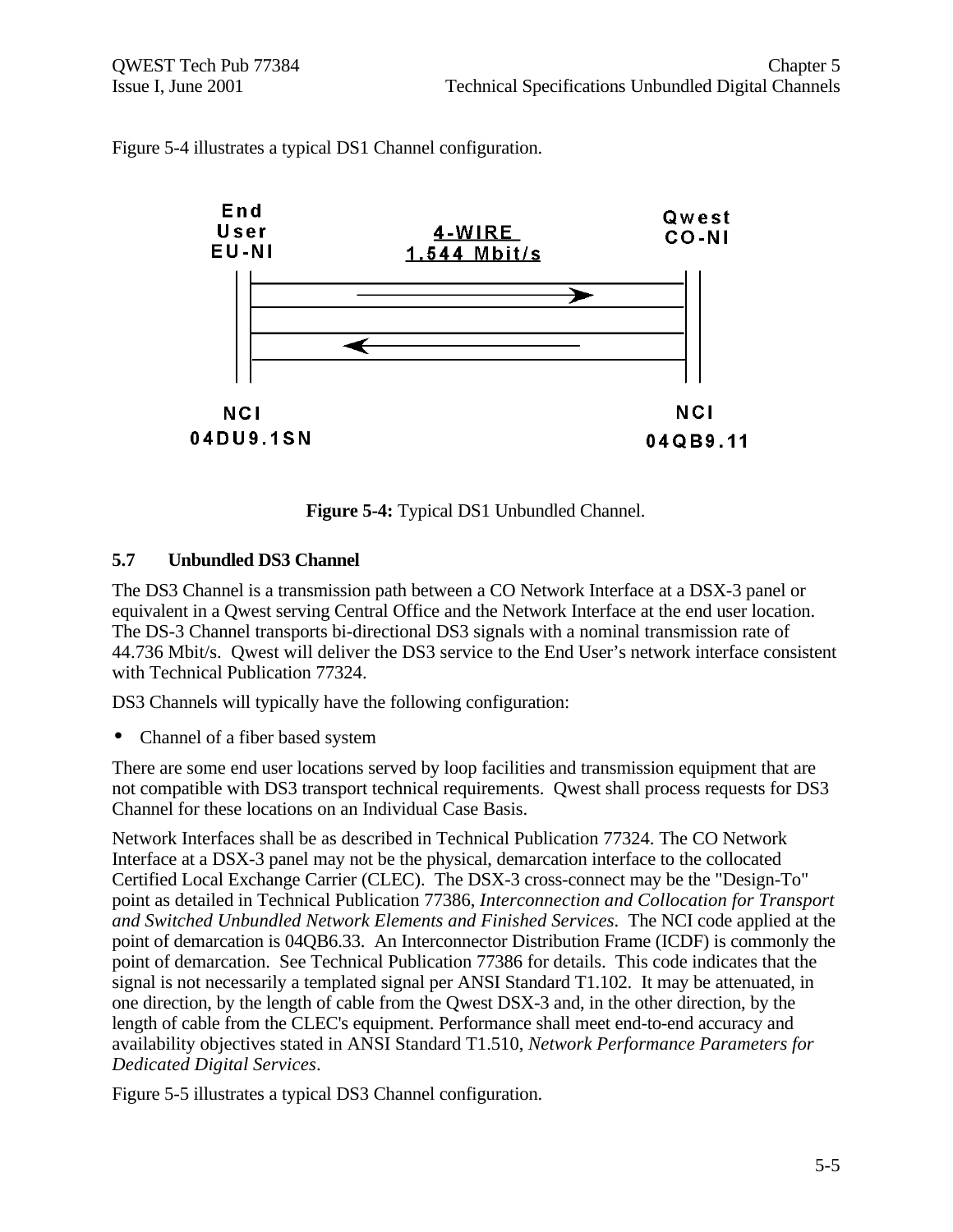Figure 5-4 illustrates a typical DS1 Channel configuration.

End User EU-NI

4-WIRE 1.544 Mbit/s

Qwest CO-NI

NCI 04DU9.1SN

NCI 04QB9.11

**Figure 5-4:** Typical DS1 Unbundled Channel.

### 5.7 Unbundled DS3 Channel

The DS3 Channel is a transmission path between a CO Network Interface at a DSX-3 panel or equivalent in a Qwest serving Central Office and the Network Interface at the end user location. The DS-3 Channel transports bi-directional DS3 signals with a nominal transmission rate of 44.736 Mbit/s. Qwest will deliver the DS3 service to the End User's network interface consistent with Technical Publication 77324.

DS3 Channels will typically have the following configuration:

- Channel of a fiber based system

There are some end user locations served by loop facilities and transmission equipment that are not compatible with DS3 transport technical requirements. Qwest shall process requests for DS3 Channel for these locations on an Individual Case Basis.

Network Interfaces shall be as described in Technical Publication 77324. The CO Network Interface at a DSX-3 panel may not be the physical, demarcation interface to the collocated Certified Local Exchange Carrier (CLEC). The DSX-3 cross-connect may be the "Design-To" point as detailed in Technical Publication 77386, *Interconnection and Collocation for Transport and Switched Unbundled Network Elements and Finished Services*. The NCI code applied at the point of demarcation is 04QB6.33. An Interconnector Distribution Frame (ICDF) is commonly the point of demarcation. See Technical Publication 77386 for details. This code indicates that the signal is not necessarily a templated signal per ANSI Standard T1.102. It may be attenuated, in one direction, by the length of cable from the Qwest DSX-3 and, in the other direction, by the length of cable from the CLEC's equipment. Performance shall meet end-to-end accuracy and availability objectives stated in ANSI Standard T1.510, *Network Performance Parameters for Dedicated Digital Services*.

Figure 5-5 illustrates a typical DS3 Channel configuration.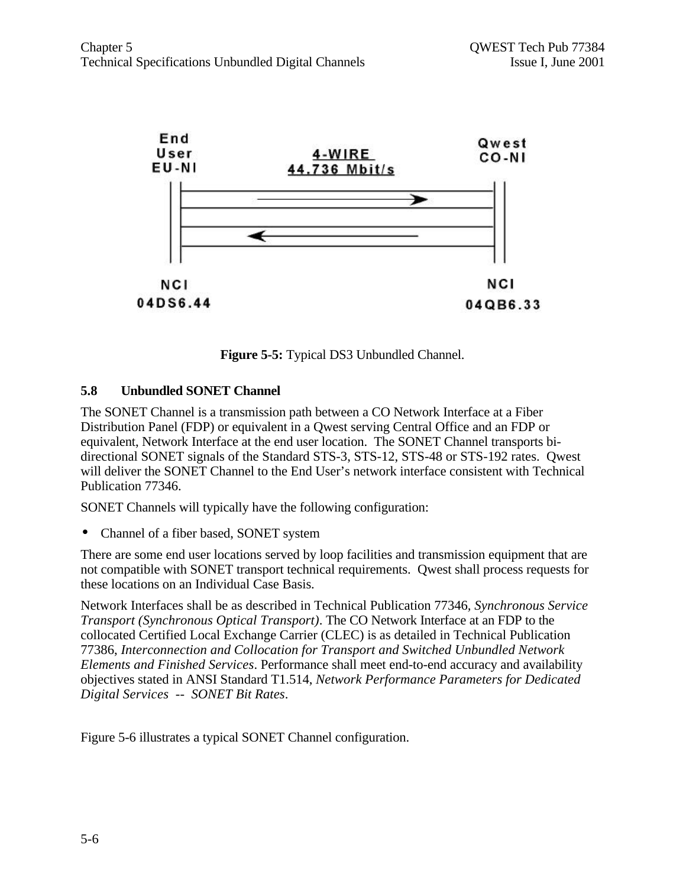**Figure 5-5:** Typical DS3 Unbundled Channel.

## 5.8 Unbundled SONET Channel

The SONET Channel is a transmission path between a CO Network Interface at a Fiber Distribution Panel (FDP) or equivalent in a Qwest serving Central Office and an FDP or equivalent, Network Interface at the end user location. The SONET Channel transports bi-directional SONET signals of the Standard STS-3, STS-12, STS-48 or STS-192 rates. Qwest will deliver the SONET Channel to the End User's network interface consistent with Technical Publication 77346.

SONET Channels will typically have the following configuration:

- Channel of a fiber based, SONET system

There are some end user locations served by loop facilities and transmission equipment that are not compatible with SONET transport technical requirements. Qwest shall process requests for these locations on an Individual Case Basis.

Network Interfaces shall be as described in Technical Publication 77346, *Synchronous Service Transport (Synchronous Optical Transport)*. The CO Network Interface at an FDP to the collocated Certified Local Exchange Carrier (CLEC) is as detailed in Technical Publication 77386, *Interconnection and Collocation for Transport and Switched Unbundled Network Elements and Finished Services*. Performance shall meet end-to-end accuracy and availability objectives stated in ANSI Standard T1.514, *Network Performance Parameters for Dedicated Digital Services -- SONET Bit Rates*.

Figure 5-6 illustrates a typical SONET Channel configuration.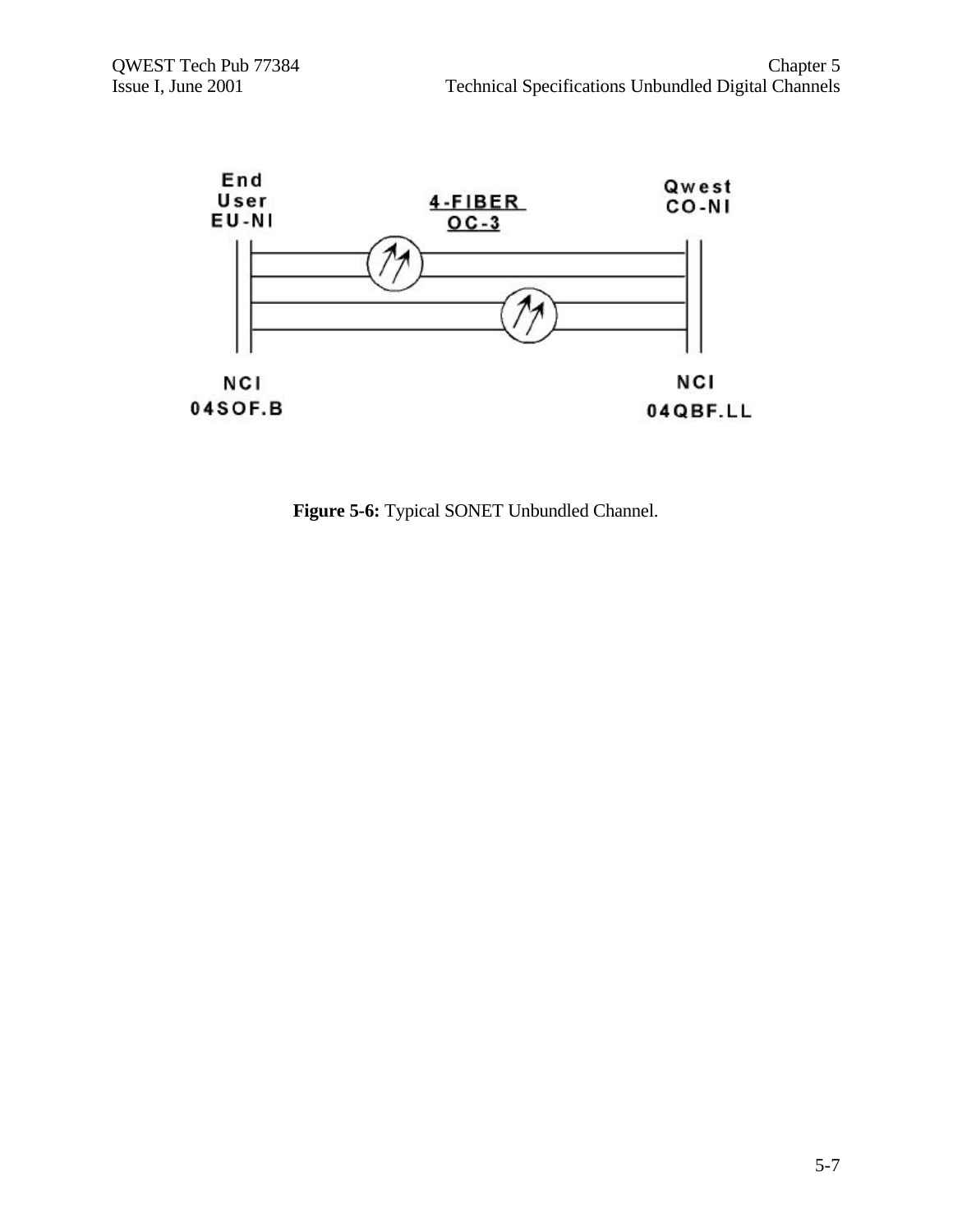End
User
EU-NI

4-FIBER
OC-3

Qwest
CO-NI

NCI
04SOF.B

NCI
04QBF.LL

**Figure 5-6:** Typical SONET Unbundled Channel.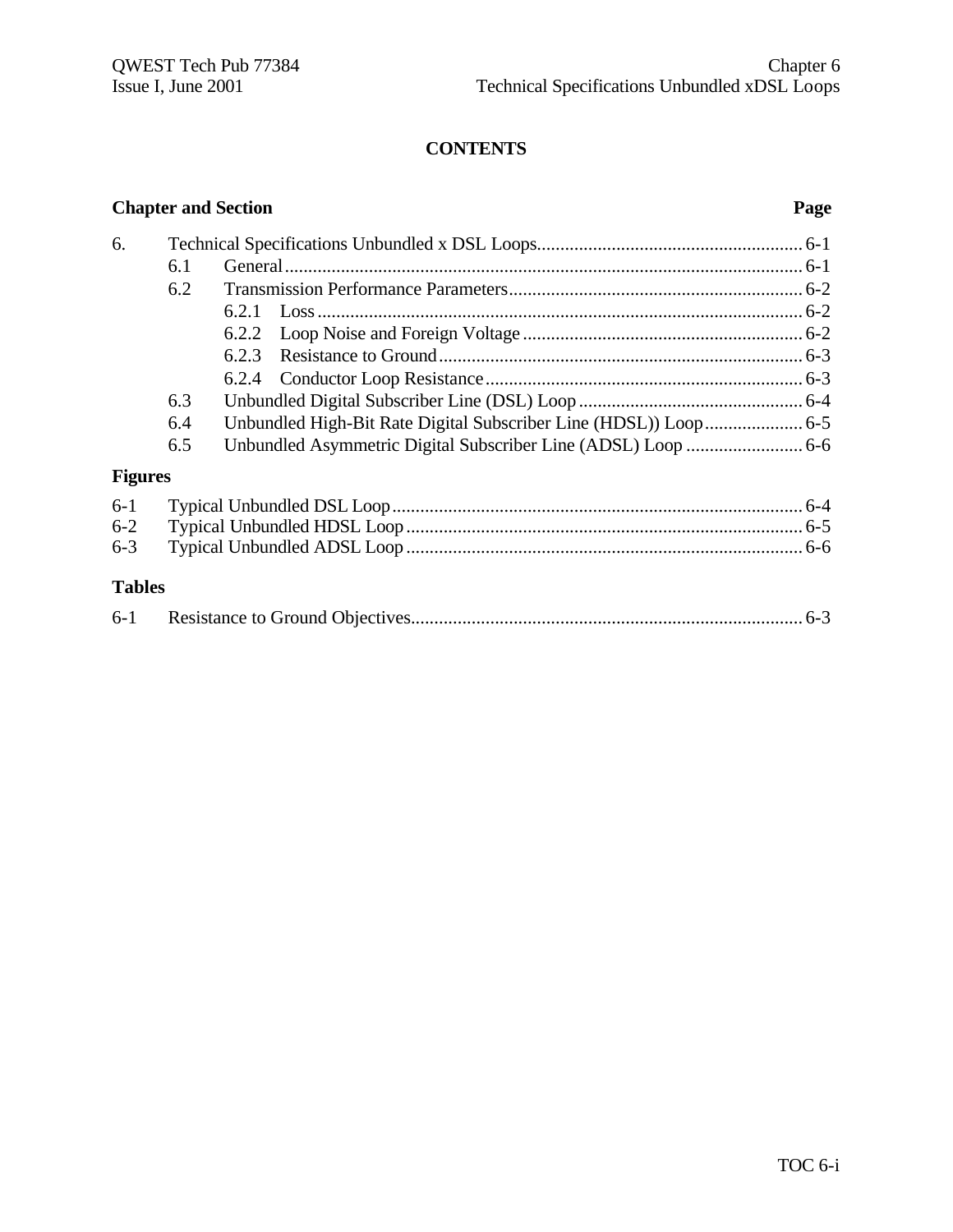# CONTENTS

| Chapter and Section | | | Page |
|---|---|---|---|
| 6. | Technical Specifications Unbundled x DSL Loops | | 6-1 |
| | 6.1 | General | 6-1 |
| | 6.2 | Transmission Performance Parameters | 6-2 |
| | | 6.2.1 Loss | 6-2 |
| | | 6.2.2 Loop Noise and Foreign Voltage | 6-2 |
| | | 6.2.3 Resistance to Ground | 6-3 |
| | | 6.2.4 Conductor Loop Resistance | 6-3 |
| | 6.3 | Unbundled Digital Subscriber Line (DSL) Loop | 6-4 |
| | 6.4 | Unbundled High-Bit Rate Digital Subscriber Line (HDSL)) Loop | 6-5 |
| | 6.5 | Unbundled Asymmetric Digital Subscriber Line (ADSL) Loop | 6-6 |

**Figures**

| | | |
|---|---|---|
| 6-1 | Typical Unbundled DSL Loop | 6-4 |
| 6-2 | Typical Unbundled HDSL Loop | 6-5 |
| 6-3 | Typical Unbundled ADSL Loop | 6-6 |

**Tables**

| | | |
|---|---|---|
| 6-1 | Resistance to Ground Objectives | 6-3 |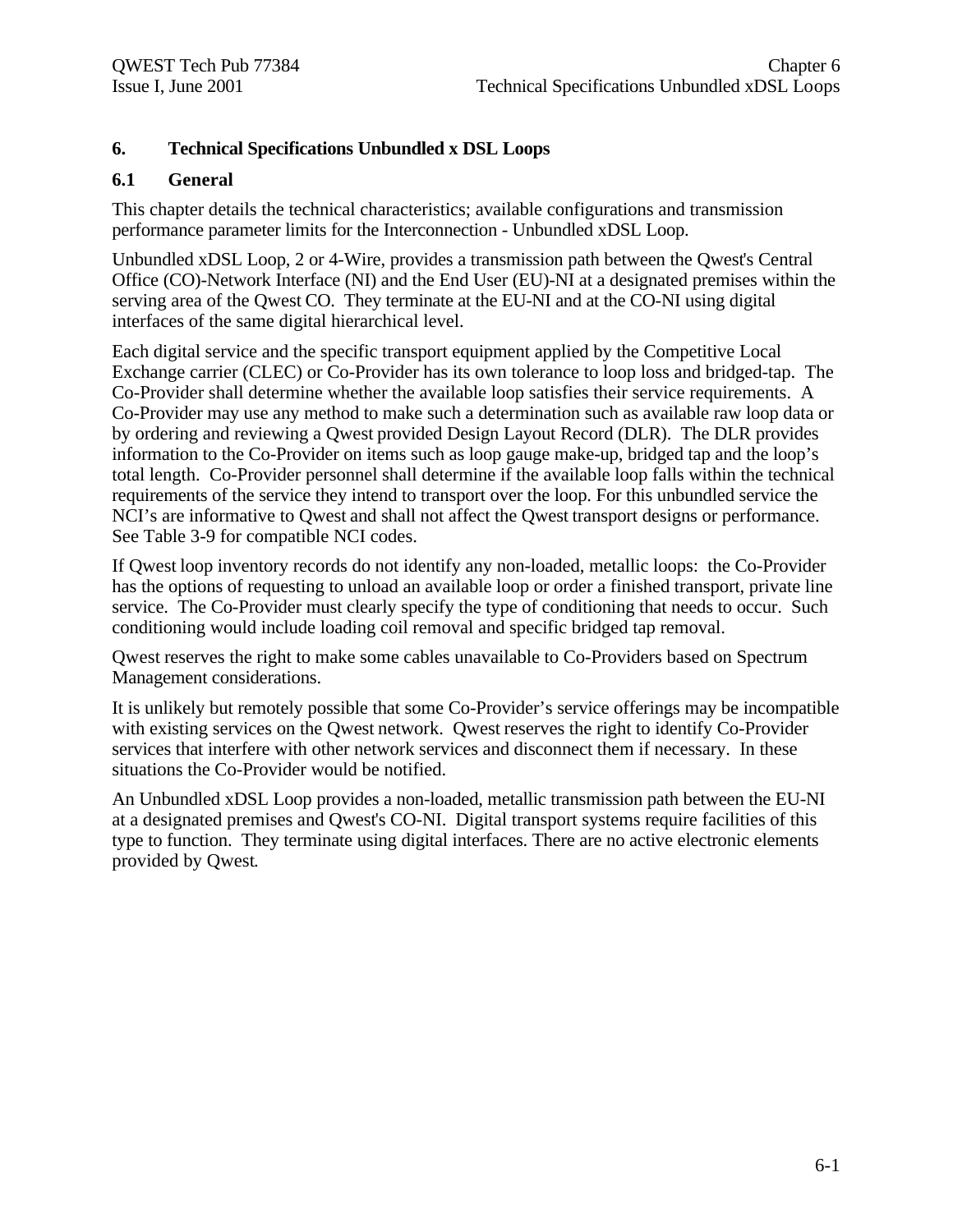# 6. Technical Specifications Unbundled x DSL Loops

## 6.1 General

This chapter details the technical characteristics; available configurations and transmission performance parameter limits for the Interconnection - Unbundled xDSL Loop.

Unbundled xDSL Loop, 2 or 4-Wire, provides a transmission path between the Qwest's Central Office (CO)-Network Interface (NI) and the End User (EU)-NI at a designated premises within the serving area of the Qwest CO. They terminate at the EU-NI and at the CO-NI using digital interfaces of the same digital hierarchical level.

Each digital service and the specific transport equipment applied by the Competitive Local Exchange carrier (CLEC) or Co-Provider has its own tolerance to loop loss and bridged-tap. The Co-Provider shall determine whether the available loop satisfies their service requirements. A Co-Provider may use any method to make such a determination such as available raw loop data or by ordering and reviewing a Qwest provided Design Layout Record (DLR). The DLR provides information to the Co-Provider on items such as loop gauge make-up, bridged tap and the loop's total length. Co-Provider personnel shall determine if the available loop falls within the technical requirements of the service they intend to transport over the loop. For this unbundled service the NCI's are informative to Qwest and shall not affect the Qwest transport designs or performance. See Table 3-9 for compatible NCI codes.

If Qwest loop inventory records do not identify any non-loaded, metallic loops: the Co-Provider has the options of requesting to unload an available loop or order a finished transport, private line service. The Co-Provider must clearly specify the type of conditioning that needs to occur. Such conditioning would include loading coil removal and specific bridged tap removal.

Qwest reserves the right to make some cables unavailable to Co-Providers based on Spectrum Management considerations.

It is unlikely but remotely possible that some Co-Provider's service offerings may be incompatible with existing services on the Qwest network. Qwest reserves the right to identify Co-Provider services that interfere with other network services and disconnect them if necessary. In these situations the Co-Provider would be notified.

An Unbundled xDSL Loop provides a non-loaded, metallic transmission path between the EU-NI at a designated premises and Qwest's CO-NI. Digital transport systems require facilities of this type to function. They terminate using digital interfaces. There are no active electronic elements provided by Qwest.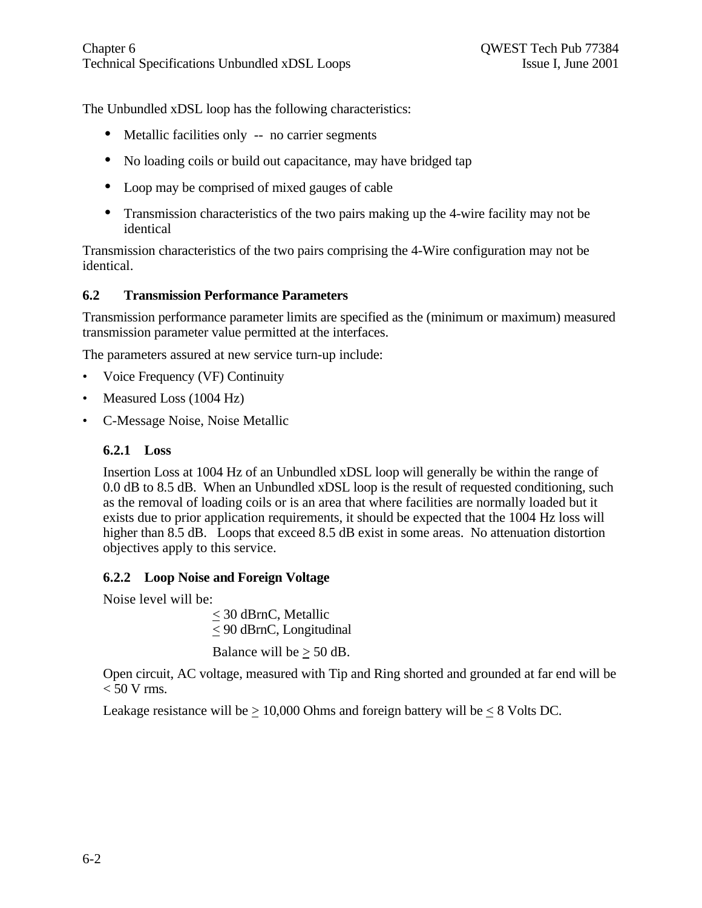The Unbundled xDSL loop has the following characteristics:

- Metallic facilities only -- no carrier segments
- No loading coils or build out capacitance, may have bridged tap
- Loop may be comprised of mixed gauges of cable
- Transmission characteristics of the two pairs making up the 4-wire facility may not be identical

Transmission characteristics of the two pairs comprising the 4-Wire configuration may not be identical.

## 6.2 Transmission Performance Parameters

Transmission performance parameter limits are specified as the (minimum or maximum) measured transmission parameter value permitted at the interfaces.

The parameters assured at new service turn-up include:

- Voice Frequency (VF) Continuity
- Measured Loss (1004 Hz)
- C-Message Noise, Noise Metallic

### 6.2.1 Loss

Insertion Loss at 1004 Hz of an Unbundled xDSL loop will generally be within the range of 0.0 dB to 8.5 dB. When an Unbundled xDSL loop is the result of requested conditioning, such as the removal of loading coils or is an area that where facilities are normally loaded but it exists due to prior application requirements, it should be expected that the 1004 Hz loss will higher than 8.5 dB. Loops that exceed 8.5 dB exist in some areas. No attenuation distortion objectives apply to this service.

### 6.2.2 Loop Noise and Foreign Voltage

Noise level will be:

≤ 30 dBrnC, Metallic
≤ 90 dBrnC, Longitudinal

Balance will be ≥ 50 dB.

Open circuit, AC voltage, measured with Tip and Ring shorted and grounded at far end will be < 50 V rms.

Leakage resistance will be ≥ 10,000 Ohms and foreign battery will be ≤ 8 Volts DC.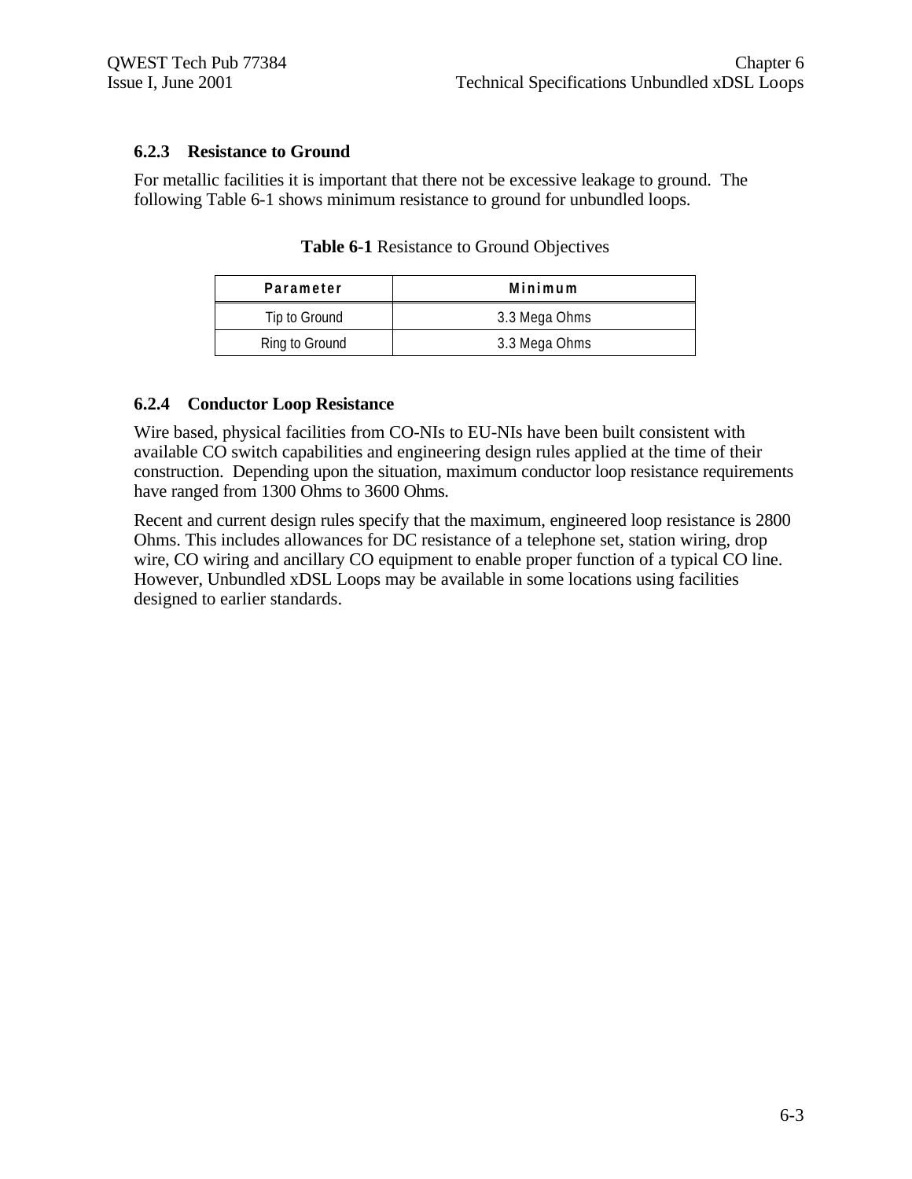### 6.2.3 Resistance to Ground

For metallic facilities it is important that there not be excessive leakage to ground. The following Table 6-1 shows minimum resistance to ground for unbundled loops.

**Table 6-1** Resistance to Ground Objectives

| Parameter | Minimum |
| --- | --- |
| Tip to Ground | 3.3 Mega Ohms |
| Ring to Ground | 3.3 Mega Ohms |

### 6.2.4 Conductor Loop Resistance

Wire based, physical facilities from CO-NIs to EU-NIs have been built consistent with available CO switch capabilities and engineering design rules applied at the time of their construction. Depending upon the situation, maximum conductor loop resistance requirements have ranged from 1300 Ohms to 3600 Ohms.

Recent and current design rules specify that the maximum, engineered loop resistance is 2800 Ohms. This includes allowances for DC resistance of a telephone set, station wiring, drop wire, CO wiring and ancillary CO equipment to enable proper function of a typical CO line. However, Unbundled xDSL Loops may be available in some locations using facilities designed to earlier standards.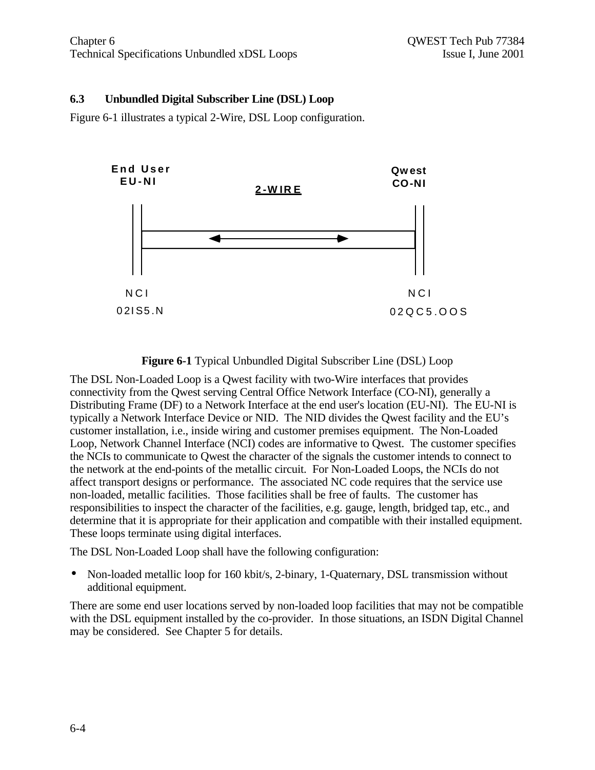### 6.3 Unbundled Digital Subscriber Line (DSL) Loop

Figure 6-1 illustrates a typical 2-Wire, DSL Loop configuration.

End User EU-NI

2-WIRE

Qwest CO-NI

NCI 02IS5.N

NCI 02QC5.OOS

**Figure 6-1** Typical Unbundled Digital Subscriber Line (DSL) Loop

The DSL Non-Loaded Loop is a Qwest facility with two-Wire interfaces that provides connectivity from the Qwest serving Central Office Network Interface (CO-NI), generally a Distributing Frame (DF) to a Network Interface at the end user's location (EU-NI). The EU-NI is typically a Network Interface Device or NID. The NID divides the Qwest facility and the EU's customer installation, i.e., inside wiring and customer premises equipment. The Non-Loaded Loop, Network Channel Interface (NCI) codes are informative to Qwest. The customer specifies the NCIs to communicate to Qwest the character of the signals the customer intends to connect to the network at the end-points of the metallic circuit. For Non-Loaded Loops, the NCIs do not affect transport designs or performance. The associated NC code requires that the service use non-loaded, metallic facilities. Those facilities shall be free of faults. The customer has responsibilities to inspect the character of the facilities, e.g. gauge, length, bridged tap, etc., and determine that it is appropriate for their application and compatible with their installed equipment. These loops terminate using digital interfaces.

The DSL Non-Loaded Loop shall have the following configuration:

- Non-loaded metallic loop for 160 kbit/s, 2-binary, 1-Quaternary, DSL transmission without additional equipment.

There are some end user locations served by non-loaded loop facilities that may not be compatible with the DSL equipment installed by the co-provider. In those situations, an ISDN Digital Channel may be considered. See Chapter 5 for details.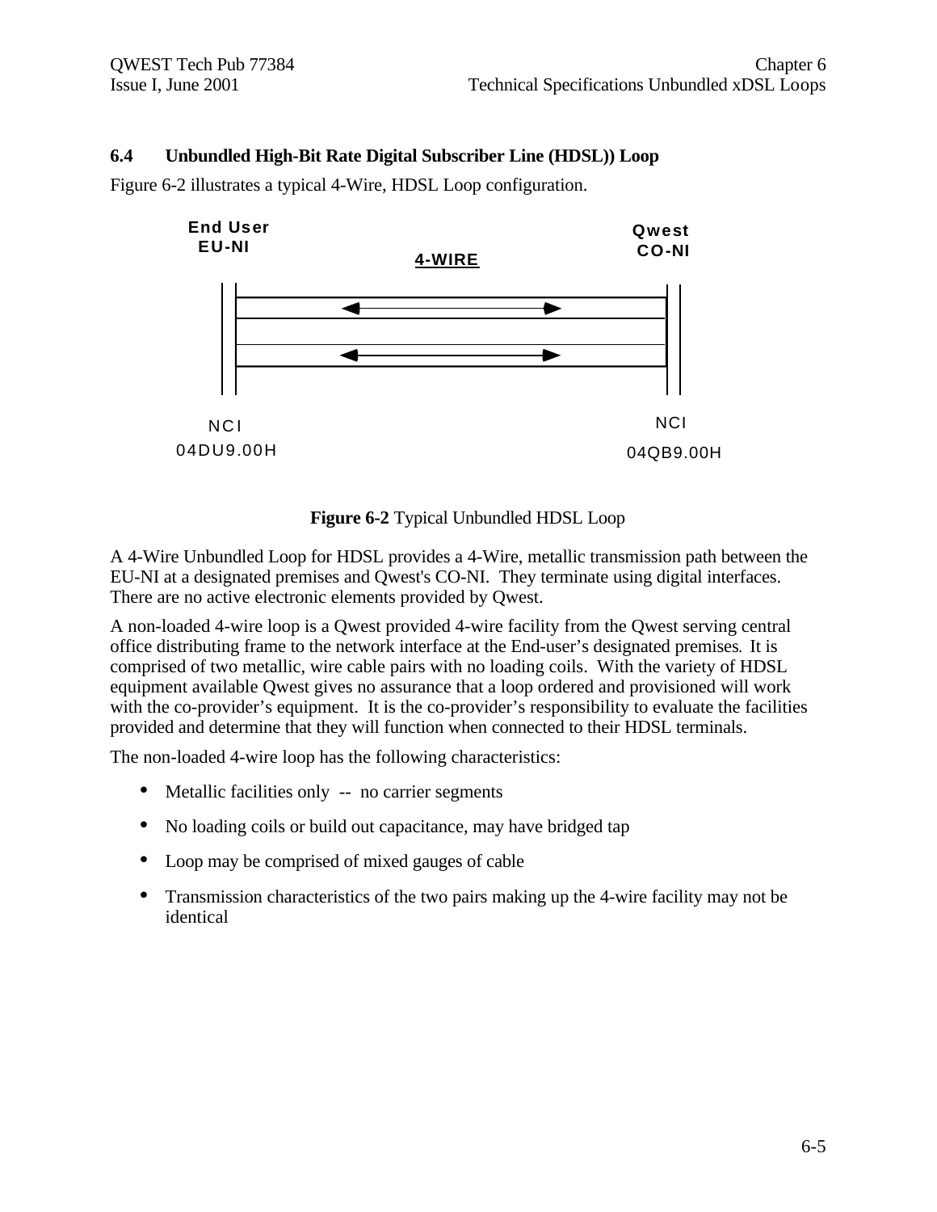## 6.4 Unbundled High-Bit Rate Digital Subscriber Line (HDSL)) Loop

Figure 6-2 illustrates a typical 4-Wire, HDSL Loop configuration.

End User EU-NI

4-WIRE

Qwest CO-NI

NCI 04DU9.00H

NCI 04QB9.00H

**Figure 6-2** Typical Unbundled HDSL Loop

A 4-Wire Unbundled Loop for HDSL provides a 4-Wire, metallic transmission path between the EU-NI at a designated premises and Qwest's CO-NI. They terminate using digital interfaces. There are no active electronic elements provided by Qwest.

A non-loaded 4-wire loop is a Qwest provided 4-wire facility from the Qwest serving central office distributing frame to the network interface at the End-user's designated premises. It is comprised of two metallic, wire cable pairs with no loading coils. With the variety of HDSL equipment available Qwest gives no assurance that a loop ordered and provisioned will work with the co-provider's equipment. It is the co-provider's responsibility to evaluate the facilities provided and determine that they will function when connected to their HDSL terminals.

The non-loaded 4-wire loop has the following characteristics:

- Metallic facilities only -- no carrier segments
- No loading coils or build out capacitance, may have bridged tap
- Loop may be comprised of mixed gauges of cable
- Transmission characteristics of the two pairs making up the 4-wire facility may not be identical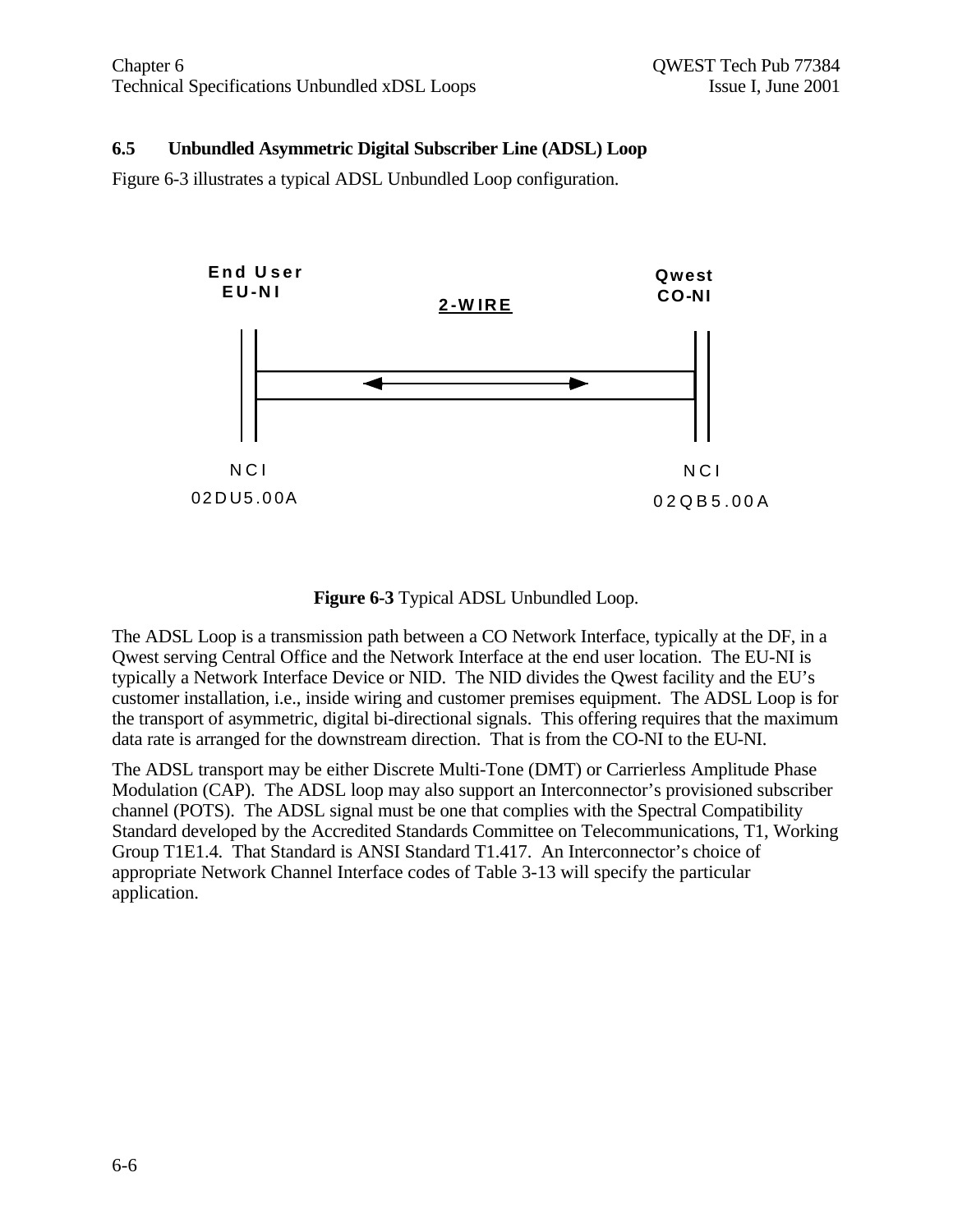## 6.5 Unbundled Asymmetric Digital Subscriber Line (ADSL) Loop

Figure 6-3 illustrates a typical ADSL Unbundled Loop configuration.

End User EU-NI

2-WIRE

Qwest CO-NI

NCI 02DU5.00A

NCI 02QB5.00A

**Figure 6-3** Typical ADSL Unbundled Loop.

The ADSL Loop is a transmission path between a CO Network Interface, typically at the DF, in a Qwest serving Central Office and the Network Interface at the end user location. The EU-NI is typically a Network Interface Device or NID. The NID divides the Qwest facility and the EU's customer installation, i.e., inside wiring and customer premises equipment. The ADSL Loop is for the transport of asymmetric, digital bi-directional signals. This offering requires that the maximum data rate is arranged for the downstream direction. That is from the CO-NI to the EU-NI.

The ADSL transport may be either Discrete Multi-Tone (DMT) or Carrierless Amplitude Phase Modulation (CAP). The ADSL loop may also support an Interconnector's provisioned subscriber channel (POTS). The ADSL signal must be one that complies with the Spectral Compatibility Standard developed by the Accredited Standards Committee on Telecommunications, T1, Working Group T1E1.4. That Standard is ANSI Standard T1.417. An Interconnector's choice of appropriate Network Channel Interface codes of Table 3-13 will specify the particular application.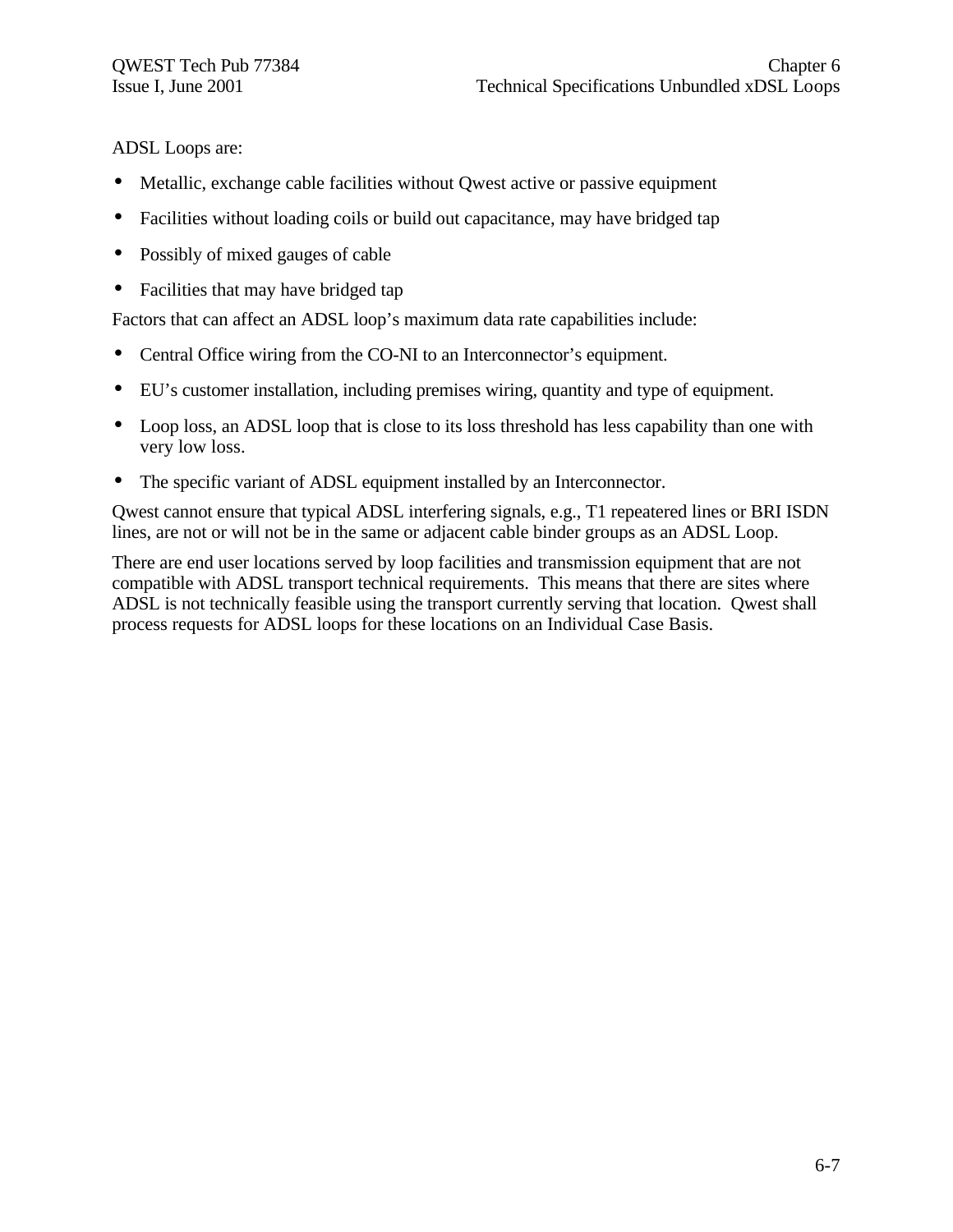ADSL Loops are:

- Metallic, exchange cable facilities without Qwest active or passive equipment
- Facilities without loading coils or build out capacitance, may have bridged tap
- Possibly of mixed gauges of cable
- Facilities that may have bridged tap

Factors that can affect an ADSL loop's maximum data rate capabilities include:

- Central Office wiring from the CO-NI to an Interconnector's equipment.
- EU's customer installation, including premises wiring, quantity and type of equipment.
- Loop loss, an ADSL loop that is close to its loss threshold has less capability than one with very low loss.
- The specific variant of ADSL equipment installed by an Interconnector.

Qwest cannot ensure that typical ADSL interfering signals, e.g., T1 repeatered lines or BRI ISDN lines, are not or will not be in the same or adjacent cable binder groups as an ADSL Loop.

There are end user locations served by loop facilities and transmission equipment that are not compatible with ADSL transport technical requirements. This means that there are sites where ADSL is not technically feasible using the transport currently serving that location. Qwest shall process requests for ADSL loops for these locations on an Individual Case Basis.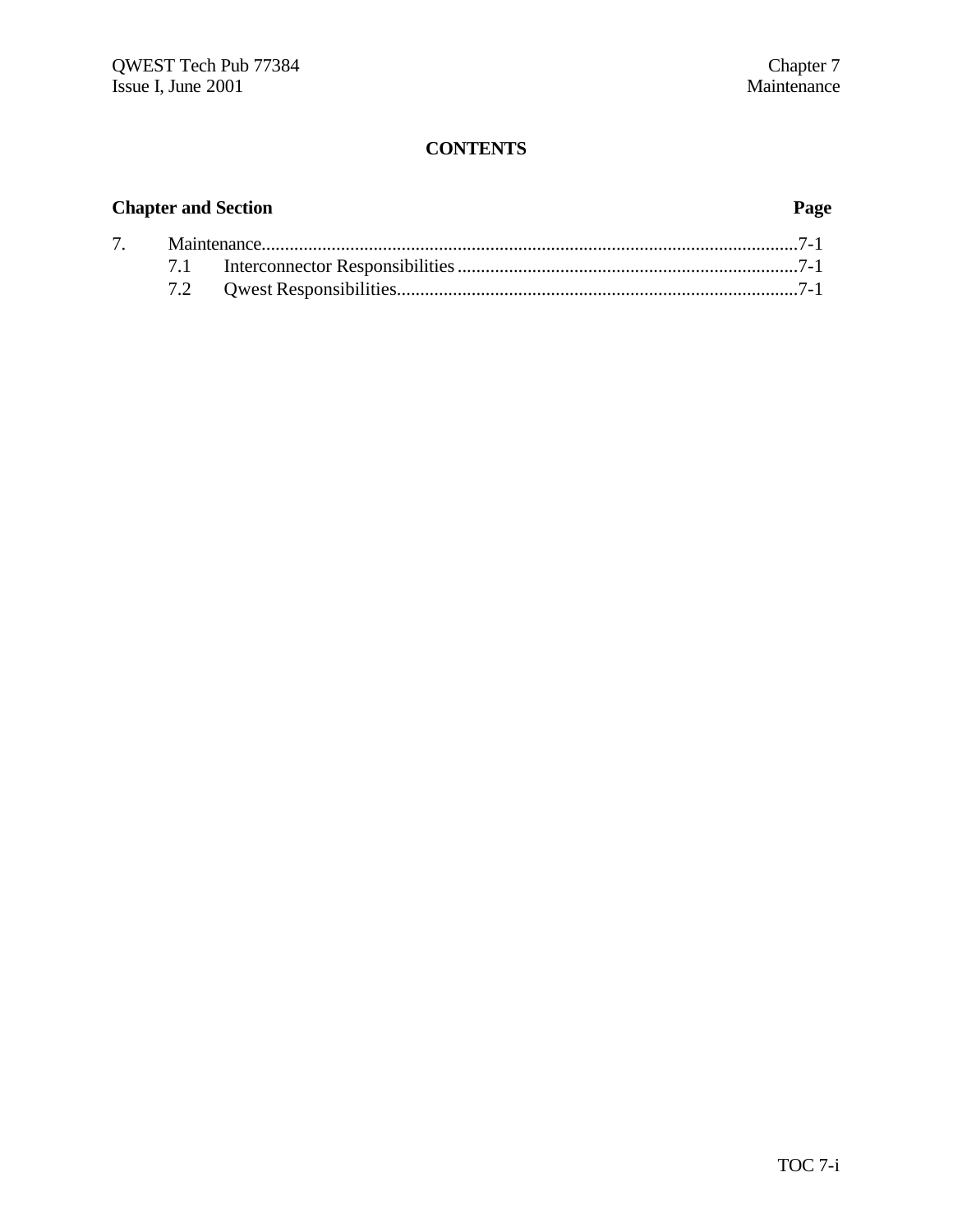**CONTENTS**

| Chapter and Section | | Page |
|---|---|---|
| 7. | Maintenance | 7-1 |
| | 7.1 Interconnector Responsibilities | 7-1 |
| | 7.2 Qwest Responsibilities | 7-1 |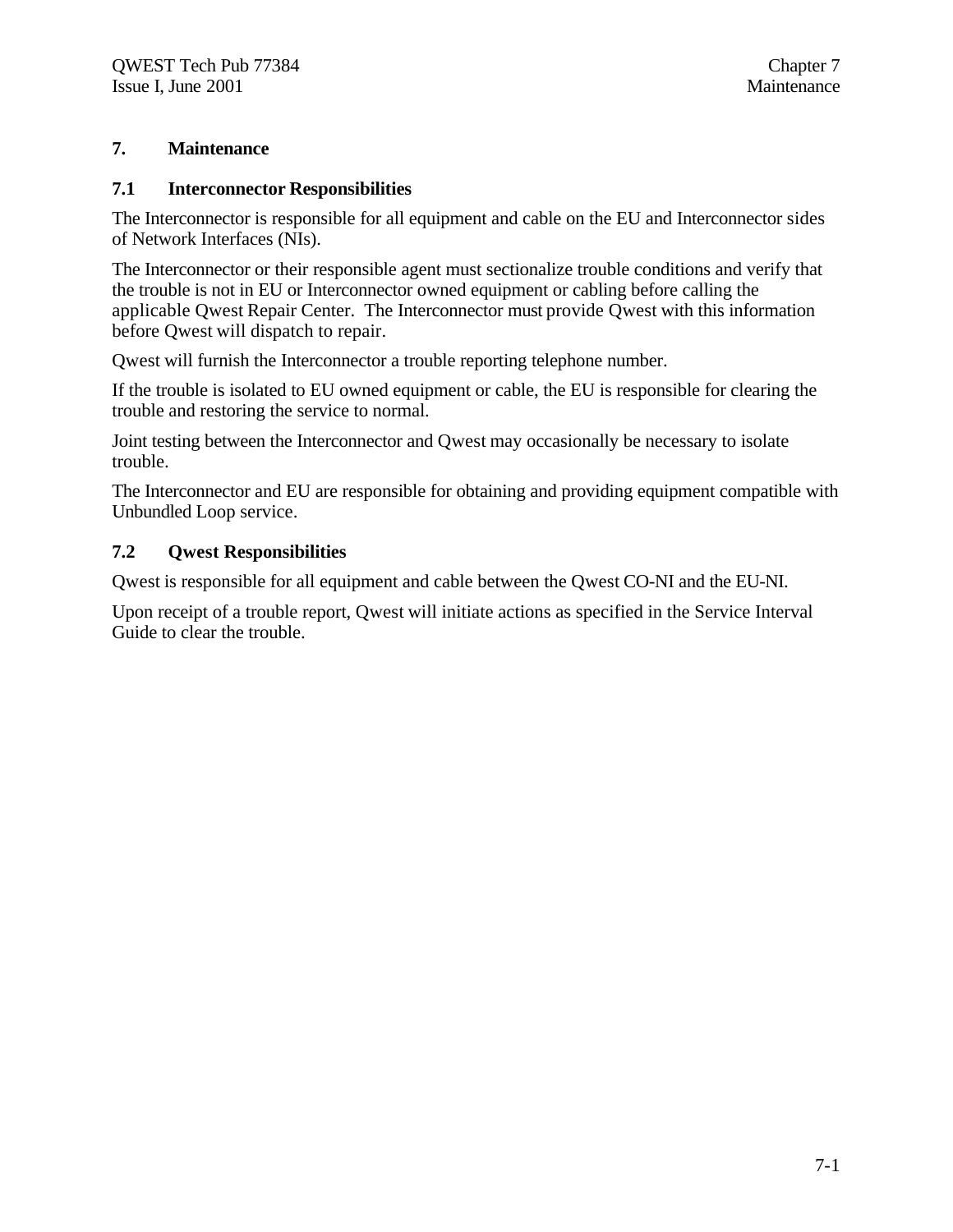# 7. Maintenance

## 7.1 Interconnector Responsibilities

The Interconnector is responsible for all equipment and cable on the EU and Interconnector sides of Network Interfaces (NIs).

The Interconnector or their responsible agent must sectionalize trouble conditions and verify that the trouble is not in EU or Interconnector owned equipment or cabling before calling the applicable Qwest Repair Center. The Interconnector must provide Qwest with this information before Qwest will dispatch to repair.

Qwest will furnish the Interconnector a trouble reporting telephone number.

If the trouble is isolated to EU owned equipment or cable, the EU is responsible for clearing the trouble and restoring the service to normal.

Joint testing between the Interconnector and Qwest may occasionally be necessary to isolate trouble.

The Interconnector and EU are responsible for obtaining and providing equipment compatible with Unbundled Loop service.

## 7.2 Qwest Responsibilities

Qwest is responsible for all equipment and cable between the Qwest CO-NI and the EU-NI.

Upon receipt of a trouble report, Qwest will initiate actions as specified in the Service Interval Guide to clear the trouble.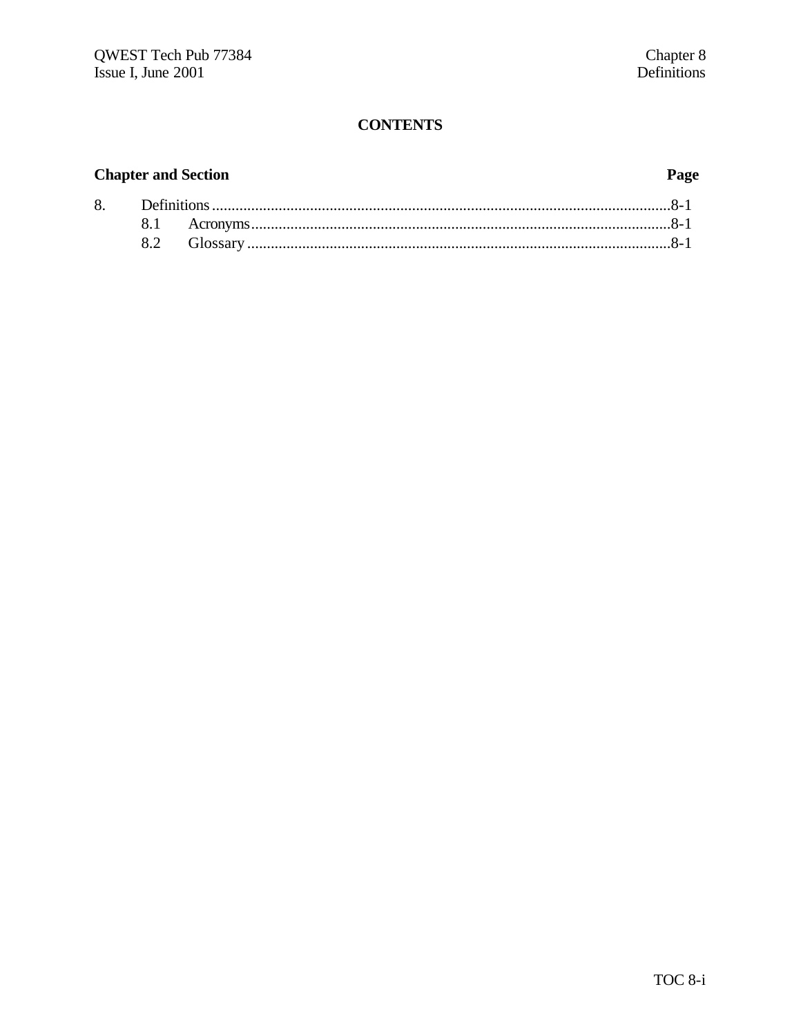# CONTENTS

**Chapter and Section** **Page**

8. Definitions .......................................................................................................................8-1
   - 8.1 Acronyms...........................................................................................................8-1
   - 8.2 Glossary ............................................................................................................8-1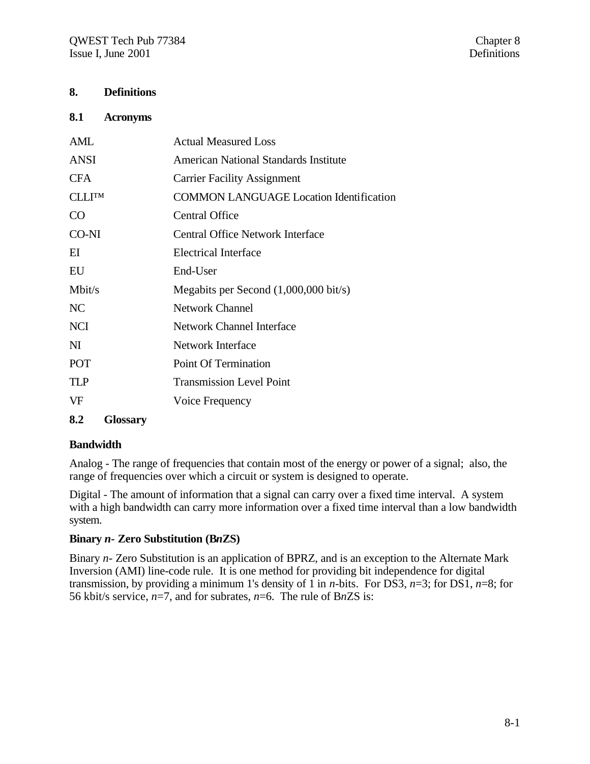# 8. Definitions

## 8.1 Acronyms

| | |
|---|---|
| AML | Actual Measured Loss |
| ANSI | American National Standards Institute |
| CFA | Carrier Facility Assignment |
| CLLI™ | COMMON LANGUAGE Location Identification |
| CO | Central Office |
| CO-NI | Central Office Network Interface |
| EI | Electrical Interface |
| EU | End-User |
| Mbit/s | Megabits per Second (1,000,000 bit/s) |
| NC | Network Channel |
| NCI | Network Channel Interface |
| NI | Network Interface |
| POT | Point Of Termination |
| TLP | Transmission Level Point |
| VF | Voice Frequency |

## 8.2 Glossary

**Bandwidth**

Analog - The range of frequencies that contain most of the energy or power of a signal; also, the range of frequencies over which a circuit or system is designed to operate.

Digital - The amount of information that a signal can carry over a fixed time interval. A system with a high bandwidth can carry more information over a fixed time interval than a low bandwidth system.

**Binary *n*- Zero Substitution (B*n*ZS)**

Binary *n*- Zero Substitution is an application of BPRZ, and is an exception to the Alternate Mark Inversion (AMI) line-code rule. It is one method for providing bit independence for digital transmission, by providing a minimum 1's density of 1 in $n$-bits. For DS3, $n$=3; for DS1, $n$=8; for 56 kbit/s service, $n$=7, and for subrates, $n$=6. The rule of B$n$ZS is: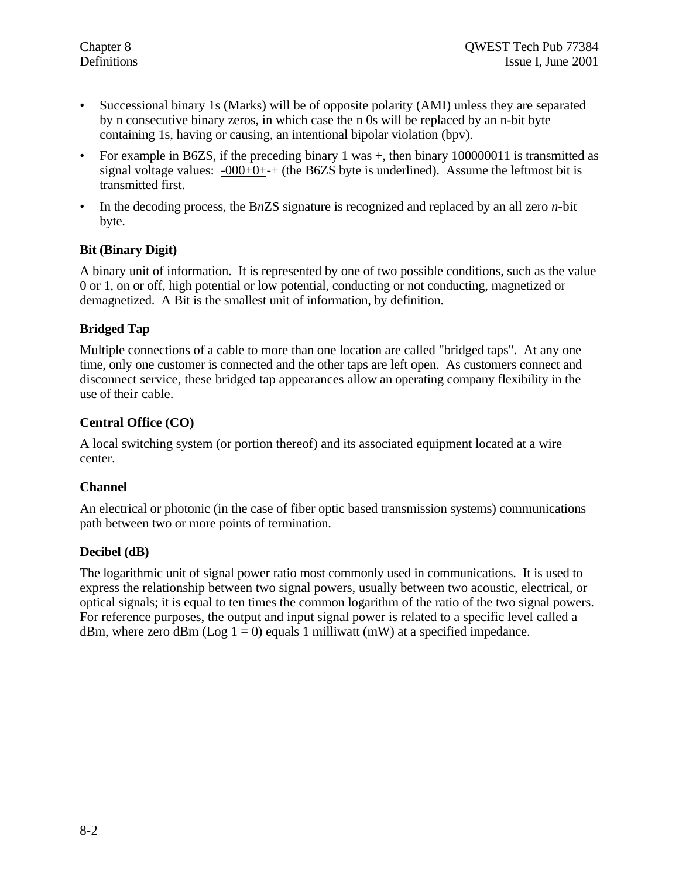- Successional binary 1s (Marks) will be of opposite polarity (AMI) unless they are separated by n consecutive binary zeros, in which case the n 0s will be replaced by an n-bit byte containing 1s, having or causing, an intentional bipolar violation (bpv).
- For example in B6ZS, if the preceding binary 1 was +, then binary 100000011 is transmitted as signal voltage values: <u>-000+0+</u>-+ (the B6ZS byte is underlined). Assume the leftmost bit is transmitted first.
- In the decoding process, the B*n*ZS signature is recognized and replaced by an all zero *n*-bit byte.

**Bit (Binary Digit)**

A binary unit of information. It is represented by one of two possible conditions, such as the value 0 or 1, on or off, high potential or low potential, conducting or not conducting, magnetized or demagnetized. A Bit is the smallest unit of information, by definition.

**Bridged Tap**

Multiple connections of a cable to more than one location are called "bridged taps". At any one time, only one customer is connected and the other taps are left open. As customers connect and disconnect service, these bridged tap appearances allow an operating company flexibility in the use of their cable.

**Central Office (CO)**

A local switching system (or portion thereof) and its associated equipment located at a wire center.

**Channel**

An electrical or photonic (in the case of fiber optic based transmission systems) communications path between two or more points of termination.

**Decibel (dB)**

The logarithmic unit of signal power ratio most commonly used in communications. It is used to express the relationship between two signal powers, usually between two acoustic, electrical, or optical signals; it is equal to ten times the common logarithm of the ratio of the two signal powers. For reference purposes, the output and input signal power is related to a specific level called a dBm, where zero dBm (Log 1 = 0) equals 1 milliwatt (mW) at a specified impedance.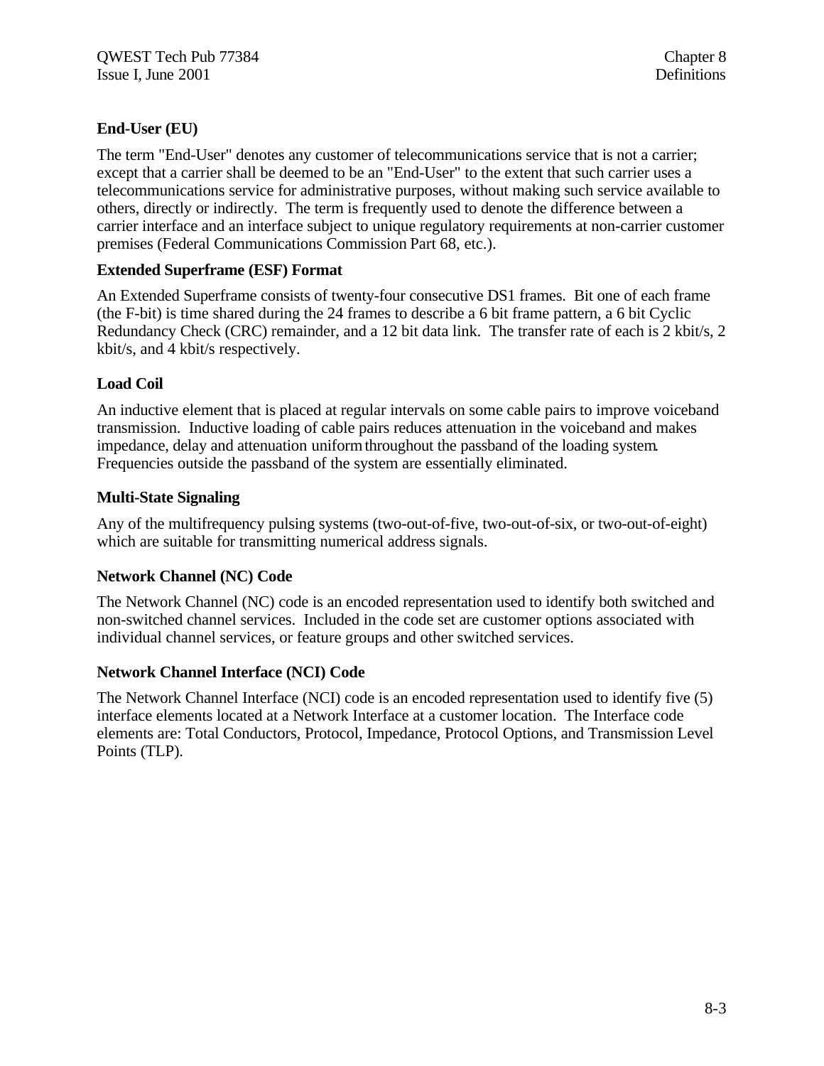### End-User (EU)

The term "End-User" denotes any customer of telecommunications service that is not a carrier; except that a carrier shall be deemed to be an "End-User" to the extent that such carrier uses a telecommunications service for administrative purposes, without making such service available to others, directly or indirectly. The term is frequently used to denote the difference between a carrier interface and an interface subject to unique regulatory requirements at non-carrier customer premises (Federal Communications Commission Part 68, etc.).

### Extended Superframe (ESF) Format

An Extended Superframe consists of twenty-four consecutive DS1 frames. Bit one of each frame (the F-bit) is time shared during the 24 frames to describe a 6 bit frame pattern, a 6 bit Cyclic Redundancy Check (CRC) remainder, and a 12 bit data link. The transfer rate of each is 2 kbit/s, 2 kbit/s, and 4 kbit/s respectively.

### Load Coil

An inductive element that is placed at regular intervals on some cable pairs to improve voiceband transmission. Inductive loading of cable pairs reduces attenuation in the voiceband and makes impedance, delay and attenuation uniform throughout the passband of the loading system. Frequencies outside the passband of the system are essentially eliminated.

### Multi-State Signaling

Any of the multifrequency pulsing systems (two-out-of-five, two-out-of-six, or two-out-of-eight) which are suitable for transmitting numerical address signals.

### Network Channel (NC) Code

The Network Channel (NC) code is an encoded representation used to identify both switched and non-switched channel services. Included in the code set are customer options associated with individual channel services, or feature groups and other switched services.

### Network Channel Interface (NCI) Code

The Network Channel Interface (NCI) code is an encoded representation used to identify five (5) interface elements located at a Network Interface at a customer location. The Interface code elements are: Total Conductors, Protocol, Impedance, Protocol Options, and Transmission Level Points (TLP).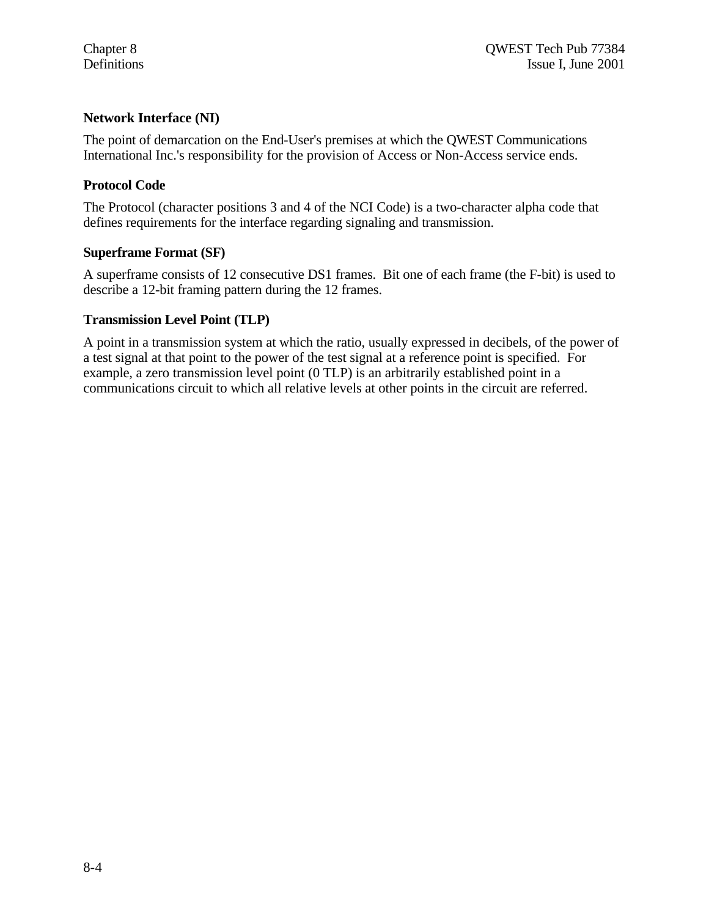**Network Interface (NI)**

The point of demarcation on the End-User's premises at which the QWEST Communications International Inc.'s responsibility for the provision of Access or Non-Access service ends.

**Protocol Code**

The Protocol (character positions 3 and 4 of the NCI Code) is a two-character alpha code that defines requirements for the interface regarding signaling and transmission.

**Superframe Format (SF)**

A superframe consists of 12 consecutive DS1 frames. Bit one of each frame (the F-bit) is used to describe a 12-bit framing pattern during the 12 frames.

**Transmission Level Point (TLP)**

A point in a transmission system at which the ratio, usually expressed in decibels, of the power of a test signal at that point to the power of the test signal at a reference point is specified. For example, a zero transmission level point (0 TLP) is an arbitrarily established point in a communications circuit to which all relative levels at other points in the circuit are referred.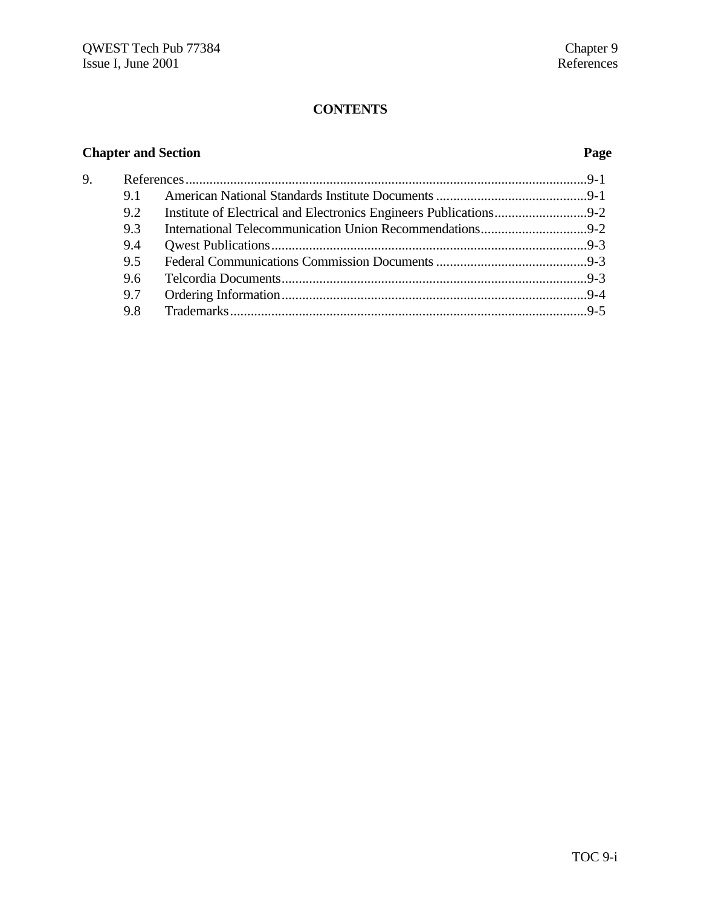**CONTENTS**

| Chapter and Section | | Page |
|---|---|---|
| 9. | References | 9-1 |
| 9.1 | American National Standards Institute Documents | 9-1 |
| 9.2 | Institute of Electrical and Electronics Engineers Publications | 9-2 |
| 9.3 | International Telecommunication Union Recommendations | 9-2 |
| 9.4 | Qwest Publications | 9-3 |
| 9.5 | Federal Communications Commission Documents | 9-3 |
| 9.6 | Telcordia Documents | 9-3 |
| 9.7 | Ordering Information | 9-4 |
| 9.8 | Trademarks | 9-5 |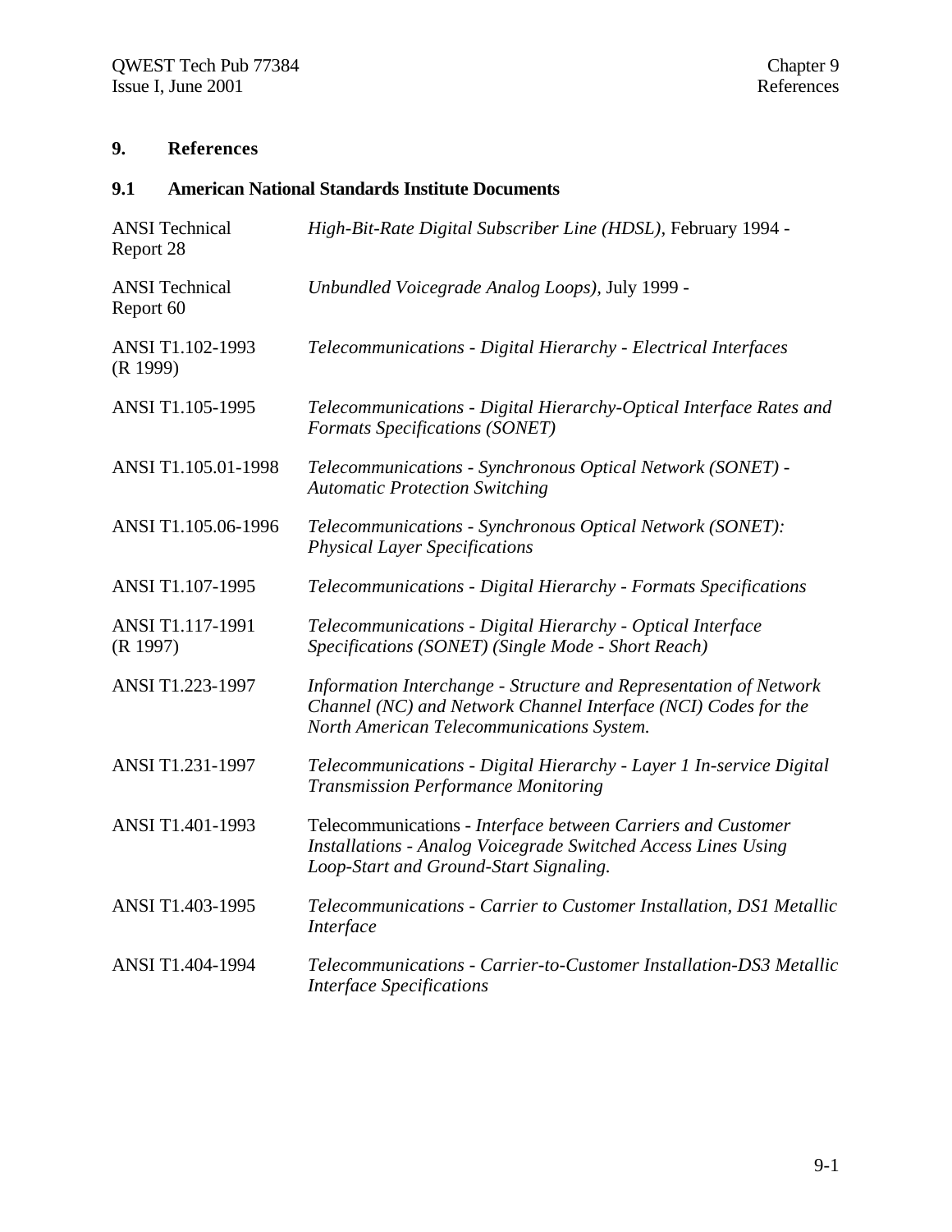## 9. References

### 9.1 American National Standards Institute Documents

| | |
|---|---|
| ANSI Technical Report 28 | *High-Bit-Rate Digital Subscriber Line (HDSL),* February 1994 - |
| ANSI Technical Report 60 | *Unbundled Voicegrade Analog Loops),* July 1999 - |
| ANSI T1.102-1993 (R 1999) | *Telecommunications - Digital Hierarchy - Electrical Interfaces* |
| ANSI T1.105-1995 | *Telecommunications - Digital Hierarchy-Optical Interface Rates and Formats Specifications (SONET)* |
| ANSI T1.105.01-1998 | *Telecommunications - Synchronous Optical Network (SONET) - Automatic Protection Switching* |
| ANSI T1.105.06-1996 | *Telecommunications - Synchronous Optical Network (SONET): Physical Layer Specifications* |
| ANSI T1.107-1995 | *Telecommunications - Digital Hierarchy - Formats Specifications* |
| ANSI T1.117-1991 (R 1997) | *Telecommunications - Digital Hierarchy - Optical Interface Specifications (SONET) (Single Mode - Short Reach)* |
| ANSI T1.223-1997 | *Information Interchange - Structure and Representation of Network Channel (NC) and Network Channel Interface (NCI) Codes for the North American Telecommunications System.* |
| ANSI T1.231-1997 | *Telecommunications - Digital Hierarchy - Layer 1 In-service Digital Transmission Performance Monitoring* |
| ANSI T1.401-1993 | Telecommunications - *Interface between Carriers and Customer Installations - Analog Voicegrade Switched Access Lines Using Loop-Start and Ground-Start Signaling.* |
| ANSI T1.403-1995 | *Telecommunications - Carrier to Customer Installation, DS1 Metallic Interface* |
| ANSI T1.404-1994 | *Telecommunications - Carrier-to-Customer Installation-DS3 Metallic Interface Specifications* |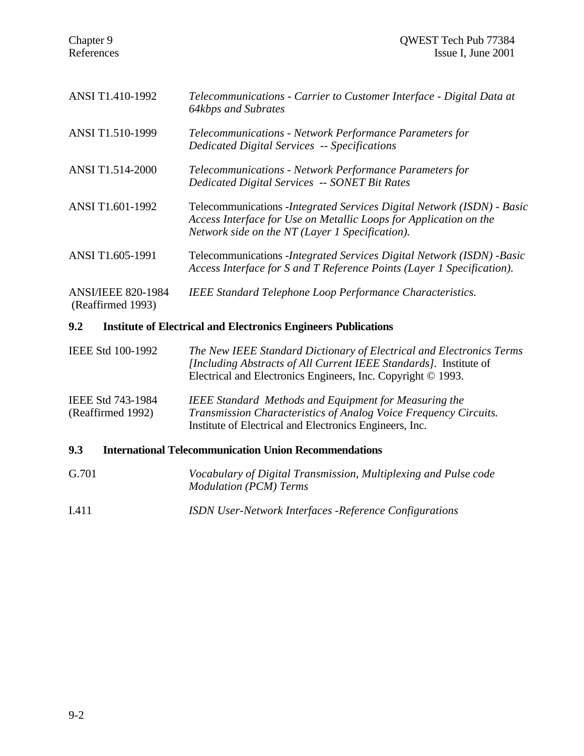| | |
|---|---|
| ANSI T1.410-1992 | *Telecommunications - Carrier to Customer Interface - Digital Data at 64kbps and Subrates* |
| ANSI T1.510-1999 | *Telecommunications - Network Performance Parameters for Dedicated Digital Services -- Specifications* |
| ANSI T1.514-2000 | *Telecommunications - Network Performance Parameters for Dedicated Digital Services -- SONET Bit Rates* |
| ANSI T1.601-1992 | Telecommunications -*Integrated Services Digital Network (ISDN) - Basic Access Interface for Use on Metallic Loops for Application on the Network side on the NT (Layer 1 Specification).* |
| ANSI T1.605-1991 | Telecommunications -*Integrated Services Digital Network (ISDN) -Basic Access Interface for S and T Reference Points (Layer 1 Specification).* |
| ANSI/IEEE 820-1984 (Reaffirmed 1993) | *IEEE Standard Telephone Loop Performance Characteristics.* |

## 9.2 Institute of Electrical and Electronics Engineers Publications

| | |
|---|---|
| IEEE Std 100-1992 | *The New IEEE Standard Dictionary of Electrical and Electronics Terms [Including Abstracts of All Current IEEE Standards].* Institute of Electrical and Electronics Engineers, Inc. Copyright © 1993. |
| IEEE Std 743-1984 (Reaffirmed 1992) | *IEEE Standard Methods and Equipment for Measuring the Transmission Characteristics of Analog Voice Frequency Circuits.* Institute of Electrical and Electronics Engineers, Inc. |

## 9.3 International Telecommunication Union Recommendations

| | |
|---|---|
| G.701 | *Vocabulary of Digital Transmission, Multiplexing and Pulse code Modulation (PCM) Terms* |
| I.411 | *ISDN User-Network Interfaces -Reference Configurations* |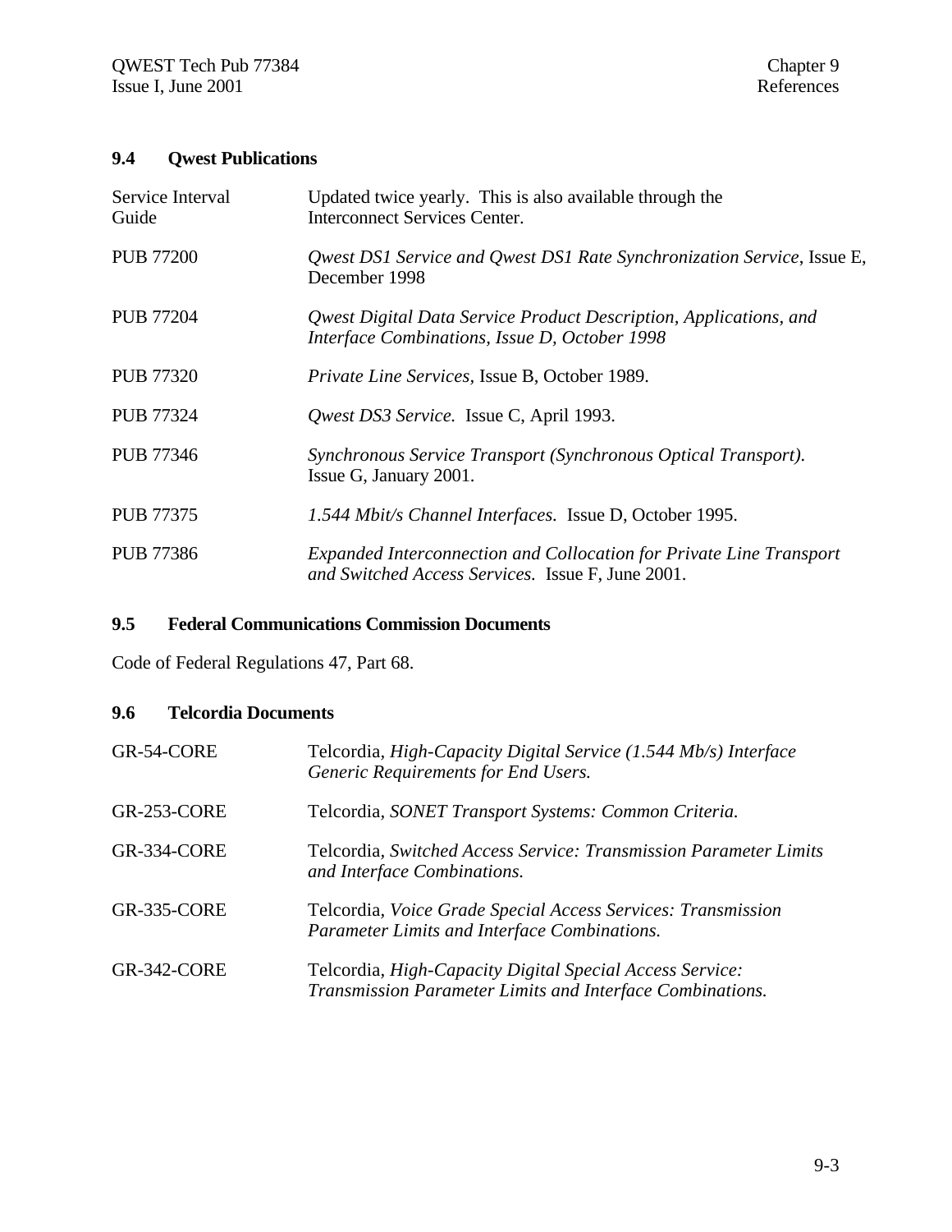## 9.4 Qwest Publications

| | |
|---|---|
| Service Interval Guide | Updated twice yearly. This is also available through the Interconnect Services Center. |
| PUB 77200 | *Qwest DS1 Service and Qwest DS1 Rate Synchronization Service*, Issue E, December 1998 |
| PUB 77204 | *Qwest Digital Data Service Product Description, Applications, and Interface Combinations, Issue D, October 1998* |
| PUB 77320 | *Private Line Services,* Issue B, October 1989. |
| PUB 77324 | *Qwest DS3 Service.* Issue C, April 1993. |
| PUB 77346 | *Synchronous Service Transport (Synchronous Optical Transport).* Issue G, January 2001. |
| PUB 77375 | *1.544 Mbit/s Channel Interfaces*. Issue D, October 1995. |
| PUB 77386 | *Expanded Interconnection and Collocation for Private Line Transport and Switched Access Services.* Issue F, June 2001. |

## 9.5 Federal Communications Commission Documents

Code of Federal Regulations 47, Part 68.

## 9.6 Telcordia Documents

| | |
|---|---|
| GR-54-CORE | Telcordia, *High-Capacity Digital Service (1.544 Mb/s) Interface Generic Requirements for End Users.* |
| GR-253-CORE | Telcordia, *SONET Transport Systems: Common Criteria.* |
| GR-334-CORE | Telcordia, *Switched Access Service: Transmission Parameter Limits and Interface Combinations.* |
| GR-335-CORE | Telcordia, *Voice Grade Special Access Services: Transmission Parameter Limits and Interface Combinations.* |
| GR-342-CORE | Telcordia, *High-Capacity Digital Special Access Service: Transmission Parameter Limits and Interface Combinations.* |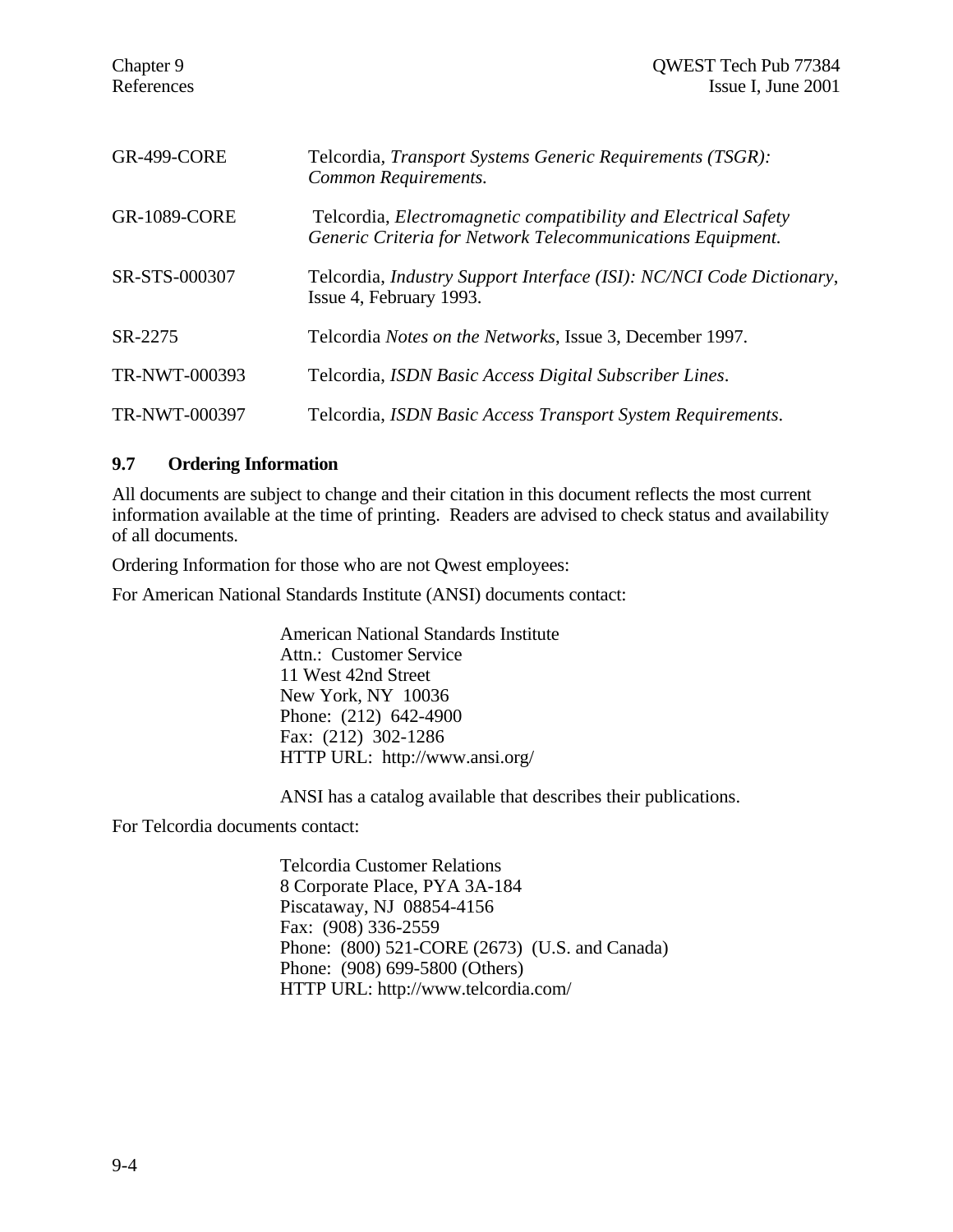| | |
|---|---|
| GR-499-CORE | Telcordia, *Transport Systems Generic Requirements (TSGR): Common Requirements.* |
| GR-1089-CORE | Telcordia, *Electromagnetic compatibility and Electrical Safety Generic Criteria for Network Telecommunications Equipment.* |
| SR-STS-000307 | Telcordia, *Industry Support Interface (ISI): NC/NCI Code Dictionary*, Issue 4, February 1993. |
| SR-2275 | Telcordia *Notes on the Networks*, Issue 3, December 1997. |
| TR-NWT-000393 | Telcordia, *ISDN Basic Access Digital Subscriber Lines*. |
| TR-NWT-000397 | Telcordia, *ISDN Basic Access Transport System Requirements*. |

### 9.7 Ordering Information

All documents are subject to change and their citation in this document reflects the most current information available at the time of printing. Readers are advised to check status and availability of all documents.

Ordering Information for those who are not Qwest employees:

For American National Standards Institute (ANSI) documents contact:

American National Standards Institute
Attn.: Customer Service
11 West 42nd Street
New York, NY 10036
Phone: (212) 642-4900
Fax: (212) 302-1286
HTTP URL: http://www.ansi.org/

ANSI has a catalog available that describes their publications.

For Telcordia documents contact:

Telcordia Customer Relations
8 Corporate Place, PYA 3A-184
Piscataway, NJ 08854-4156
Fax: (908) 336-2559
Phone: (800) 521-CORE (2673) (U.S. and Canada)
Phone: (908) 699-5800 (Others)
HTTP URL: http://www.telcordia.com/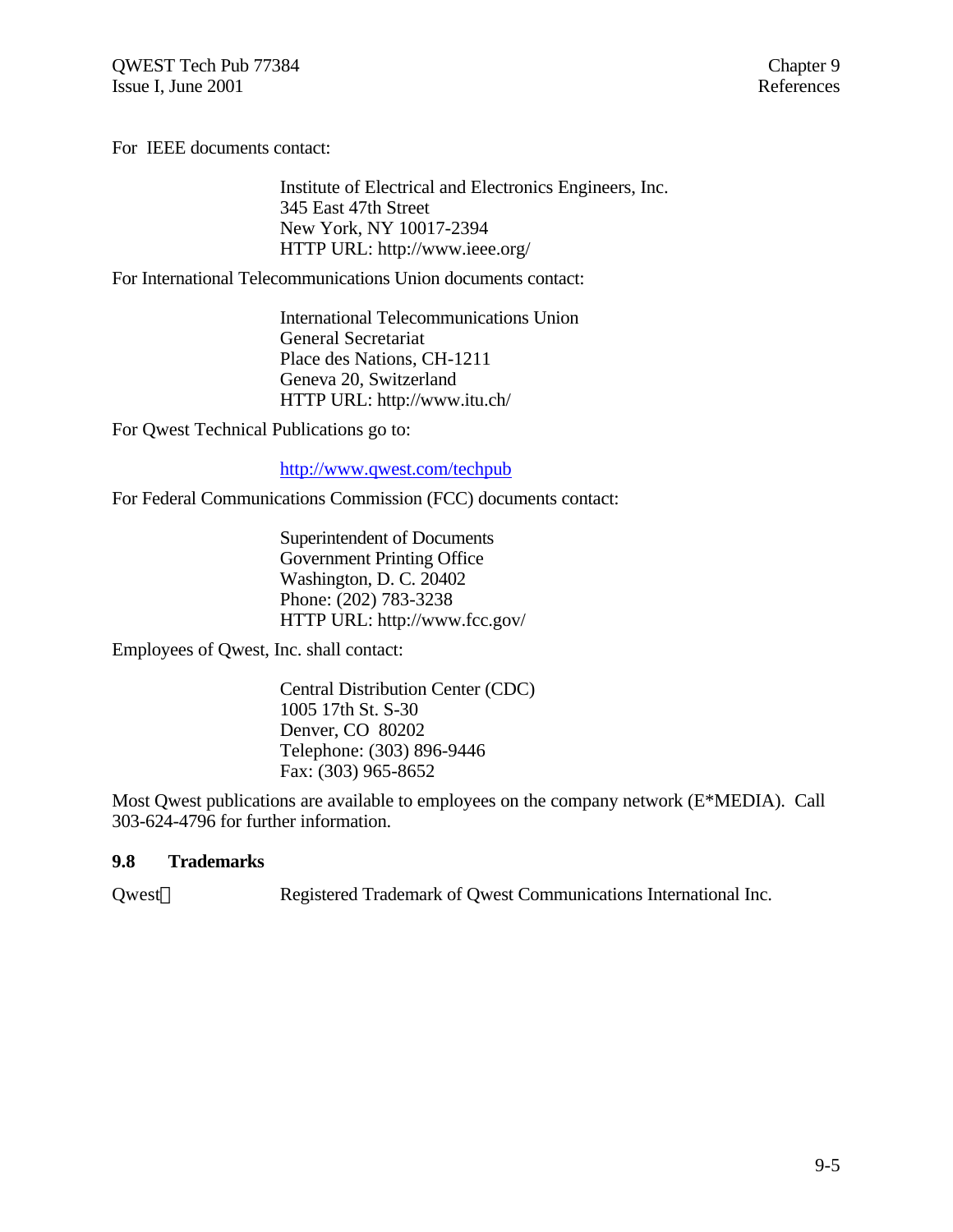For IEEE documents contact:

Institute of Electrical and Electronics Engineers, Inc.
345 East 47th Street
New York, NY 10017-2394
HTTP URL: http://www.ieee.org/

For International Telecommunications Union documents contact:

International Telecommunications Union
General Secretariat
Place des Nations, CH-1211
Geneva 20, Switzerland
HTTP URL: http://www.itu.ch/

For Qwest Technical Publications go to:

http://www.qwest.com/techpub

For Federal Communications Commission (FCC) documents contact:

Superintendent of Documents
Government Printing Office
Washington, D. C. 20402
Phone: (202) 783-3238
HTTP URL: http://www.fcc.gov/

Employees of Qwest, Inc. shall contact:

Central Distribution Center (CDC)
1005 17th St. S-30
Denver, CO 80202
Telephone: (303) 896-9446
Fax: (303) 965-8652

Most Qwest publications are available to employees on the company network (E*MEDIA). Call 303-624-4796 for further information.

## 9.8 Trademarks

| | |
|---|---|
| Qwest® | Registered Trademark of Qwest Communications International Inc. |